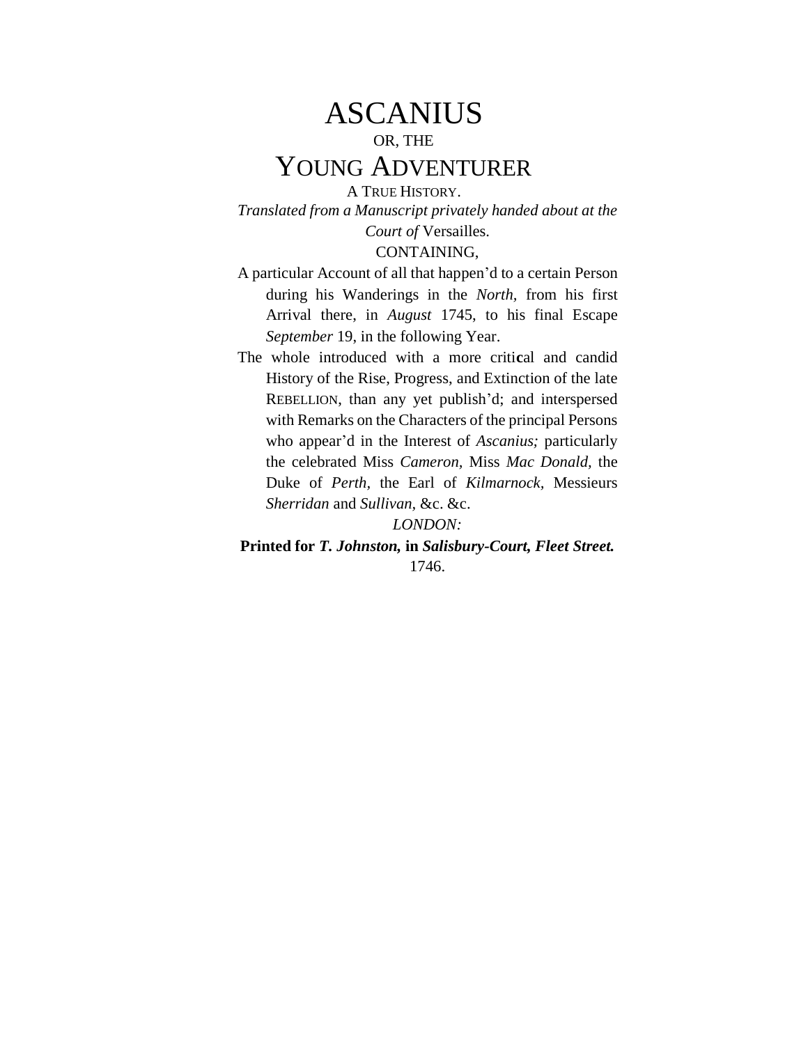# ASCANIUS

OR, THE

# YOUNG ADVENTURER

A TRUE HISTORY.

*Translated from a Manuscript privately handed about at the Court of* Versailles.

CONTAINING,

A particular Account of all that happen'd to a certain Person during his Wanderings in the *North*, from his first Arrival there, in *August* 1745, to his final Escape *September* 19, in the following Year.

The whole introduced with a more critical and candid History of the Rise, Progress, and Extinction of the late REBELLION, than any yet publish'd; and interspersed with Remarks on the Characters of the principal Persons who appear'd in the Interest of *Ascanius;* particularly the celebrated Miss *Cameron*, Miss *Mac Donald*, the Duke of *Perth*, the Earl of *Kilmarnock*, Messieurs *Sherridan* and *Sullivan*, &c. &c.

*LONDON:*

**Printed for *T. Johnston,* in *Salisbury-Court, Fleet Street.***

1746.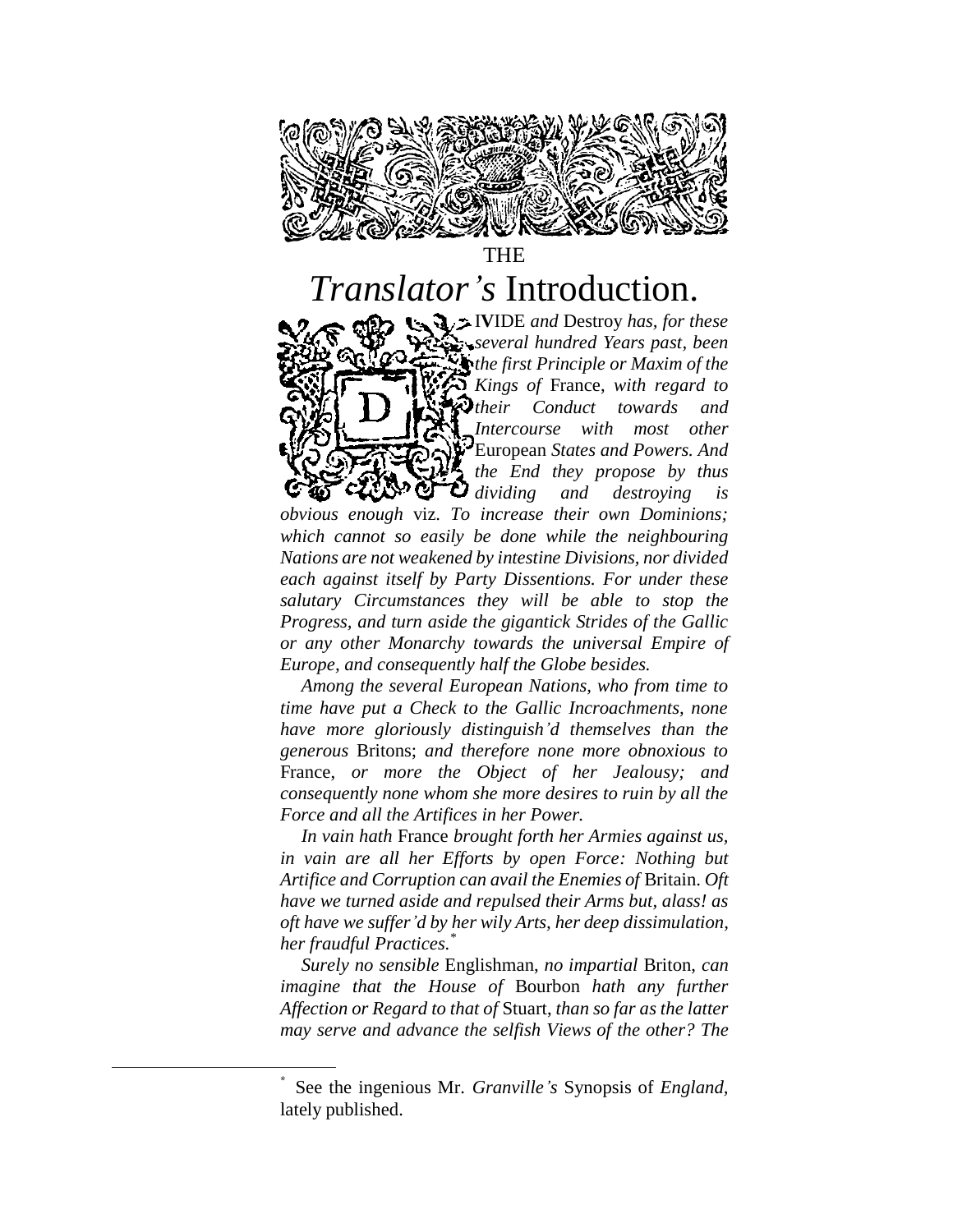THE

# *Translator's* Introduction.

DIVIDE *and* Destroy *has, for these several hundred Years past, been the first Principle or Maxim of the Kings of* France, *with regard to their Conduct towards and Intercourse with most other* European *States and Powers. And the End they propose by thus dividing and destroying is obvious enough* viz. *To increase their own Dominions; which cannot so easily be done while the neighbouring Nations are not weakened by intestine Divisions, nor divided each against itself by Party Dissentions. For under these salutary Circumstances they will be able to stop the Progress, and turn aside the gigantick Strides of the Gallic or any other Monarchy towards the universal Empire of Europe, and consequently half the Globe besides.*

*Among the several European Nations, who from time to time have put a Check to the Gallic Incroachments, none have more gloriously distinguish'd themselves than the generous* Britons; *and therefore none more obnoxious to* France, *or more the Object of her Jealousy; and consequently none whom she more desires to ruin by all the Force and all the Artifices in her Power.*

*In vain hath* France *brought forth her Armies against us, in vain are all her Efforts by open Force: Nothing but Artifice and Corruption can avail the Enemies of* Britain. *Oft have we turned aside and repulsed their Arms but, alass! as oft have we suffer'd by her wily Arts, her deep dissimulation, her fraudful Practices.*[*]

*Surely no sensible* Englishman, *no impartial* Briton, *can imagine that the House of* Bourbon *hath any further Affection or Regard to that of* Stuart, *than so far as the latter may serve and advance the selfish Views of the other? The*

[*] See the ingenious Mr. *Granville's* Synopsis of *England*, lately published.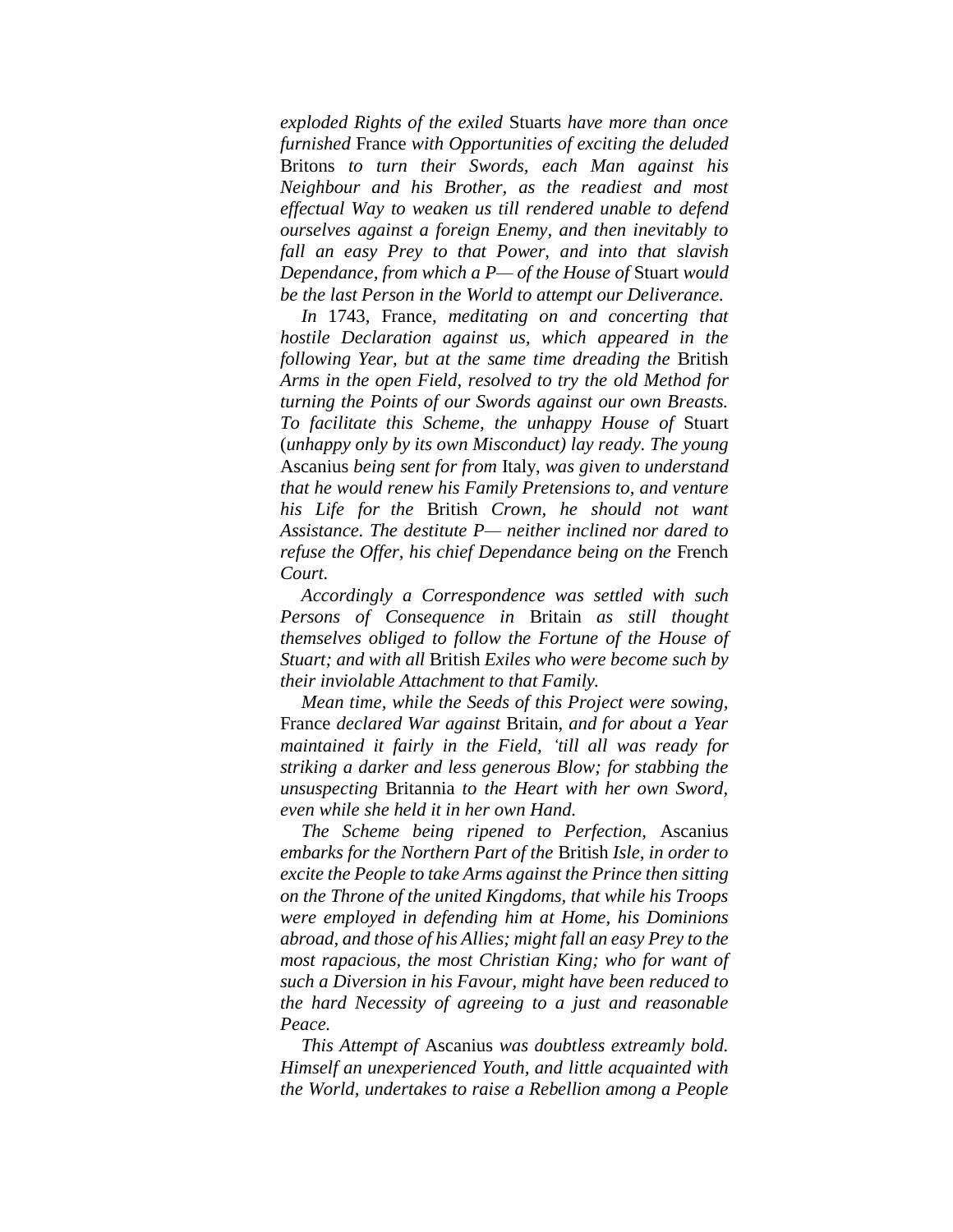*exploded Rights of the exiled* Stuarts *have more than once furnished* France *with Opportunities of exciting the deluded* Britons *to turn their Swords, each Man against his Neighbour and his Brother, as the readiest and most effectual Way to weaken us till rendered unable to defend ourselves against a foreign Enemy, and then inevitably to fall an easy Prey to that Power, and into that slavish Dependance, from which a P— of the House of* Stuart *would be the last Person in the World to attempt our Deliverance.*

*In* 1743, France, *meditating on and concerting that hostile Declaration against us, which appeared in the following Year, but at the same time dreading the* British *Arms in the open Field, resolved to try the old Method for turning the Points of our Swords against our own Breasts. To facilitate this Scheme, the unhappy House of* Stuart (*unhappy only by its own Misconduct) lay ready. The young* Ascanius *being sent for from* Italy, *was given to understand that he would renew his Family Pretensions to, and venture his Life for the* British *Crown, he should not want Assistance. The destitute P— neither inclined nor dared to refuse the Offer, his chief Dependance being on the* French *Court.*

*Accordingly a Correspondence was settled with such Persons of Consequence in* Britain *as still thought themselves obliged to follow the Fortune of the House of Stuart; and with all* British *Exiles who were become such by their inviolable Attachment to that Family.*

*Mean time, while the Seeds of this Project were sowing,* France *declared War against* Britain, *and for about a Year maintained it fairly in the Field, 'till all was ready for striking a darker and less generous Blow; for stabbing the unsuspecting* Britannia *to the Heart with her own Sword, even while she held it in her own Hand.*

*The Scheme being ripened to Perfection,* Ascanius *embarks for the Northern Part of the* British *Isle, in order to excite the People to take Arms against the Prince then sitting on the Throne of the united Kingdoms, that while his Troops were employed in defending him at Home, his Dominions abroad, and those of his Allies; might fall an easy Prey to the most rapacious, the most Christian King; who for want of such a Diversion in his Favour, might have been reduced to the hard Necessity of agreeing to a just and reasonable Peace.*

*This Attempt of* Ascanius *was doubtless extreamly bold. Himself an unexperienced Youth, and little acquainted with the World, undertakes to raise a Rebellion among a People*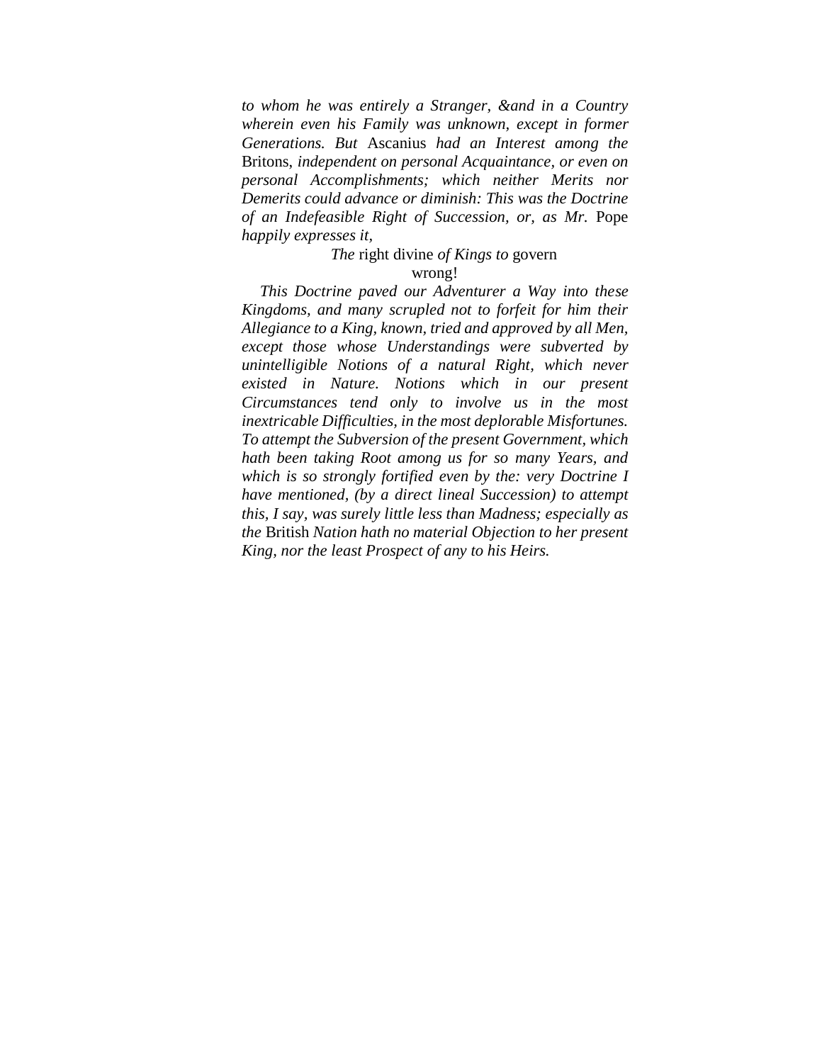*to whom he was entirely a Stranger, &and in a Country wherein even his Family was unknown, except in former Generations. But* Ascanius *had an Interest among the* Britons, *independent on personal Acquaintance, or even on personal Accomplishments; which neither Merits nor Demerits could advance or diminish: This was the Doctrine of an Indefeasible Right of Succession, or, as Mr.* Pope *happily expresses it,*

> *The* right divine *of Kings to* govern wrong!

*This Doctrine paved our Adventurer a Way into these Kingdoms, and many scrupled not to forfeit for him their Allegiance to a King, known, tried and approved by all Men, except those whose Understandings were subverted by unintelligible Notions of a natural Right, which never existed in Nature. Notions which in our present Circumstances tend only to involve us in the most inextricable Difficulties, in the most deplorable Misfortunes. To attempt the Subversion of the present Government, which hath been taking Root among us for so many Years, and which is so strongly fortified even by the: very Doctrine I have mentioned, (by a direct lineal Succession) to attempt this, I say, was surely little less than Madness; especially as the* British *Nation hath no material Objection to her present King, nor the least Prospect of any to his Heirs.*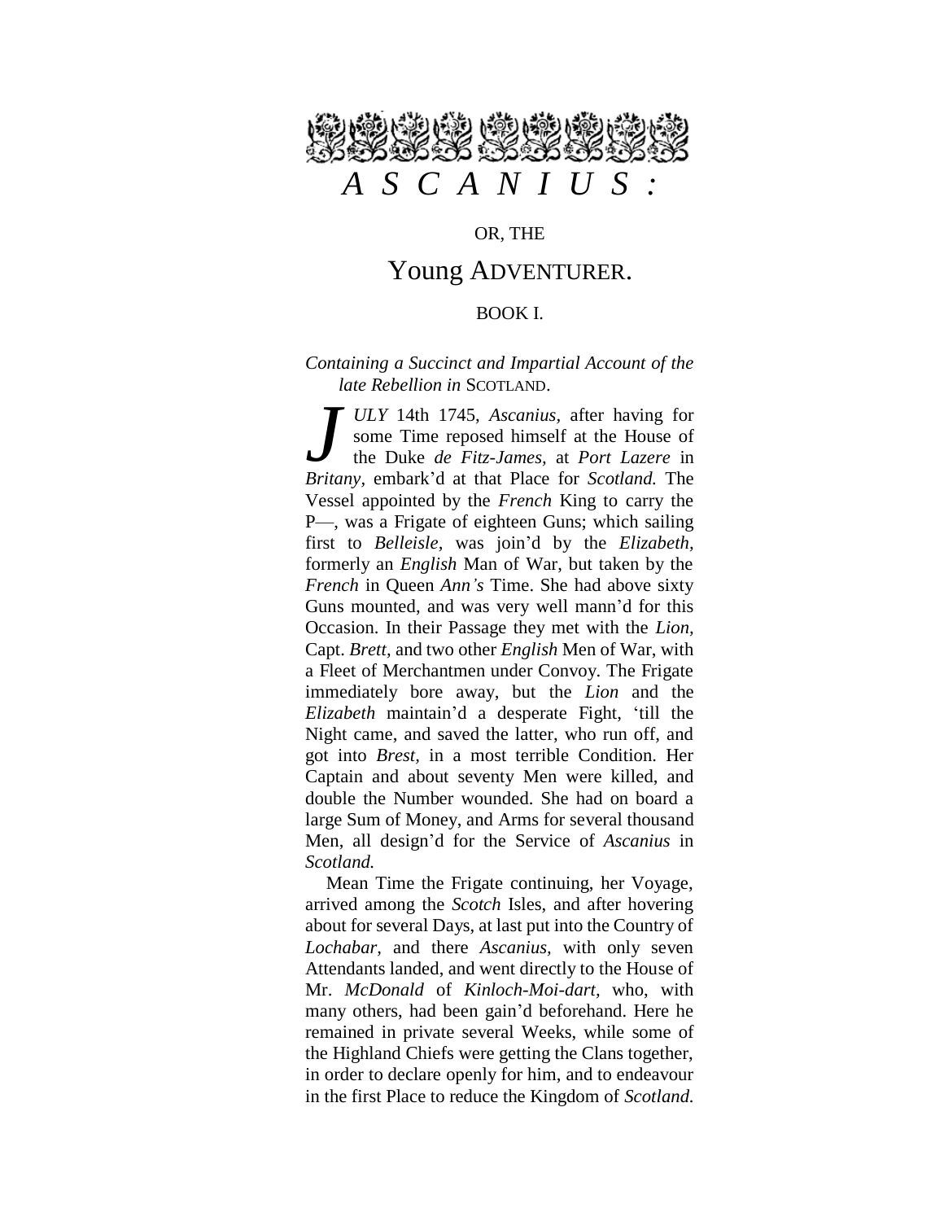# *A S C A N I U S :*

OR, THE

## Young ADVENTURER.

BOOK I.

*Containing a Succinct and Impartial Account of the late Rebellion in* SCOTLAND.

*JULY* 14th 1745, *Ascanius,* after having for some Time reposed himself at the House of the Duke *de Fitz-James,* at *Port Lazere* in *Britany,* embark'd at that Place for *Scotland.* The Vessel appointed by the *French* King to carry the P—, was a Frigate of eighteen Guns; which sailing first to *Belleisle,* was join'd by the *Elizabeth,* formerly an *English* Man of War, but taken by the *French* in Queen *Ann's* Time. She had above sixty Guns mounted, and was very well mann'd for this Occasion. In their Passage they met with the *Lion,* Capt. *Brett,* and two other *English* Men of War, with a Fleet of Merchantmen under Convoy. The Frigate immediately bore away, but the *Lion* and the *Elizabeth* maintain'd a desperate Fight, 'till the Night came, and saved the latter, who run off, and got into *Brest,* in a most terrible Condition. Her Captain and about seventy Men were killed, and double the Number wounded. She had on board a large Sum of Money, and Arms for several thousand Men, all design'd for the Service of *Ascanius* in *Scotland.*

Mean Time the Frigate continuing, her Voyage, arrived among the *Scotch* Isles, and after hovering about for several Days, at last put into the Country of *Lochabar,* and there *Ascanius,* with only seven Attendants landed, and went directly to the House of Mr. *McDonald* of *Kinloch-Moi-dart,* who, with many others, had been gain'd beforehand. Here he remained in private several Weeks, while some of the Highland Chiefs were getting the Clans together, in order to declare openly for him, and to endeavour in the first Place to reduce the Kingdom of *Scotland.*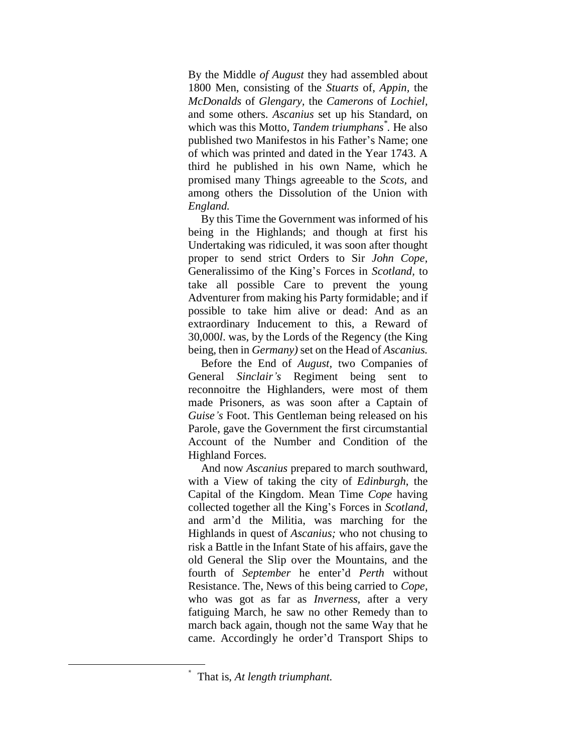By the Middle *of August* they had assembled about 1800 Men, consisting of the *Stuarts* of, *Appin*, the *McDonalds* of *Glengary*, the *Camerons* of *Lochiel*, and some others. *Ascanius* set up his Standard, on which was this Motto, *Tandem triumphans*[*]. He also published two Manifestos in his Father's Name; one of which was printed and dated in the Year 1743. A third he published in his own Name, which he promised many Things agreeable to the *Scots*, and among others the Dissolution of the Union with *England.*

By this Time the Government was informed of his being in the Highlands; and though at first his Undertaking was ridiculed, it was soon after thought proper to send strict Orders to Sir *John Cope,* Generalissimo of the King's Forces in *Scotland*, to take all possible Care to prevent the young Adventurer from making his Party formidable; and if possible to take him alive or dead: And as an extraordinary Inducement to this, a Reward of 30,000*l*. was, by the Lords of the Regency (the King being, then in *Germany)* set on the Head of *Ascanius.*

Before the End of *August*, two Companies of General *Sinclair's* Regiment being sent to reconnoitre the Highlanders, were most of them made Prisoners, as was soon after a Captain of *Guise's* Foot. This Gentleman being released on his Parole, gave the Government the first circumstantial Account of the Number and Condition of the Highland Forces.

And now *Ascanius* prepared to march southward, with a View of taking the city of *Edinburgh*, the Capital of the Kingdom. Mean Time *Cope* having collected together all the King's Forces in *Scotland,* and arm'd the Militia, was marching for the Highlands in quest of *Ascanius;* who not chusing to risk a Battle in the Infant State of his affairs, gave the old General the Slip over the Mountains, and the fourth of *September* he enter'd *Perth* without Resistance. The, News of this being carried to *Cope,* who was got as far as *Inverness,* after a very fatiguing March, he saw no other Remedy than to march back again, though not the same Way that he came. Accordingly he order'd Transport Ships to

[*] That is, *At length triumphant.*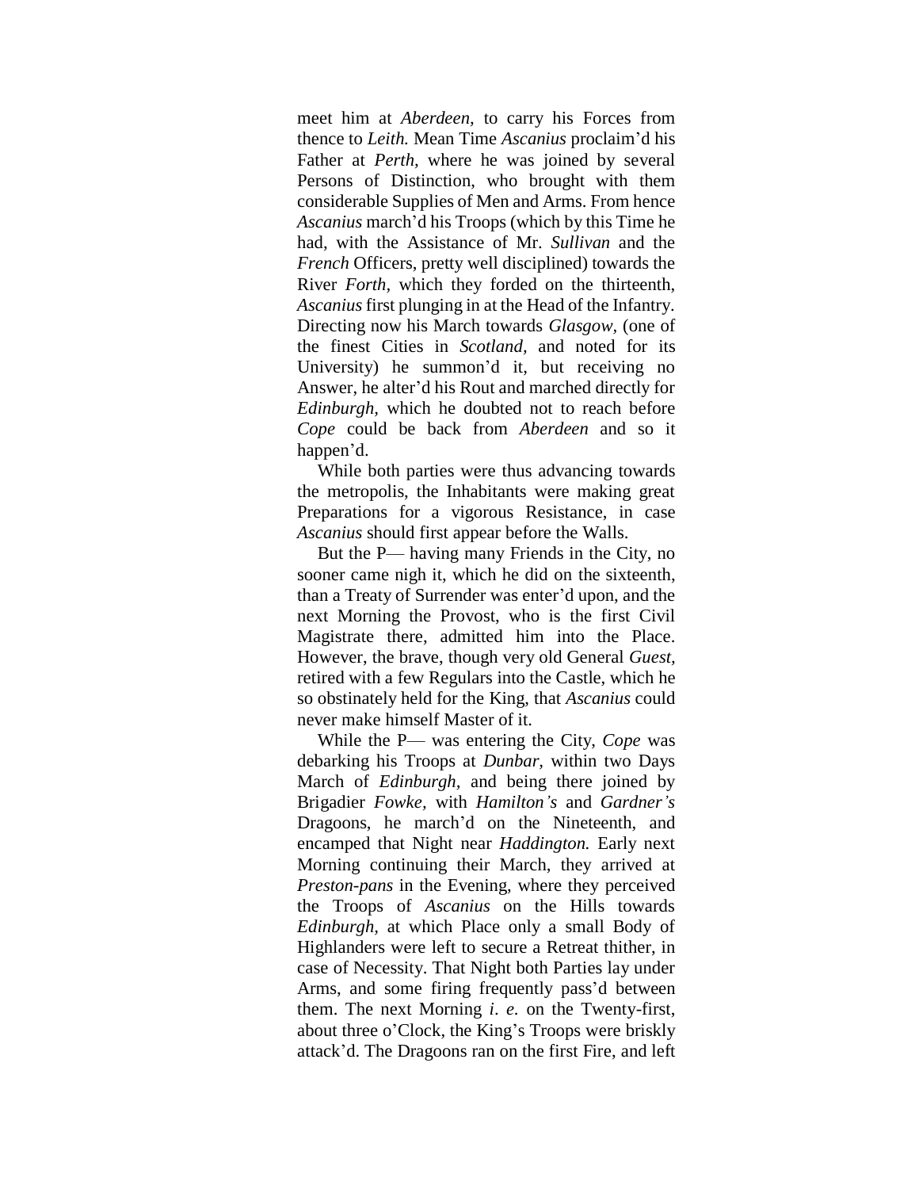meet him at *Aberdeen*, to carry his Forces from thence to *Leith.* Mean Time *Ascanius* proclaim'd his Father at *Perth*, where he was joined by several Persons of Distinction, who brought with them considerable Supplies of Men and Arms. From hence *Ascanius* march'd his Troops (which by this Time he had, with the Assistance of Mr. *Sullivan* and the *French* Officers, pretty well disciplined) towards the River *Forth*, which they forded on the thirteenth, *Ascanius* first plunging in at the Head of the Infantry. Directing now his March towards *Glasgow*, (one of the finest Cities in *Scotland*, and noted for its University) he summon'd it, but receiving no Answer, he alter'd his Rout and marched directly for *Edinburgh*, which he doubted not to reach before *Cope* could be back from *Aberdeen* and so it happen'd.

While both parties were thus advancing towards the metropolis, the Inhabitants were making great Preparations for a vigorous Resistance, in case *Ascanius* should first appear before the Walls.

But the P— having many Friends in the City, no sooner came nigh it, which he did on the sixteenth, than a Treaty of Surrender was enter'd upon, and the next Morning the Provost, who is the first Civil Magistrate there, admitted him into the Place. However, the brave, though very old General *Guest*, retired with a few Regulars into the Castle, which he so obstinately held for the King, that *Ascanius* could never make himself Master of it.

While the P— was entering the City, *Cope* was debarking his Troops at *Dunbar*, within two Days March of *Edinburgh*, and being there joined by Brigadier *Fowke*, with *Hamilton's* and *Gardner's* Dragoons, he march'd on the Nineteenth, and encamped that Night near *Haddington.* Early next Morning continuing their March, they arrived at *Preston-pans* in the Evening, where they perceived the Troops of *Ascanius* on the Hills towards *Edinburgh*, at which Place only a small Body of Highlanders were left to secure a Retreat thither, in case of Necessity. That Night both Parties lay under Arms, and some firing frequently pass'd between them. The next Morning *i. e.* on the Twenty-first, about three o'Clock, the King's Troops were briskly attack'd. The Dragoons ran on the first Fire, and left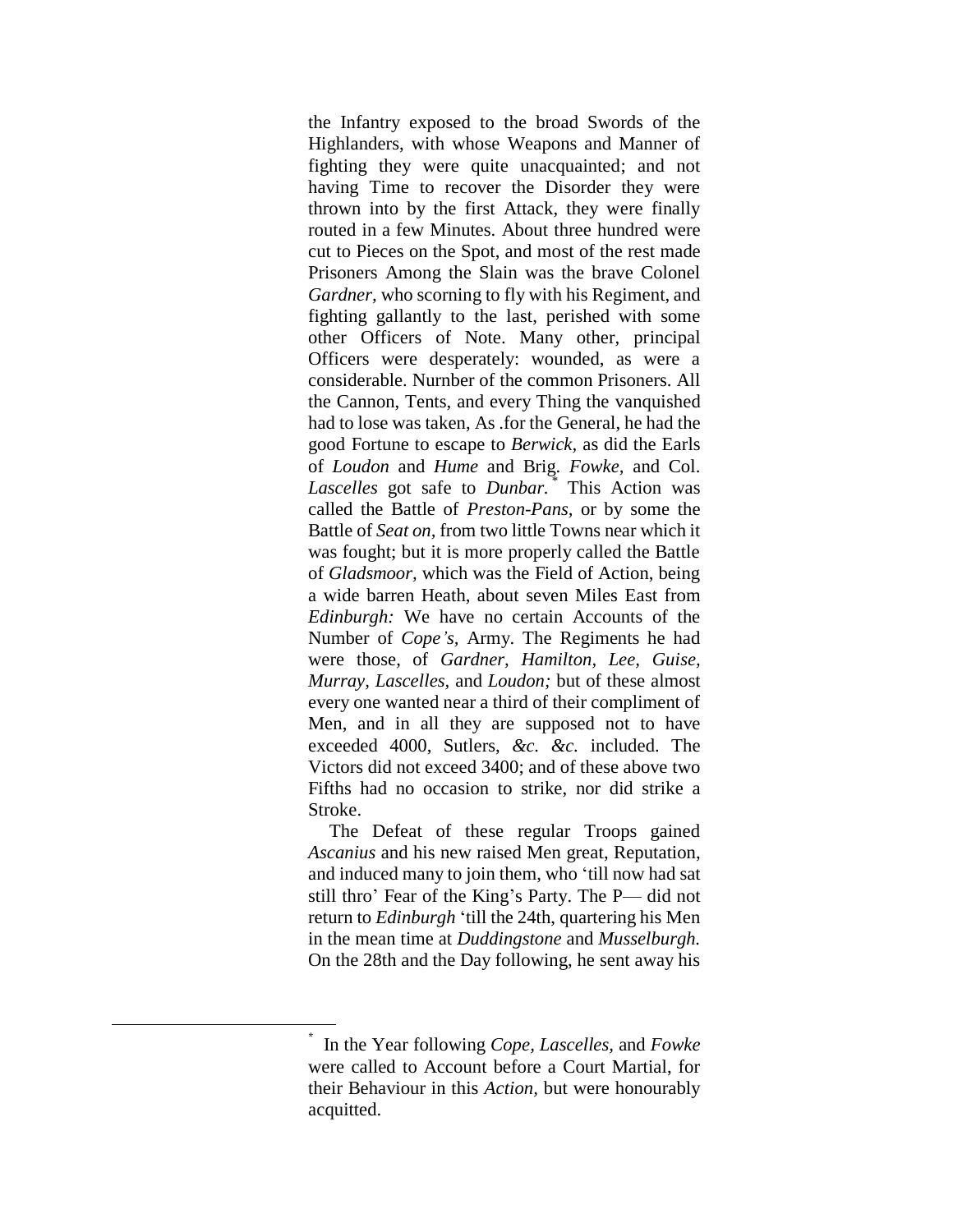the Infantry exposed to the broad Swords of the Highlanders, with whose Weapons and Manner of fighting they were quite unacquainted; and not having Time to recover the Disorder they were thrown into by the first Attack, they were finally routed in a few Minutes. About three hundred were cut to Pieces on the Spot, and most of the rest made Prisoners Among the Slain was the brave Colonel *Gardner,* who scorning to fly with his Regiment, and fighting gallantly to the last, perished with some other Officers of Note. Many other, principal Officers were desperately: wounded, as were a considerable. Nurnber of the common Prisoners. All the Cannon, Tents, and every Thing the vanquished had to lose was taken, As .for the General, he had the good Fortune to escape to *Berwick,* as did the Earls of *Loudon* and *Hume* and Brig. *Fowke,* and Col. *Lascelles* got safe to *Dunbar.* * This Action was called the Battle of *Preston-Pans,* or by some the Battle of *Seat on,* from two little Towns near which it was fought; but it is more properly called the Battle of *Gladsmoor,* which was the Field of Action, being a wide barren Heath, about seven Miles East from *Edinburgh:* We have no certain Accounts of the Number of *Cope's,* Army. The Regiments he had were those, of *Gardner, Hamilton, Lee, Guise, Murray, Lascelles,* and *Loudon;* but of these almost every one wanted near a third of their compliment of Men, and in all they are supposed not to have exceeded 4000, Sutlers, *&c. &c.* included. The Victors did not exceed 3400; and of these above two Fifths had no occasion to strike, nor did strike a Stroke.

The Defeat of these regular Troops gained *Ascanius* and his new raised Men great, Reputation, and induced many to join them, who 'till now had sat still thro' Fear of the King's Party. The P— did not return to *Edinburgh* 'till the 24th, quartering his Men in the mean time at *Duddingstone* and *Musselburgh.* On the 28th and the Day following, he sent away his

---

* In the Year following *Cope, Lascelles,* and *Fowke* were called to Account before a Court Martial, for their Behaviour in this *Action,* but were honourably acquitted.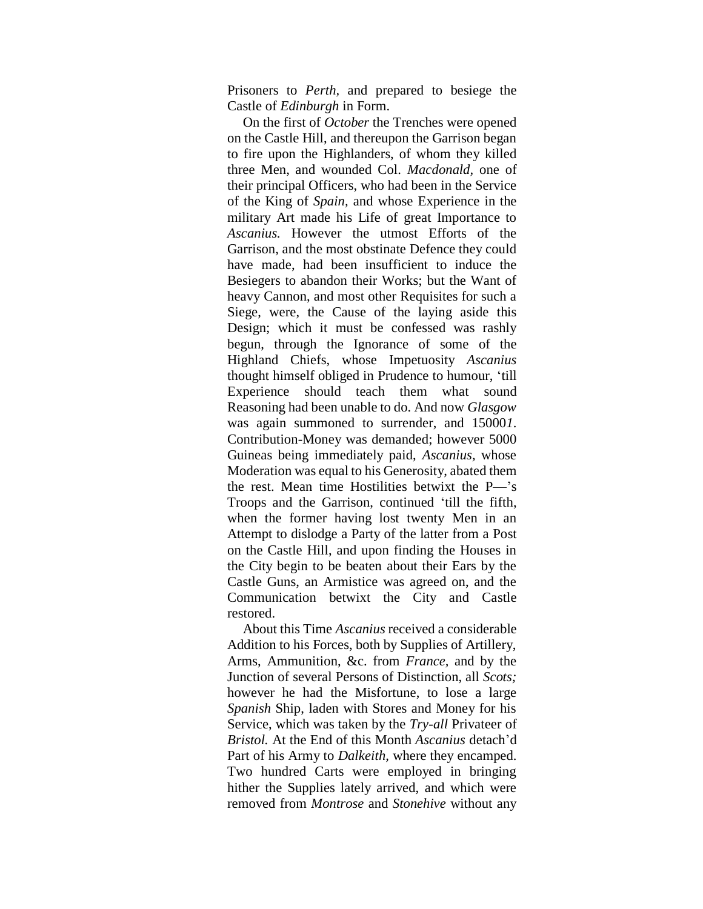Prisoners to *Perth*, and prepared to besiege the Castle of *Edinburgh* in Form.

On the first of *October* the Trenches were opened on the Castle Hill, and thereupon the Garrison began to fire upon the Highlanders, of whom they killed three Men, and wounded Col. *Macdonald*, one of their principal Officers, who had been in the Service of the King of *Spain*, and whose Experience in the military Art made his Life of great Importance to *Ascanius.* However the utmost Efforts of the Garrison, and the most obstinate Defence they could have made, had been insufficient to induce the Besiegers to abandon their Works; but the Want of heavy Cannon, and most other Requisites for such a Siege, were, the Cause of the laying aside this Design; which it must be confessed was rashly begun, through the Ignorance of some of the Highland Chiefs, whose Impetuosity *Ascanius* thought himself obliged in Prudence to humour, 'till Experience should teach them what sound Reasoning had been unable to do. And now *Glasgow* was again summoned to surrender, and 15000*l*. Contribution-Money was demanded; however 5000 Guineas being immediately paid, *Ascanius*, whose Moderation was equal to his Generosity, abated them the rest. Mean time Hostilities betwixt the P—'s Troops and the Garrison, continued 'till the fifth, when the former having lost twenty Men in an Attempt to dislodge a Party of the latter from a Post on the Castle Hill, and upon finding the Houses in the City begin to be beaten about their Ears by the Castle Guns, an Armistice was agreed on, and the Communication betwixt the City and Castle restored.

About this Time *Ascanius* received a considerable Addition to his Forces, both by Supplies of Artillery, Arms, Ammunition, &c. from *France,* and by the Junction of several Persons of Distinction, all *Scots;* however he had the Misfortune, to lose a large *Spanish* Ship, laden with Stores and Money for his Service, which was taken by the *Try-all* Privateer of *Bristol.* At the End of this Month *Ascanius* detach'd Part of his Army to *Dalkeith,* where they encamped. Two hundred Carts were employed in bringing hither the Supplies lately arrived, and which were removed from *Montrose* and *Stonehive* without any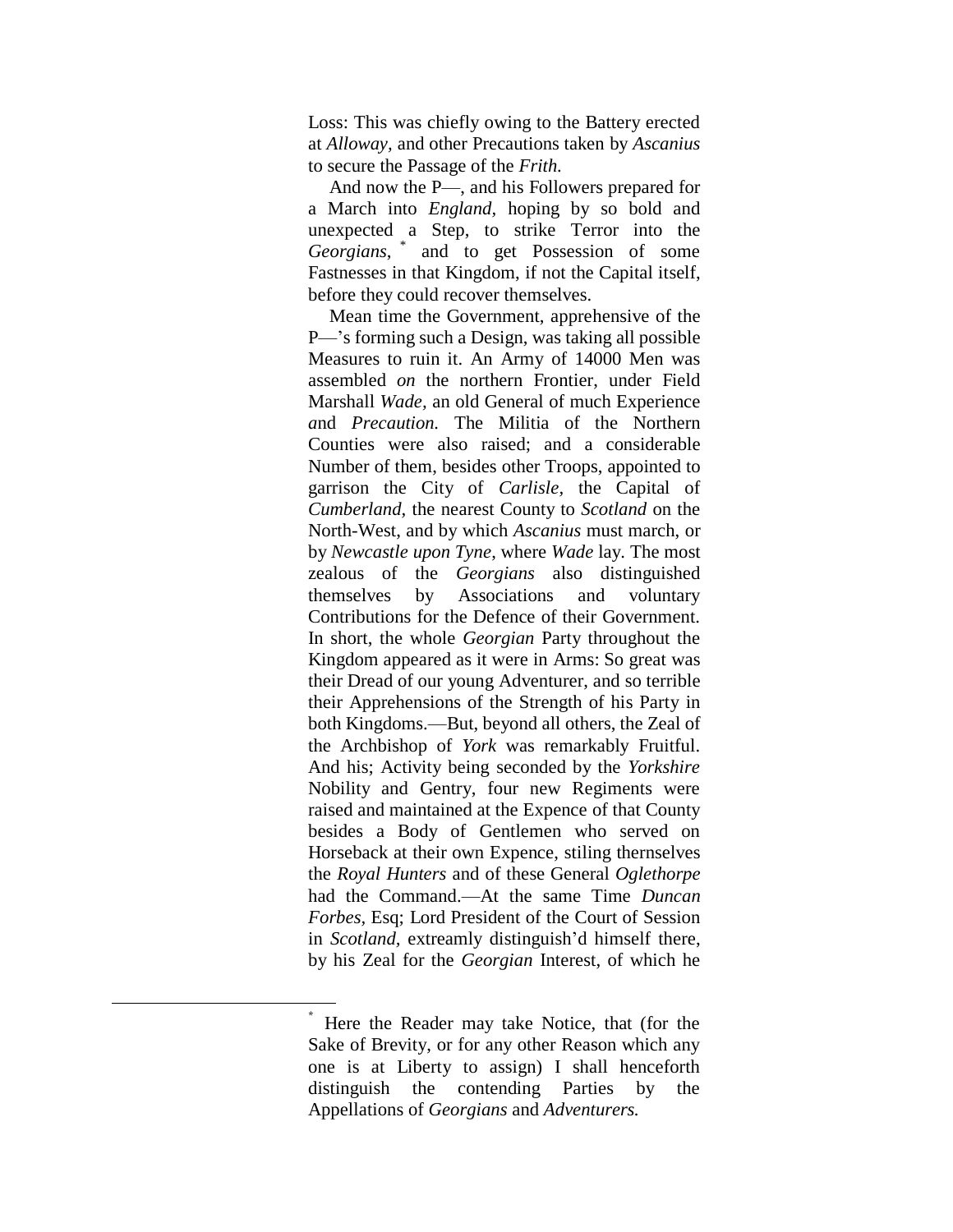Loss: This was chiefly owing to the Battery erected at *Alloway*, and other Precautions taken by *Ascanius* to secure the Passage of the *Frith*.

And now the P—, and his Followers prepared for a March into *England*, hoping by so bold and unexpected a Step, to strike Terror into the *Georgians*, * and to get Possession of some Fastnesses in that Kingdom, if not the Capital itself, before they could recover themselves.

Mean time the Government, apprehensive of the P—'s forming such a Design, was taking all possible Measures to ruin it. An Army of 14000 Men was assembled *on* the northern Frontier, under Field Marshall *Wade*, an old General of much Experience *a*nd *Precaution.* The Militia of the Northern Counties were also raised; and a considerable Number of them, besides other Troops, appointed to garrison the City of *Carlisle*, the Capital of *Cumberland*, the nearest County to *Scotland* on the North-West, and by which *Ascanius* must march, or by *Newcastle upon Tyne*, where *Wade* lay. The most zealous of the *Georgians* also distinguished themselves by Associations and voluntary Contributions for the Defence of their Government. In short, the whole *Georgian* Party throughout the Kingdom appeared as it were in Arms: So great was their Dread of our young Adventurer, and so terrible their Apprehensions of the Strength of his Party in both Kingdoms.—But, beyond all others, the Zeal of the Archbishop of *York* was remarkably Fruitful. And his; Activity being seconded by the *Yorkshire* Nobility and Gentry, four new Regiments were raised and maintained at the Expence of that County besides a Body of Gentlemen who served on Horseback at their own Expence, stiling thernselves the *Royal Hunters* and of these General *Oglethorpe* had the Command.—At the same Time *Duncan Forbes*, Esq; Lord President of the Court of Session in *Scotland*, extreamly distinguish'd himself there, by his Zeal for the *Georgian* Interest, of which he

---

* Here the Reader may take Notice, that (for the Sake of Brevity, or for any other Reason which any one is at Liberty to assign) I shall henceforth distinguish the contending Parties by the Appellations of *Georgians* and *Adventurers.*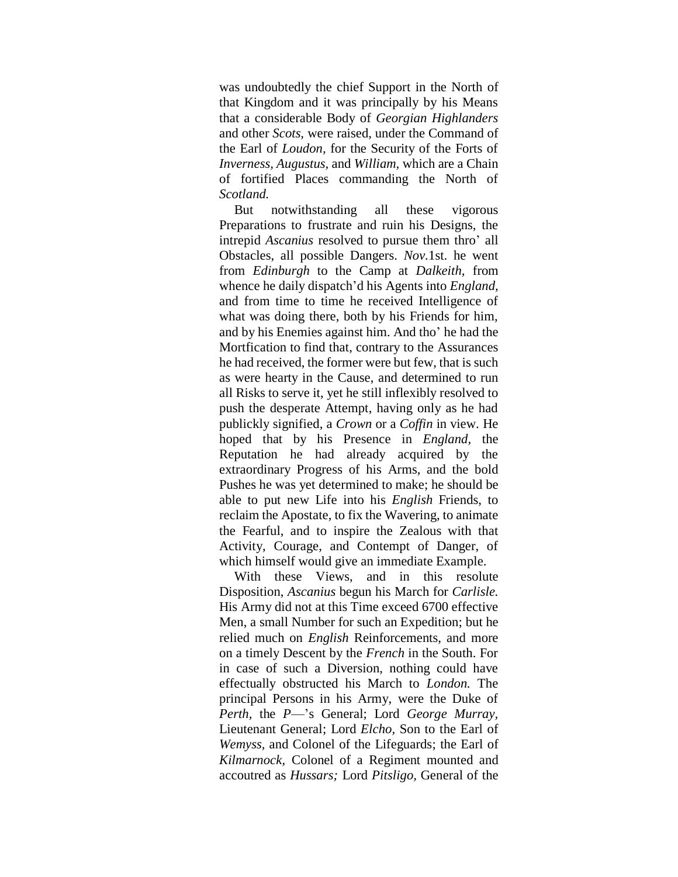was undoubtedly the chief Support in the North of that Kingdom and it was principally by his Means that a considerable Body of *Georgian Highlanders* and other *Scots,* were raised, under the Command of the Earl of *Loudon,* for the Security of the Forts of *Inverness, Augustus,* and *William,* which are a Chain of fortified Places commanding the North of *Scotland.*

But notwithstanding all these vigorous Preparations to frustrate and ruin his Designs, the intrepid *Ascanius* resolved to pursue them thro' all Obstacles, all possible Dangers. *Nov.*1st. he went from *Edinburgh* to the Camp at *Dalkeith,* from whence he daily dispatch'd his Agents into *England,* and from time to time he received Intelligence of what was doing there, both by his Friends for him, and by his Enemies against him. And tho' he had the Mortfication to find that, contrary to the Assurances he had received, the former were but few, that is such as were hearty in the Cause, and determined to run all Risks to serve it, yet he still inflexibly resolved to push the desperate Attempt, having only as he had publickly signified, a *Crown* or a *Coffin* in view. He hoped that by his Presence in *England,* the Reputation he had already acquired by the extraordinary Progress of his Arms, and the bold Pushes he was yet determined to make; he should be able to put new Life into his *English* Friends, to reclaim the Apostate, to fix the Wavering, to animate the Fearful, and to inspire the Zealous with that Activity, Courage, and Contempt of Danger, of which himself would give an immediate Example.

With these Views, and in this resolute Disposition, *Ascanius* begun his March for *Carlisle.* His Army did not at this Time exceed 6700 effective Men, a small Number for such an Expedition; but he relied much on *English* Reinforcements, and more on a timely Descent by the *French* in the South. For in case of such a Diversion, nothing could have effectually obstructed his March to *London.* The principal Persons in his Army, were the Duke of *Perth,* the *P*—'s General; Lord *George Murray,* Lieutenant General; Lord *Elcho,* Son to the Earl of *Wemyss,* and Colonel of the Lifeguards; the Earl of *Kilmarnock,* Colonel of a Regiment mounted and accoutred as *Hussars;* Lord *Pitsligo,* General of the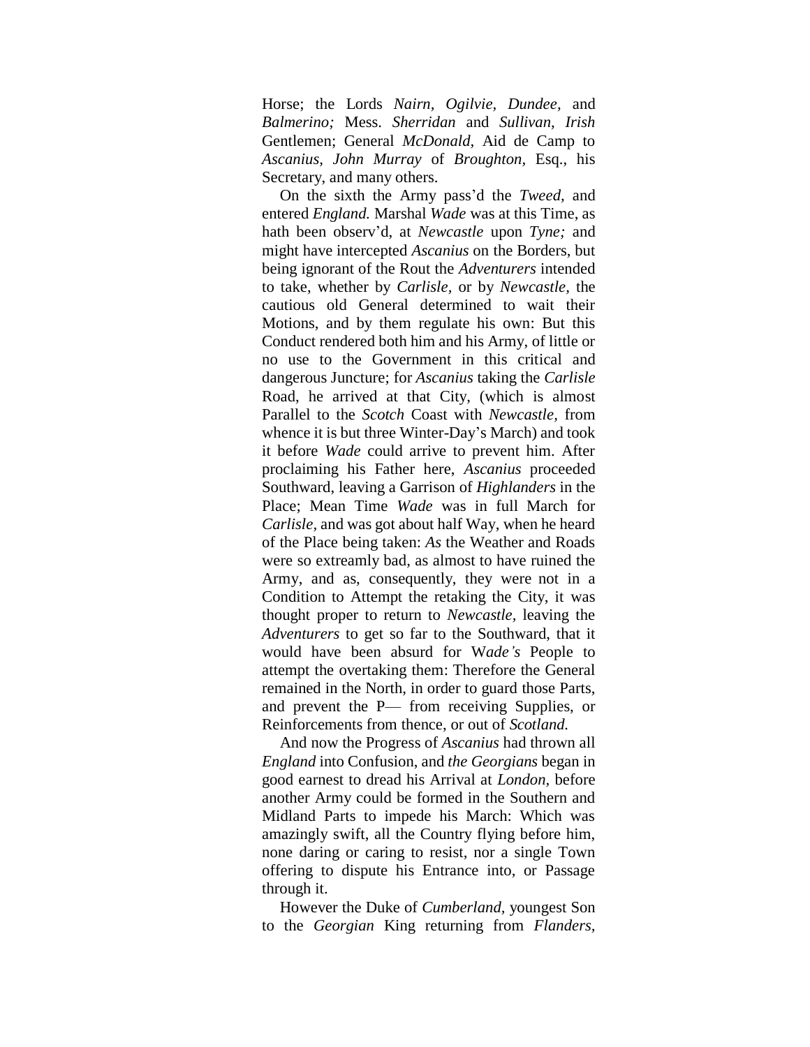Horse; the Lords *Nairn*, *Ogilvie*, *Dundee*, and *Balmerino;* Mess. *Sherridan* and *Sullivan*, *Irish* Gentlemen; General *McDonald*, Aid de Camp to *Ascanius*, *John Murray* of *Broughton*, Esq., his Secretary, and many others.

On the sixth the Army pass'd the *Tweed*, and entered *England.* Marshal *Wade* was at this Time, as hath been observ'd, at *Newcastle* upon *Tyne;* and might have intercepted *Ascanius* on the Borders, but being ignorant of the Rout the *Adventurers* intended to take, whether by *Carlisle*, or by *Newcastle*, the cautious old General determined to wait their Motions, and by them regulate his own: But this Conduct rendered both him and his Army, of little or no use to the Government in this critical and dangerous Juncture; for *Ascanius* taking the *Carlisle* Road, he arrived at that City, (which is almost Parallel to the *Scotch* Coast with *Newcastle*, from whence it is but three Winter-Day's March) and took it before *Wade* could arrive to prevent him. After proclaiming his Father here, *Ascanius* proceeded Southward, leaving a Garrison of *Highlanders* in the Place; Mean Time *Wade* was in full March for *Carlisle*, and was got about half Way, when he heard of the Place being taken: *As* the Weather and Roads were so extreamly bad, as almost to have ruined the Army, and as, consequently, they were not in a Condition to Attempt the retaking the City, it was thought proper to return to *Newcastle*, leaving the *Adventurers* to get so far to the Southward, that it would have been absurd for W*ade's* People to attempt the overtaking them: Therefore the General remained in the North, in order to guard those Parts, and prevent the P— from receiving Supplies, or Reinforcements from thence, or out of *Scotland.*

And now the Progress of *Ascanius* had thrown all *England* into Confusion, and *the Georgians* began in good earnest to dread his Arrival at *London*, before another Army could be formed in the Southern and Midland Parts to impede his March: Which was amazingly swift, all the Country flying before him, none daring or caring to resist, nor a single Town offering to dispute his Entrance into, or Passage through it.

However the Duke of *Cumberland*, youngest Son to the *Georgian* King returning from *Flanders*,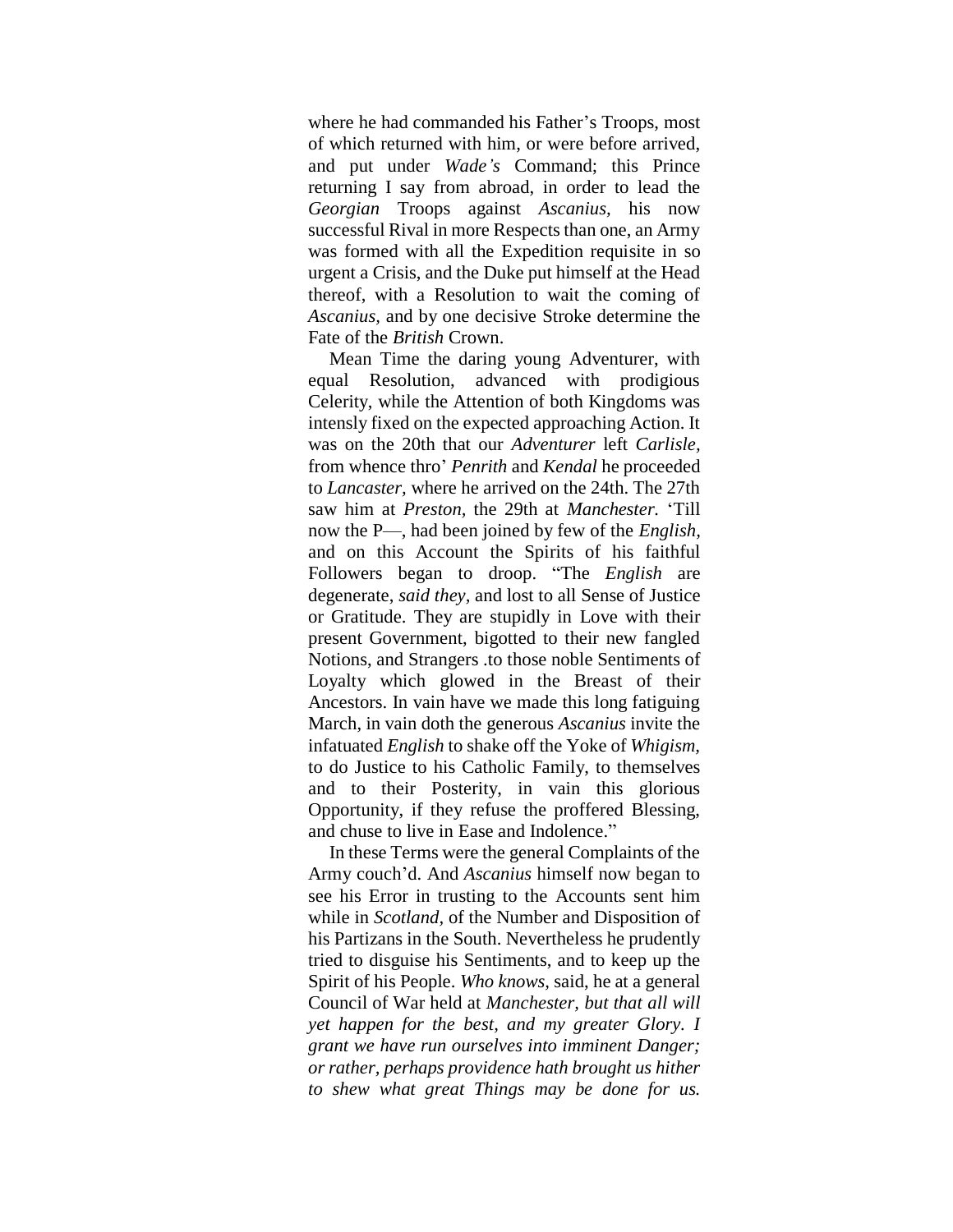where he had commanded his Father's Troops, most of which returned with him, or were before arrived, and put under *Wade's* Command; this Prince returning I say from abroad, in order to lead the *Georgian* Troops against *Ascanius*, his now successful Rival in more Respects than one, an Army was formed with all the Expedition requisite in so urgent a Crisis, and the Duke put himself at the Head thereof, with a Resolution to wait the coming of *Ascanius*, and by one decisive Stroke determine the Fate of the *British* Crown.

Mean Time the daring young Adventurer, with equal Resolution, advanced with prodigious Celerity, while the Attention of both Kingdoms was intensly fixed on the expected approaching Action. It was on the 20th that our *Adventurer* left *Carlisle*, from whence thro' *Penrith* and *Kendal* he proceeded to *Lancaster*, where he arrived on the 24th. The 27th saw him at *Preston*, the 29th at *Manchester*. 'Till now the P—, had been joined by few of the *English*, and on this Account the Spirits of his faithful Followers began to droop. "The *English* are degenerate, *said they*, and lost to all Sense of Justice or Gratitude. They are stupidly in Love with their present Government, bigotted to their new fangled Notions, and Strangers .to those noble Sentiments of Loyalty which glowed in the Breast of their Ancestors. In vain have we made this long fatiguing March, in vain doth the generous *Ascanius* invite the infatuated *English* to shake off the Yoke of *Whigism*, to do Justice to his Catholic Family, to themselves and to their Posterity, in vain this glorious Opportunity, if they refuse the proffered Blessing, and chuse to live in Ease and Indolence."

In these Terms were the general Complaints of the Army couch'd. And *Ascanius* himself now began to see his Error in trusting to the Accounts sent him while in *Scotland*, of the Number and Disposition of his Partizans in the South. Nevertheless he prudently tried to disguise his Sentiments, and to keep up the Spirit of his People. *Who knows*, said, he at a general Council of War held at *Manchester*, *but that all will yet happen for the best, and my greater Glory. I grant we have run ourselves into imminent Danger; or rather, perhaps providence hath brought us hither to shew what great Things may be done for us.*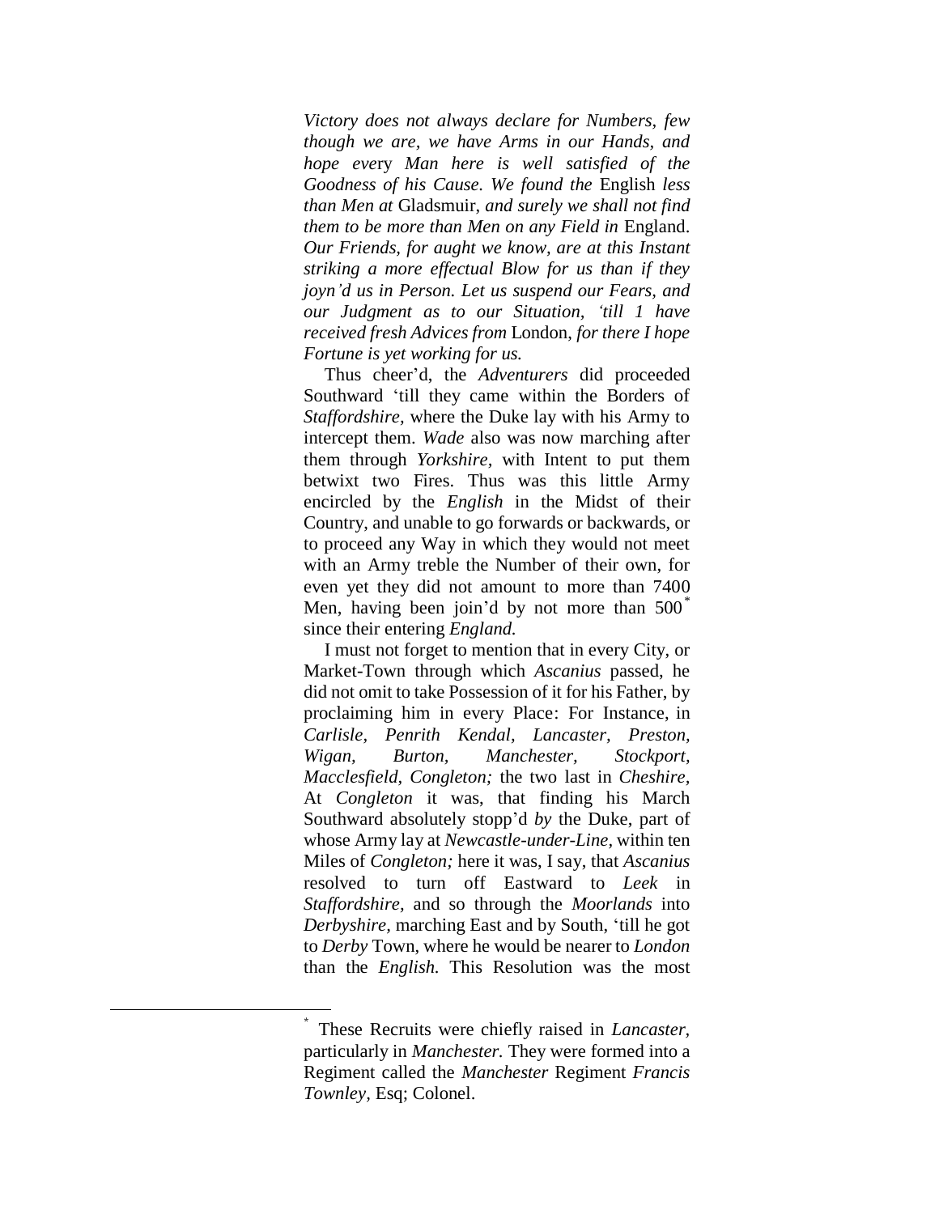*Victory does not always declare for Numbers, few though we are, we have Arms in our Hands, and hope every Man here is well satisfied of the Goodness of his Cause. We found the* English *less than Men at* Gladsmuir, *and surely we shall not find them to be more than Men on any Field in* England. *Our Friends, for aught we know, are at this Instant striking a more effectual Blow for us than if they joyn'd us in Person. Let us suspend our Fears, and our Judgment as to our Situation, 'till 1 have received fresh Advices from* London, *for there I hope Fortune is yet working for us.*

Thus cheer'd, the *Adventurers* did proceeded Southward 'till they came within the Borders of *Staffordshire,* where the Duke lay with his Army to intercept them. *Wade* also was now marching after them through *Yorkshire,* with Intent to put them betwixt two Fires. Thus was this little Army encircled by the *English* in the Midst of their Country, and unable to go forwards or backwards, or to proceed any Way in which they would not meet with an Army treble the Number of their own, for even yet they did not amount to more than 7400 Men, having been join'd by not more than 500[*] since their entering *England.*

I must not forget to mention that in every City, or Market-Town through which *Ascanius* passed, he did not omit to take Possession of it for his Father, by proclaiming him in every Place: For Instance, in *Carlisle, Penrith Kendal, Lancaster, Preston, Wigan, Burton, Manchester, Stockport, Macclesfield, Congleton;* the two last in *Cheshire,* At *Congleton* it was, that finding his March Southward absolutely stopp'd *by* the Duke, part of whose Army lay at *Newcastle-under-Line,* within ten Miles of *Congleton;* here it was, I say, that *Ascanius* resolved to turn off Eastward to *Leek* in *Staffordshire,* and so through the *Moorlands* into *Derbyshire,* marching East and by South, 'till he got to *Derby* Town, where he would be nearer to *London* than the *English.* This Resolution was the most

---

[*] These Recruits were chiefly raised in *Lancaster,* particularly in *Manchester.* They were formed into a Regiment called the *Manchester* Regiment *Francis Townley,* Esq; Colonel.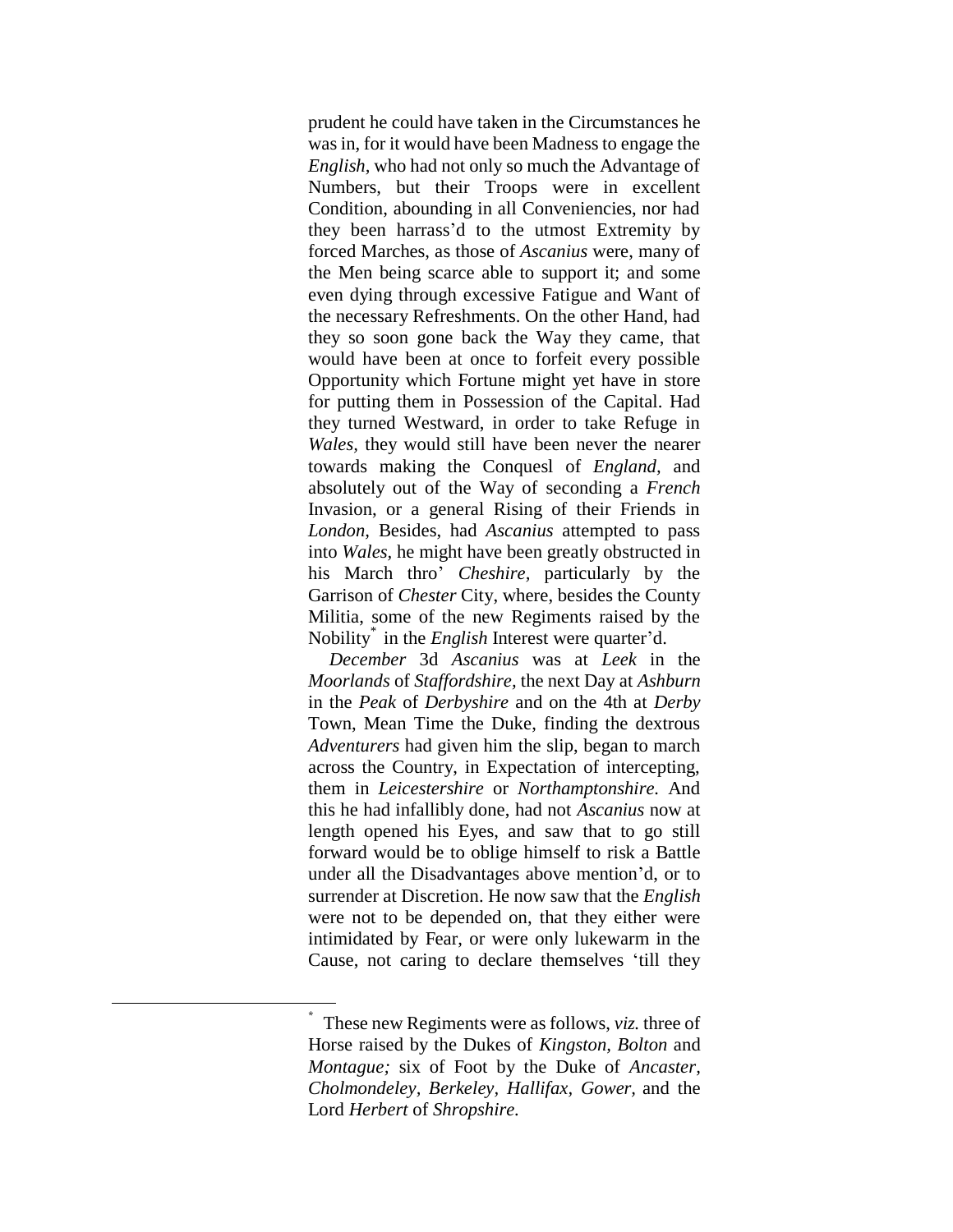prudent he could have taken in the Circumstances he was in, for it would have been Madness to engage the *English,* who had not only so much the Advantage of Numbers, but their Troops were in excellent Condition, abounding in all Conveniencies, nor had they been harrass'd to the utmost Extremity by forced Marches, as those of *Ascanius* were, many of the Men being scarce able to support it; and some even dying through excessive Fatigue and Want of the necessary Refreshments. On the other Hand, had they so soon gone back the Way they came, that would have been at once to forfeit every possible Opportunity which Fortune might yet have in store for putting them in Possession of the Capital. Had they turned Westward, in order to take Refuge in *Wales*, they would still have been never the nearer towards making the Conquesl of *England,* and absolutely out of the Way of seconding a *French* Invasion, or a general Rising of their Friends in *London,* Besides, had *Ascanius* attempted to pass into *Wales,* he might have been greatly obstructed in his March thro' *Cheshire,* particularly by the Garrison of *Chester* City, where, besides the County Militia, some of the new Regiments raised by the Nobility[*] in the *English* Interest were quarter'd.

*December* 3d *Ascanius* was at *Leek* in the *Moorlands* of *Staffordshire,* the next Day at *Ashburn* in the *Peak* of *Derbyshire* and on the 4th at *Derby* Town, Mean Time the Duke, finding the dextrous *Adventurers* had given him the slip, began to march across the Country, in Expectation of intercepting, them in *Leicestershire* or *Northamptonshire.* And this he had infallibly done, had not *Ascanius* now at length opened his Eyes, and saw that to go still forward would be to oblige himself to risk a Battle under all the Disadvantages above mention'd, or to surrender at Discretion. He now saw that the *English* were not to be depended on, that they either were intimidated by Fear, or were only lukewarm in the Cause, not caring to declare themselves 'till they

---

[*] These new Regiments were as follows, *viz.* three of Horse raised by the Dukes of *Kingston, Bolton* and *Montague;* six of Foot by the Duke of *Ancaster, Cholmondeley, Berkeley, Hallifax, Gower*, and the Lord *Herbert* of *Shropshire.*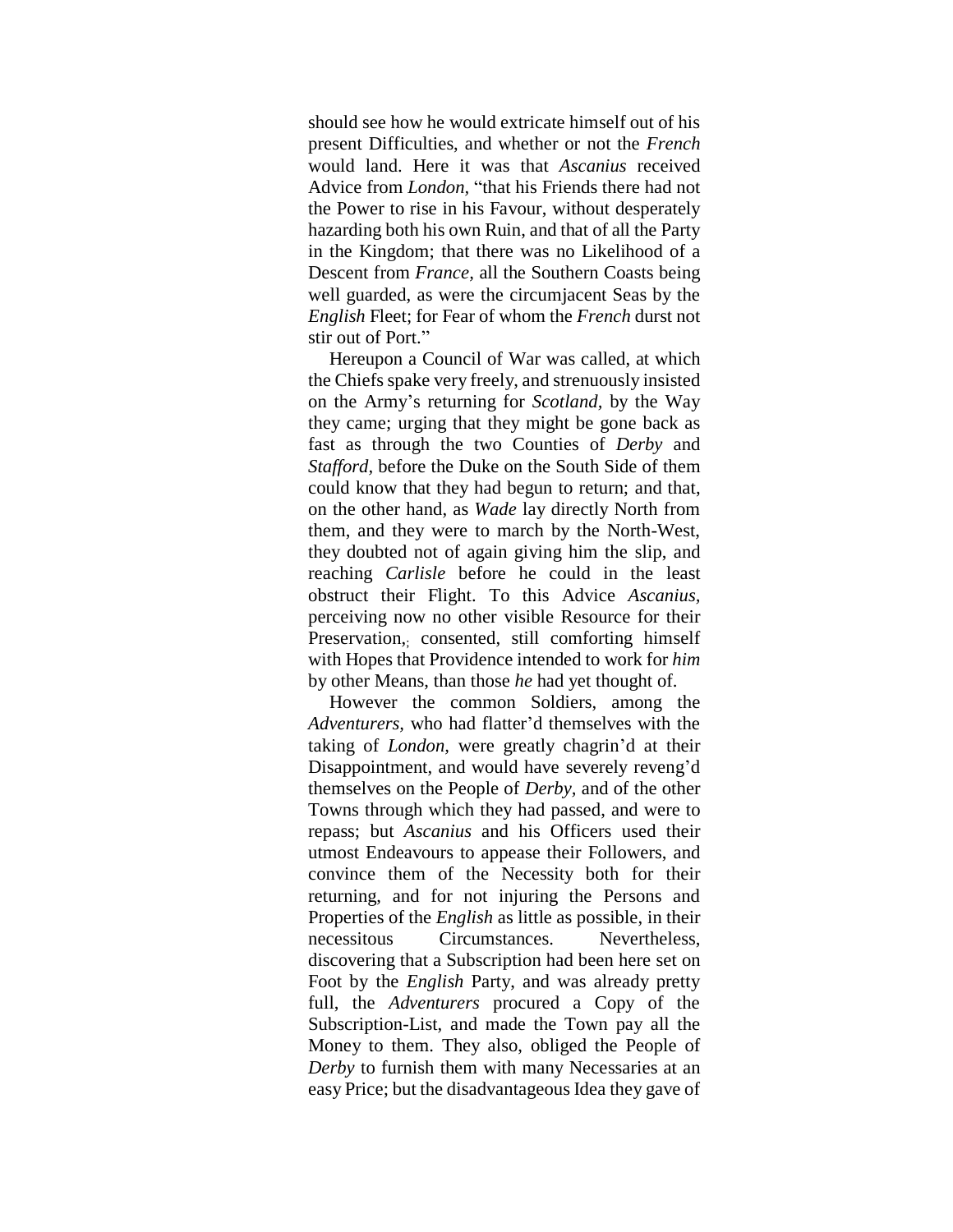should see how he would extricate himself out of his present Difficulties, and whether or not the *French* would land. Here it was that *Ascanius* received Advice from *London,* "that his Friends there had not the Power to rise in his Favour, without desperately hazarding both his own Ruin, and that of all the Party in the Kingdom; that there was no Likelihood of a Descent from *France,* all the Southern Coasts being well guarded, as were the circumjacent Seas by the *English* Fleet; for Fear of whom the *French* durst not stir out of Port."

Hereupon a Council of War was called, at which the Chiefs spake very freely, and strenuously insisted on the Army's returning for *Scotland,* by the Way they came; urging that they might be gone back as fast as through the two Counties of *Derby* and *Stafford,* before the Duke on the South Side of them could know that they had begun to return; and that, on the other hand, as *Wade* lay directly North from them, and they were to march by the North-West, they doubted not of again giving him the slip, and reaching *Carlisle* before he could in the least obstruct their Flight. To this Advice *Ascanius,* perceiving now no other visible Resource for their Preservation,; consented, still comforting himself with Hopes that Providence intended to work for *him* by other Means, than those *he* had yet thought of.

However the common Soldiers, among the *Adventurers,* who had flatter'd themselves with the taking of *London,* were greatly chagrin'd at their Disappointment, and would have severely reveng'd themselves on the People of *Derby,* and of the other Towns through which they had passed, and were to repass; but *Ascanius* and his Officers used their utmost Endeavours to appease their Followers, and convince them of the Necessity both for their returning, and for not injuring the Persons and Properties of the *English* as little as possible, in their necessitous Circumstances. Nevertheless, discovering that a Subscription had been here set on Foot by the *English* Party, and was already pretty full, the *Adventurers* procured a Copy of the Subscription-List, and made the Town pay all the Money to them. They also, obliged the People of *Derby* to furnish them with many Necessaries at an easy Price; but the disadvantageous Idea they gave of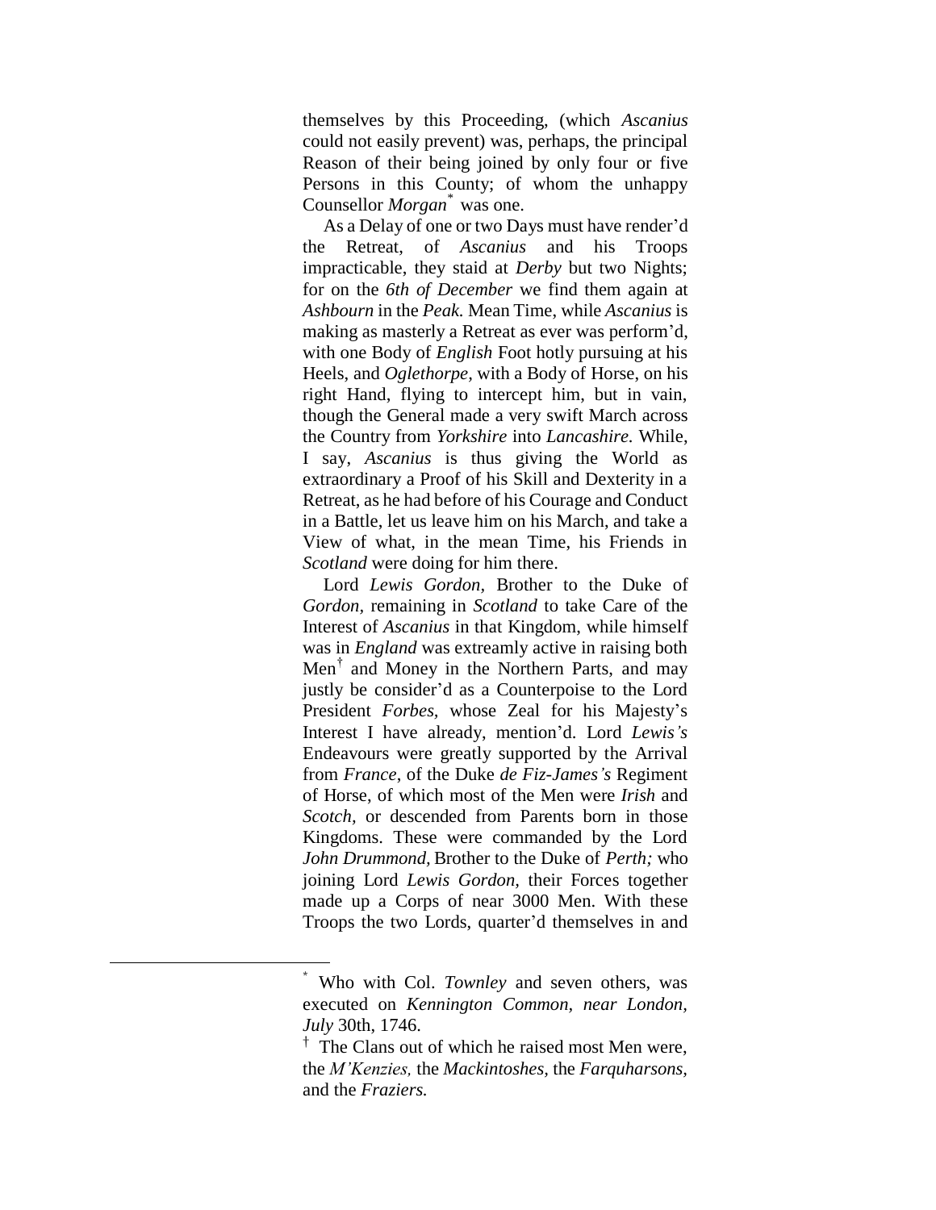themselves by this Proceeding, (which *Ascanius* could not easily prevent) was, perhaps, the principal Reason of their being joined by only four or five Persons in this County; of whom the unhappy Counsellor *Morgan*[*] was one.

As a Delay of one or two Days must have render'd the Retreat, of *Ascanius* and his Troops impracticable, they staid at *Derby* but two Nights; for on the *6th of December* we find them again at *Ashbourn* in the *Peak.* Mean Time, while *Ascanius* is making as masterly a Retreat as ever was perform'd, with one Body of *English* Foot hotly pursuing at his Heels, and *Oglethorpe,* with a Body of Horse, on his right Hand, flying to intercept him, but in vain, though the General made a very swift March across the Country from *Yorkshire* into *Lancashire.* While, I say, *Ascanius* is thus giving the World as extraordinary a Proof of his Skill and Dexterity in a Retreat, as he had before of his Courage and Conduct in a Battle, let us leave him on his March, and take a View of what, in the mean Time, his Friends in *Scotland* were doing for him there.

Lord *Lewis Gordon,* Brother to the Duke of *Gordon,* remaining in *Scotland* to take Care of the Interest of *Ascanius* in that Kingdom, while himself was in *England* was extreamly active in raising both Men[†] and Money in the Northern Parts, and may justly be consider'd as a Counterpoise to the Lord President *Forbes,* whose Zeal for his Majesty's Interest I have already, mention'd. Lord *Lewis's* Endeavours were greatly supported by the Arrival from *France*, of the Duke *de Fiz-James's* Regiment of Horse, of which most of the Men were *Irish* and *Scotch,* or descended from Parents born in those Kingdoms. These were commanded by the Lord *John Drummond,* Brother to the Duke of *Perth;* who joining Lord *Lewis Gordon,* their Forces together made up a Corps of near 3000 Men. With these Troops the two Lords, quarter'd themselves in and

---

[*] Who with Col. *Townley* and seven others, was executed on *Kennington Common, near London, July* 30th, 1746.

[†] The Clans out of which he raised most Men were, the *M'Kenzies,* the *Mackintoshes,* the *Farquharsons,* and the *Fraziers.*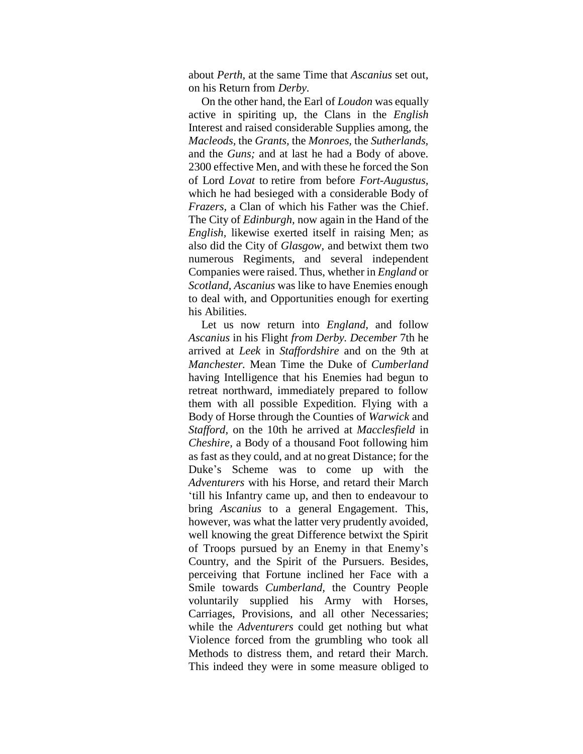about *Perth,* at the same Time that *Ascanius* set out, on his Return from *Derby*.

On the other hand, the Earl of *Loudon* was equally active in spiriting up, the Clans in the *English* Interest and raised considerable Supplies among, the *Macleods,* the *Grants,* the *Monroes,* the *Sutherlands,* and the *Guns;* and at last he had a Body of above. 2300 effective Men, and with these he forced the Son of Lord *Lovat* to retire from before *Fort-Augustus,* which he had besieged with a considerable Body of *Frazers,* a Clan of which his Father was the Chief. The City of *Edinburgh,* now again in the Hand of the *English,* likewise exerted itself in raising Men; as also did the City of *Glasgow,* and betwixt them two numerous Regiments, and several independent Companies were raised. Thus, whether in *England* or *Scotland, Ascanius* was like to have Enemies enough to deal with, and Opportunities enough for exerting his Abilities.

Let us now return into *England,* and follow *Ascanius* in his Flight *from Derby. December* 7th he arrived at *Leek* in *Staffordshire* and on the 9th at *Manchester.* Mean Time the Duke of *Cumberland* having Intelligence that his Enemies had begun to retreat northward, immediately prepared to follow them with all possible Expedition. Flying with a Body of Horse through the Counties of *Warwick* and *Stafford,* on the 10th he arrived at *Macclesfield* in *Cheshire,* a Body of a thousand Foot following him as fast as they could, and at no great Distance; for the Duke's Scheme was to come up with the *Adventurers* with his Horse, and retard their March 'till his Infantry came up, and then to endeavour to bring *Ascanius* to a general Engagement. This, however, was what the latter very prudently avoided, well knowing the great Difference betwixt the Spirit of Troops pursued by an Enemy in that Enemy's Country, and the Spirit of the Pursuers. Besides, perceiving that Fortune inclined her Face with a Smile towards *Cumberland,* the Country People voluntarily supplied his Army with Horses, Carriages, Provisions, and all other Necessaries; while the *Adventurers* could get nothing but what Violence forced from the grumbling who took all Methods to distress them, and retard their March. This indeed they were in some measure obliged to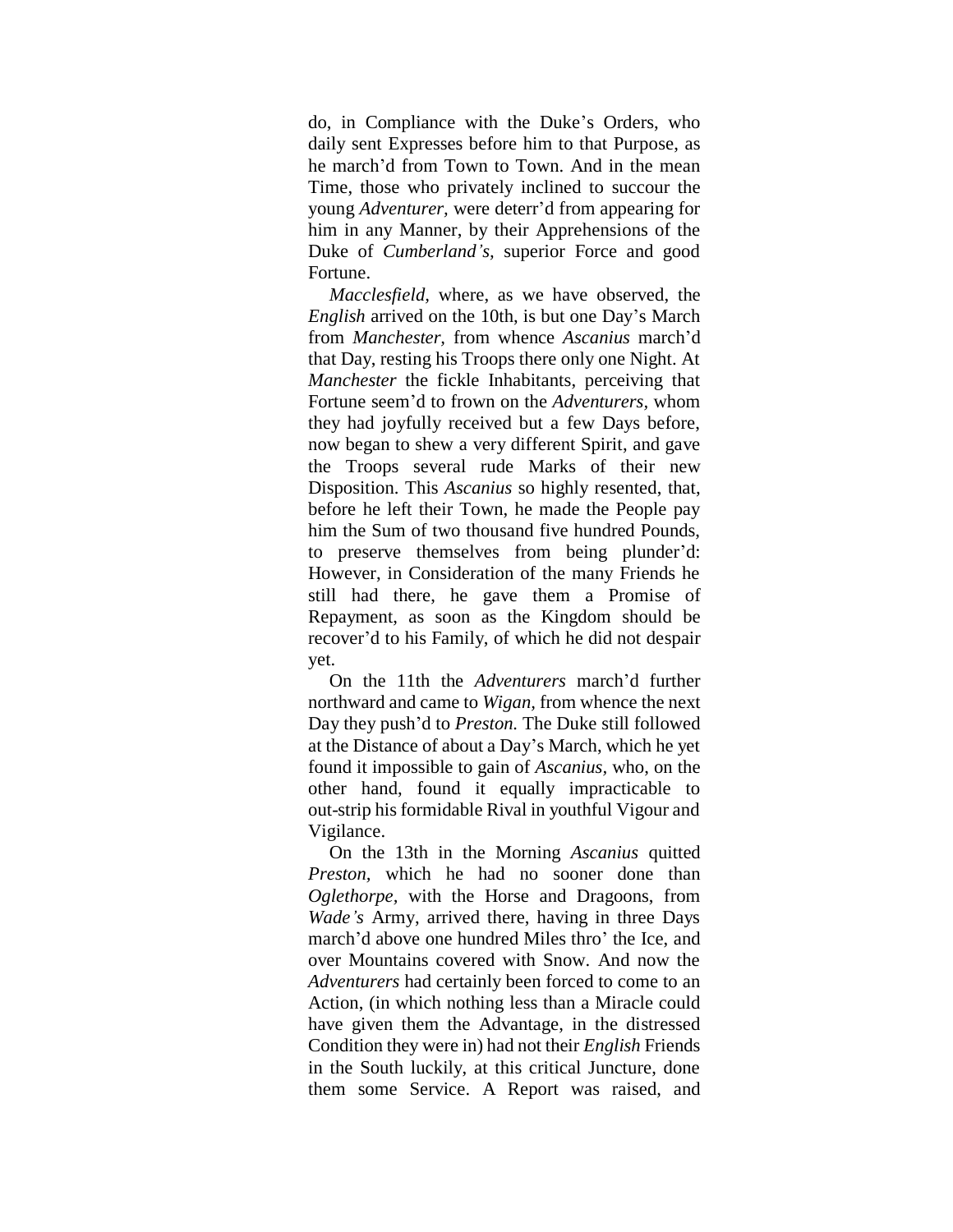do, in Compliance with the Duke's Orders, who daily sent Expresses before him to that Purpose, as he march'd from Town to Town. And in the mean Time, those who privately inclined to succour the young *Adventurer,* were deterr'd from appearing for him in any Manner, by their Apprehensions of the Duke of *Cumberland's,* superior Force and good Fortune.

*Macclesfield,* where, as we have observed, the *English* arrived on the 10th, is but one Day's March from *Manchester,* from whence *Ascanius* march'd that Day, resting his Troops there only one Night. At *Manchester* the fickle Inhabitants, perceiving that Fortune seem'd to frown on the *Adventurers,* whom they had joyfully received but a few Days before, now began to shew a very different Spirit, and gave the Troops several rude Marks of their new Disposition. This *Ascanius* so highly resented, that, before he left their Town, he made the People pay him the Sum of two thousand five hundred Pounds, to preserve themselves from being plunder'd: However, in Consideration of the many Friends he still had there, he gave them a Promise of Repayment, as soon as the Kingdom should be recover'd to his Family, of which he did not despair yet.

On the 11th the *Adventurers* march'd further northward and came to *Wigan,* from whence the next Day they push'd to *Preston.* The Duke still followed at the Distance of about a Day's March, which he yet found it impossible to gain of *Ascanius,* who, on the other hand, found it equally impracticable to out-strip his formidable Rival in youthful Vigour and Vigilance.

On the 13th in the Morning *Ascanius* quitted *Preston,* which he had no sooner done than *Oglethorpe,* with the Horse and Dragoons, from *Wade's* Army, arrived there, having in three Days march'd above one hundred Miles thro' the Ice, and over Mountains covered with Snow. And now the *Adventurers* had certainly been forced to come to an Action, (in which nothing less than a Miracle could have given them the Advantage, in the distressed Condition they were in) had not their *English* Friends in the South luckily, at this critical Juncture, done them some Service. A Report was raised, and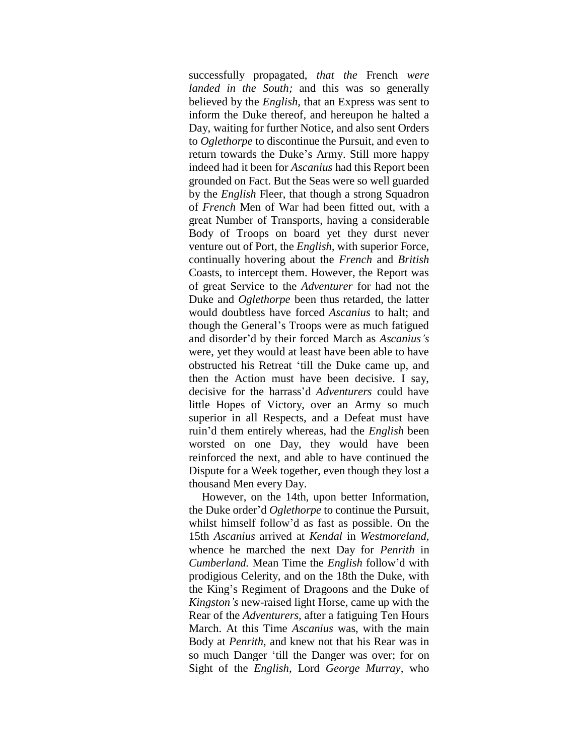successfully propagated, *that the* French *were landed in the South;* and this was so generally believed by the *English,* that an Express was sent to inform the Duke thereof, and hereupon he halted a Day, waiting for further Notice, and also sent Orders to *Oglethorpe* to discontinue the Pursuit, and even to return towards the Duke's Army. Still more happy indeed had it been for *Ascanius* had this Report been grounded on Fact. But the Seas were so well guarded by the *English* Fleer, that though a strong Squadron of *French* Men of War had been fitted out, with a great Number of Transports, having a considerable Body of Troops on board yet they durst never venture out of Port, the *English,* with superior Force, continually hovering about the *French* and *British* Coasts, to intercept them. However, the Report was of great Service to the *Adventurer* for had not the Duke and *Oglethorpe* been thus retarded, the latter would doubtless have forced *Ascanius* to halt; and though the General's Troops were as much fatigued and disorder'd by their forced March as *Ascanius's* were, yet they would at least have been able to have obstructed his Retreat 'till the Duke came up, and then the Action must have been decisive. I say, decisive for the harrass'd *Adventurers* could have little Hopes of Victory, over an Army so much superior in all Respects, and a Defeat must have ruin'd them entirely whereas, had the *English* been worsted on one Day, they would have been reinforced the next, and able to have continued the Dispute for a Week together, even though they lost a thousand Men every Day.

However, on the 14th, upon better Information, the Duke order'd *Oglethorpe* to continue the Pursuit, whilst himself follow'd as fast as possible. On the 15th *Ascanius* arrived at *Kendal* in *Westmoreland,* whence he marched the next Day for *Penrith* in *Cumberland.* Mean Time the *English* follow'd with prodigious Celerity, and on the 18th the Duke, with the King's Regiment of Dragoons and the Duke of *Kingston's* new-raised light Horse, came up with the Rear of the *Adventurers,* after a fatiguing Ten Hours March. At this Time *Ascanius* was, with the main Body at *Penrith,* and knew not that his Rear was in so much Danger 'till the Danger was over; for on Sight of the *English,* Lord *George Murray,* who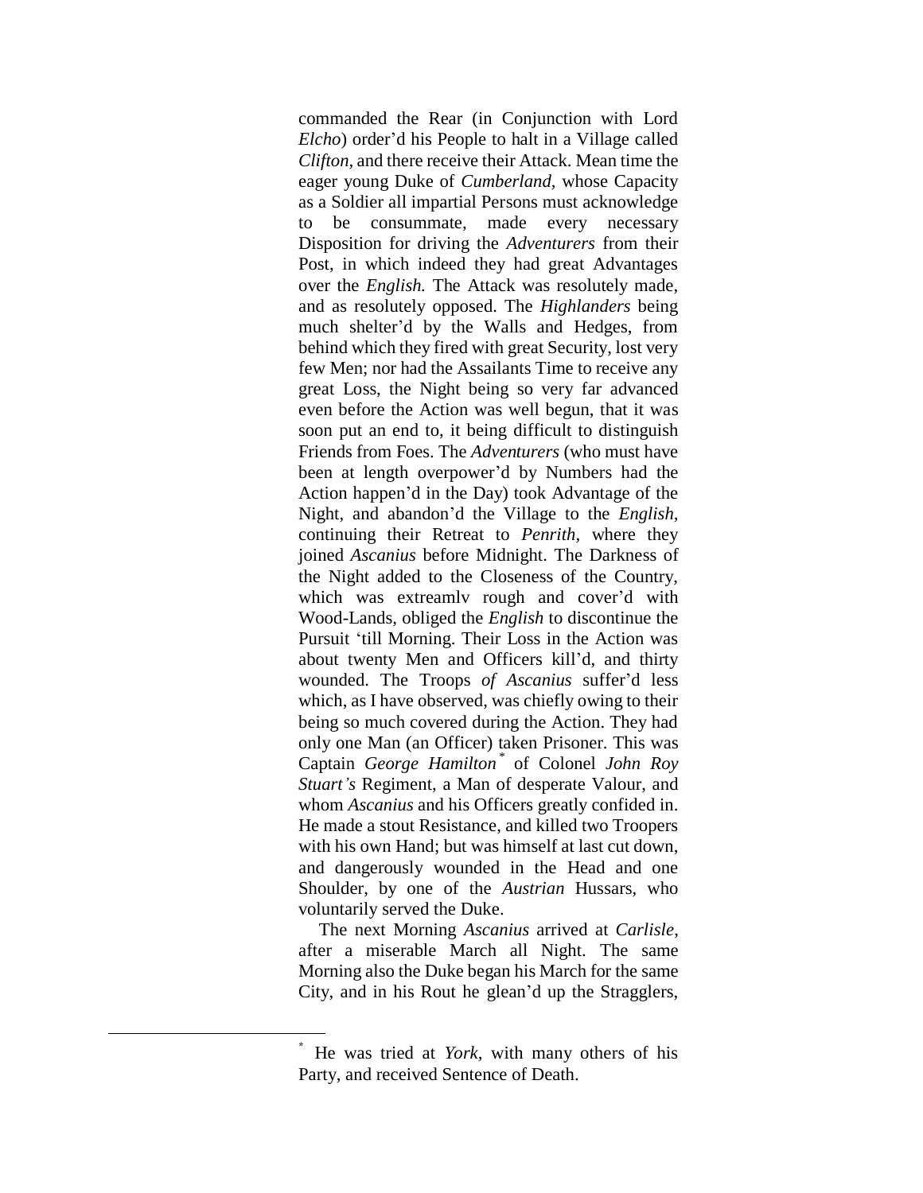commanded the Rear (in Conjunction with Lord *Elcho*) order'd his People to halt in a Village called *Clifton*, and there receive their Attack. Mean time the eager young Duke of *Cumberland*, whose Capacity as a Soldier all impartial Persons must acknowledge to be consummate, made every necessary Disposition for driving the *Adventurers* from their Post, in which indeed they had great Advantages over the *English.* The Attack was resolutely made, and as resolutely opposed. The *Highlanders* being much shelter'd by the Walls and Hedges, from behind which they fired with great Security, lost very few Men; nor had the Assailants Time to receive any great Loss, the Night being so very far advanced even before the Action was well begun, that it was soon put an end to, it being difficult to distinguish Friends from Foes. The *Adventurers* (who must have been at length overpower'd by Numbers had the Action happen'd in the Day) took Advantage of the Night, and abandon'd the Village to the *English*, continuing their Retreat to *Penrith,* where they joined *Ascanius* before Midnight. The Darkness of the Night added to the Closeness of the Country, which was extreamlv rough and cover'd with Wood-Lands, obliged the *English* to discontinue the Pursuit 'till Morning. Their Loss in the Action was about twenty Men and Officers kill'd, and thirty wounded. The Troops *of Ascanius* suffer'd less which, as I have observed, was chiefly owing to their being so much covered during the Action. They had only one Man (an Officer) taken Prisoner. This was Captain *George Hamilton* [*] of Colonel *John Roy Stuart's* Regiment, a Man of desperate Valour, and whom *Ascanius* and his Officers greatly confided in. He made a stout Resistance, and killed two Troopers with his own Hand; but was himself at last cut down, and dangerously wounded in the Head and one Shoulder, by one of the *Austrian* Hussars, who voluntarily served the Duke.

The next Morning *Ascanius* arrived at *Carlisle*, after a miserable March all Night. The same Morning also the Duke began his March for the same City, and in his Rout he glean'd up the Stragglers,

---

[*] He was tried at *York*, with many others of his Party, and received Sentence of Death.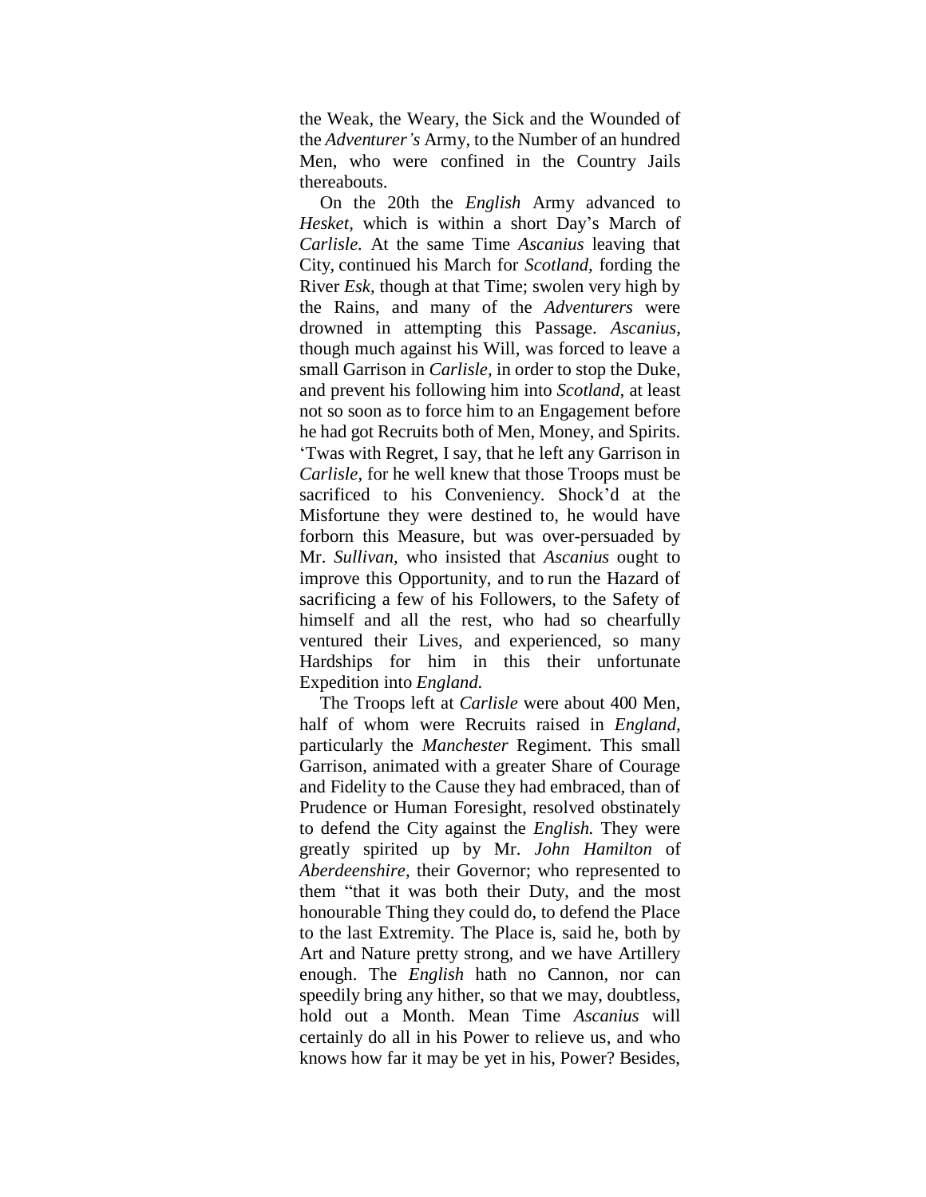the Weak, the Weary, the Sick and the Wounded of the *Adventurer's* Army, to the Number of an hundred Men, who were confined in the Country Jails thereabouts.

On the 20th the *English* Army advanced to *Hesket,* which is within a short Day's March of *Carlisle.* At the same Time *Ascanius* leaving that City, continued his March for *Scotland,* fording the River *Esk,* though at that Time; swolen very high by the Rains, and many of the *Adventurers* were drowned in attempting this Passage. *Ascanius,* though much against his Will, was forced to leave a small Garrison in *Carlisle,* in order to stop the Duke, and prevent his following him into *Scotland,* at least not so soon as to force him to an Engagement before he had got Recruits both of Men, Money, and Spirits. 'Twas with Regret, I say, that he left any Garrison in *Carlisle,* for he well knew that those Troops must be sacrificed to his Conveniency. Shock'd at the Misfortune they were destined to, he would have forborn this Measure, but was over-persuaded by Mr. *Sullivan,* who insisted that *Ascanius* ought to improve this Opportunity, and to run the Hazard of sacrificing a few of his Followers, to the Safety of himself and all the rest, who had so chearfully ventured their Lives, and experienced, so many Hardships for him in this their unfortunate Expedition into *England.*

The Troops left at *Carlisle* were about 400 Men, half of whom were Recruits raised in *England,* particularly the *Manchester* Regiment. This small Garrison, animated with a greater Share of Courage and Fidelity to the Cause they had embraced, than of Prudence or Human Foresight, resolved obstinately to defend the City against the *English.* They were greatly spirited up by Mr. *John Hamilton* of *Aberdeenshire,* their Governor; who represented to them "that it was both their Duty, and the most honourable Thing they could do, to defend the Place to the last Extremity. The Place is, said he, both by Art and Nature pretty strong, and we have Artillery enough. The *English* hath no Cannon, nor can speedily bring any hither, so that we may, doubtless, hold out a Month. Mean Time *Ascanius* will certainly do all in his Power to relieve us, and who knows how far it may be yet in his, Power? Besides,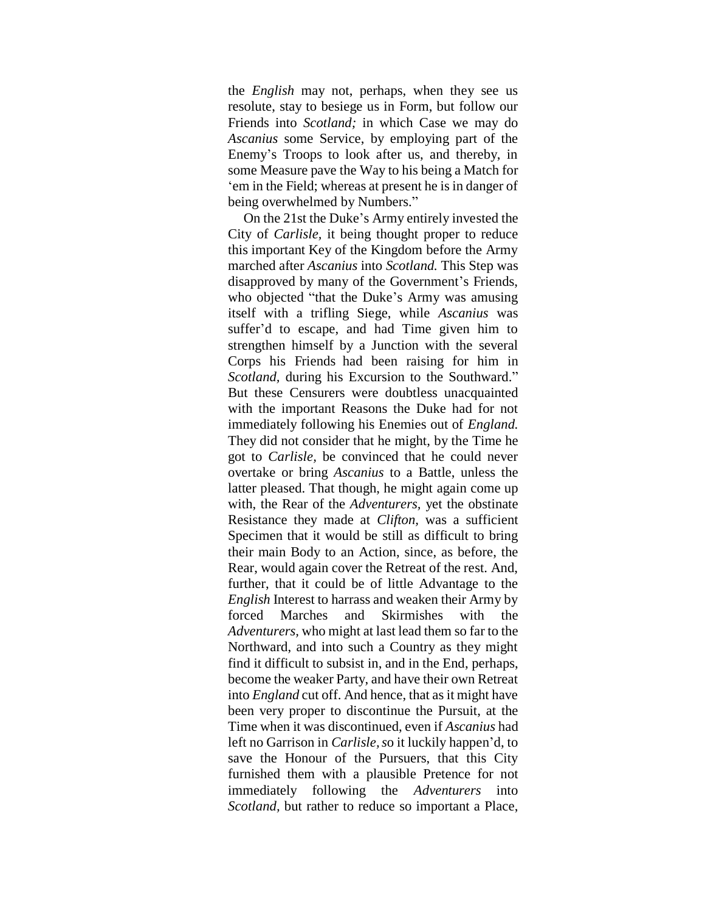the *English* may not, perhaps, when they see us resolute, stay to besiege us in Form, but follow our Friends into *Scotland;* in which Case we may do *Ascanius* some Service, by employing part of the Enemy's Troops to look after us, and thereby, in some Measure pave the Way to his being a Match for 'em in the Field; whereas at present he is in danger of being overwhelmed by Numbers."

On the 21st the Duke's Army entirely invested the City of *Carlisle,* it being thought proper to reduce this important Key of the Kingdom before the Army marched after *Ascanius* into *Scotland.* This Step was disapproved by many of the Government's Friends, who objected "that the Duke's Army was amusing itself with a trifling Siege, while *Ascanius* was suffer'd to escape, and had Time given him to strengthen himself by a Junction with the several Corps his Friends had been raising for him in *Scotland,* during his Excursion to the Southward." But these Censurers were doubtless unacquainted with the important Reasons the Duke had for not immediately following his Enemies out of *England.* They did not consider that he might, by the Time he got to *Carlisle,* be convinced that he could never overtake or bring *Ascanius* to a Battle, unless the latter pleased. That though, he might again come up with, the Rear of the *Adventurers,* yet the obstinate Resistance they made at *Clifton,* was a sufficient Specimen that it would be still as difficult to bring their main Body to an Action, since, as before, the Rear, would again cover the Retreat of the rest. And, further, that it could be of little Advantage to the *English* Interest to harrass and weaken their Army by forced Marches and Skirmishes with the *Adventurers,* who might at last lead them so far to the Northward, and into such a Country as they might find it difficult to subsist in, and in the End, perhaps, become the weaker Party, and have their own Retreat into *England* cut off. And hence, that as it might have been very proper to discontinue the Pursuit, at the Time when it was discontinued, even if *Ascanius* had left no Garrison in *Carlisle,* so it luckily happen'd, to save the Honour of the Pursuers, that this City furnished them with a plausible Pretence for not immediately following the *Adventurers* into *Scotland,* but rather to reduce so important a Place,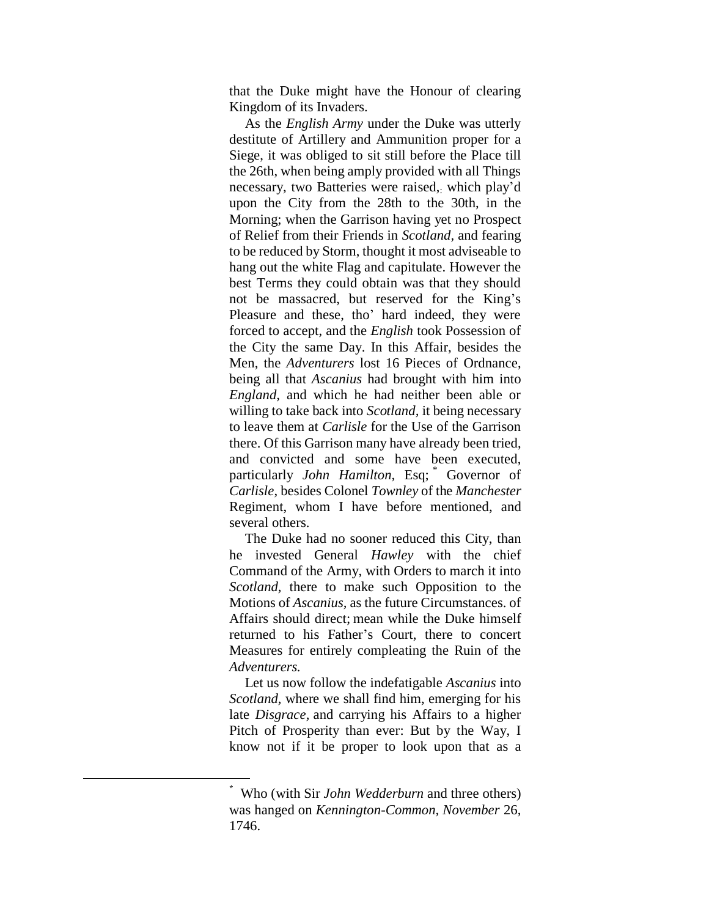that the Duke might have the Honour of clearing Kingdom of its Invaders.

As the *English Army* under the Duke was utterly destitute of Artillery and Ammunition proper for a Siege, it was obliged to sit still before the Place till the 26th, when being amply provided with all Things necessary, two Batteries were raised,: which play'd upon the City from the 28th to the 30th, in the Morning; when the Garrison having yet no Prospect of Relief from their Friends in *Scotland*, and fearing to be reduced by Storm, thought it most adviseable to hang out the white Flag and capitulate. However the best Terms they could obtain was that they should not be massacred, but reserved for the King's Pleasure and these, tho' hard indeed, they were forced to accept, and the *English* took Possession of the City the same Day. In this Affair, besides the Men, the *Adventurers* lost 16 Pieces of Ordnance, being all that *Ascanius* had brought with him into *England*, and which he had neither been able or willing to take back into *Scotland*, it being necessary to leave them at *Carlisle* for the Use of the Garrison there. Of this Garrison many have already been tried, and convicted and some have been executed, particularly *John Hamilton*, Esq; * Governor of *Carlisle*, besides Colonel *Townley* of the *Manchester* Regiment, whom I have before mentioned, and several others.

The Duke had no sooner reduced this City, than he invested General *Hawley* with the chief Command of the Army, with Orders to march it into *Scotland*, there to make such Opposition to the Motions of *Ascanius*, as the future Circumstances. of Affairs should direct; mean while the Duke himself returned to his Father's Court, there to concert Measures for entirely compleating the Ruin of the *Adventurers.*

Let us now follow the indefatigable *Ascanius* into *Scotland*, where we shall find him, emerging for his late *Disgrace*, and carrying his Affairs to a higher Pitch of Prosperity than ever: But by the Way, I know not if it be proper to look upon that as a

---

* Who (with Sir *John Wedderburn* and three others) was hanged on *Kennington-Common*, *November* 26, 1746.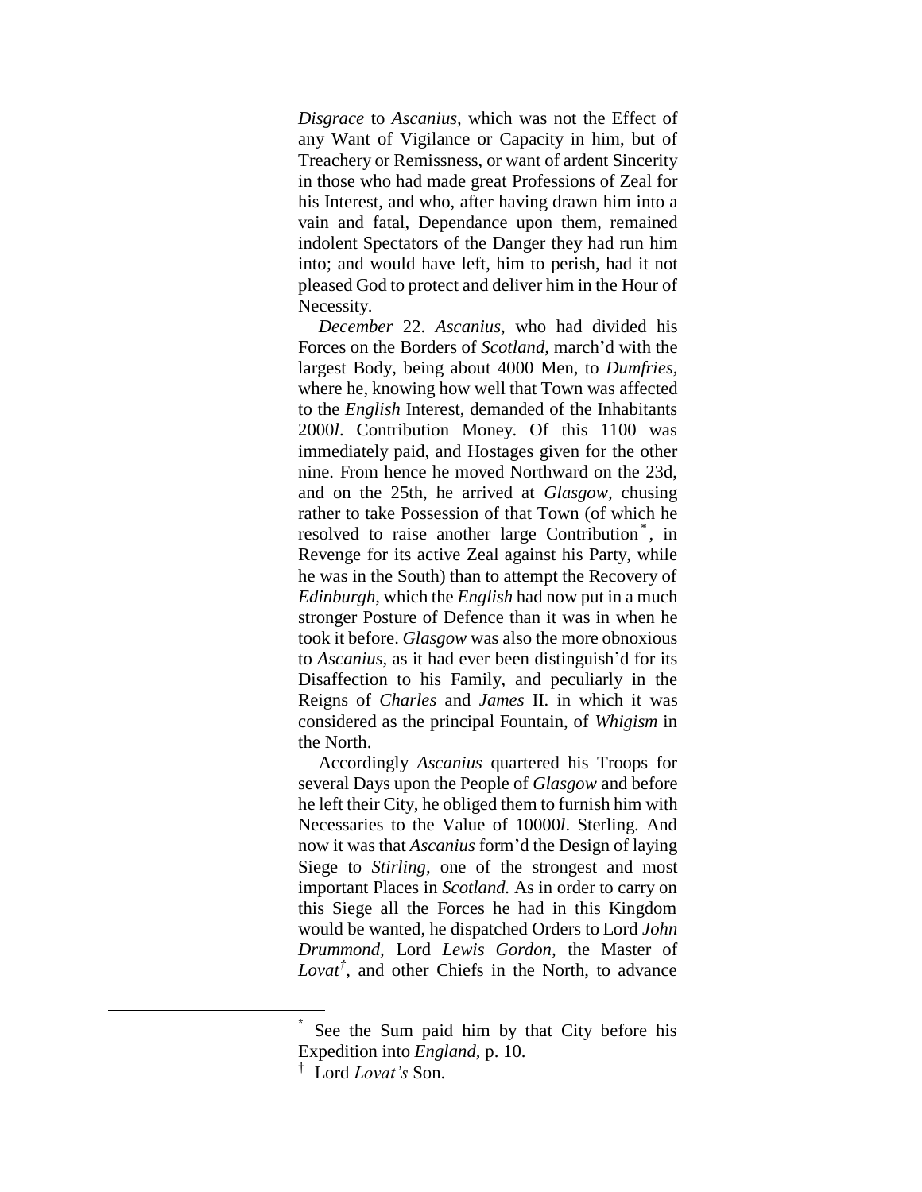*Disgrace* to *Ascanius*, which was not the Effect of any Want of Vigilance or Capacity in him, but of Treachery or Remissness, or want of ardent Sincerity in those who had made great Professions of Zeal for his Interest, and who, after having drawn him into a vain and fatal, Dependance upon them, remained indolent Spectators of the Danger they had run him into; and would have left, him to perish, had it not pleased God to protect and deliver him in the Hour of Necessity.

*December* 22. *Ascanius*, who had divided his Forces on the Borders of *Scotland*, march'd with the largest Body, being about 4000 Men, to *Dumfries*, where he, knowing how well that Town was affected to the *English* Interest, demanded of the Inhabitants 2000*l*. Contribution Money. Of this 1100 was immediately paid, and Hostages given for the other nine. From hence he moved Northward on the 23d, and on the 25th, he arrived at *Glasgow*, chusing rather to take Possession of that Town (of which he resolved to raise another large Contribution[*], in Revenge for its active Zeal against his Party, while he was in the South) than to attempt the Recovery of *Edinburgh*, which the *English* had now put in a much stronger Posture of Defence than it was in when he took it before. *Glasgow* was also the more obnoxious to *Ascanius*, as it had ever been distinguish'd for its Disaffection to his Family, and peculiarly in the Reigns of *Charles* and *James* II. in which it was considered as the principal Fountain, of *Whigism* in the North.

Accordingly *Ascanius* quartered his Troops for several Days upon the People of *Glasgow* and before he left their City, he obliged them to furnish him with Necessaries to the Value of 10000*l*. Sterling. And now it was that *Ascanius* form'd the Design of laying Siege to *Stirling*, one of the strongest and most important Places in *Scotland*. As in order to carry on this Siege all the Forces he had in this Kingdom would be wanted, he dispatched Orders to Lord *John Drummond*, Lord *Lewis Gordon*, the Master of *Lovat*[†], and other Chiefs in the North, to advance

---

[*] See the Sum paid him by that City before his Expedition into *England*, p. 10.

[†] Lord *Lovat's* Son.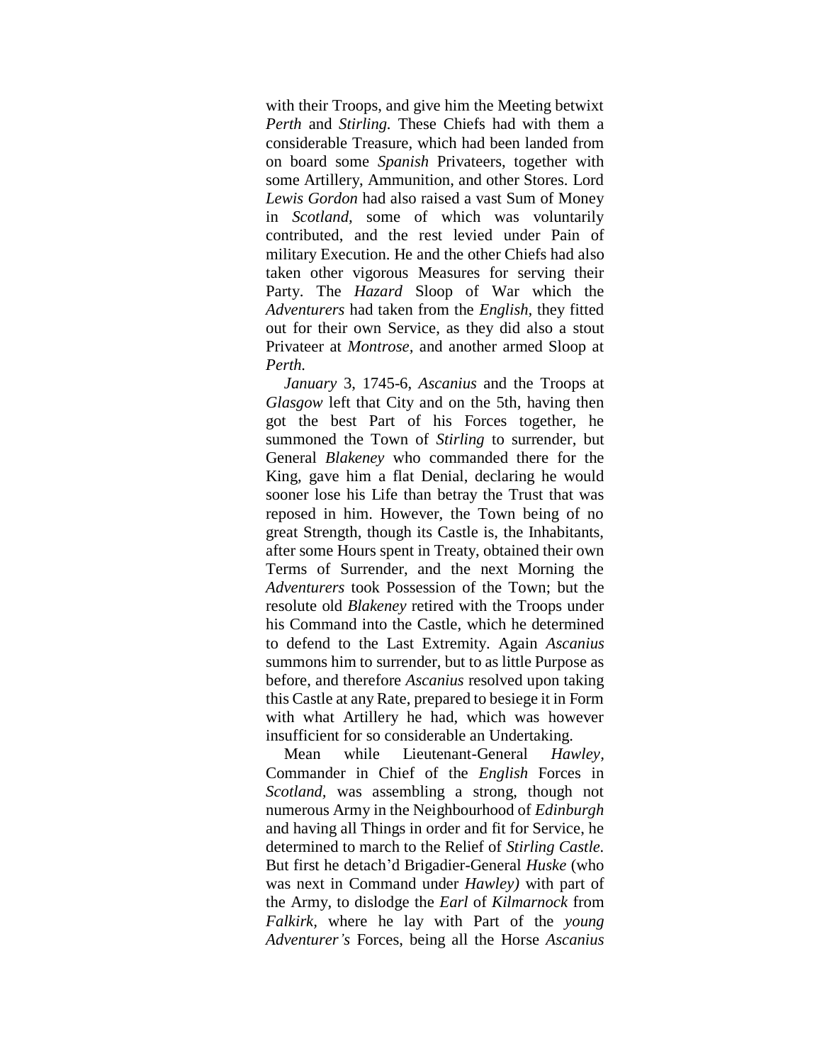with their Troops, and give him the Meeting betwixt *Perth* and *Stirling.* These Chiefs had with them a considerable Treasure, which had been landed from on board some *Spanish* Privateers, together with some Artillery, Ammunition, and other Stores. Lord *Lewis Gordon* had also raised a vast Sum of Money in *Scotland,* some of which was voluntarily contributed, and the rest levied under Pain of military Execution. He and the other Chiefs had also taken other vigorous Measures for serving their Party. The *Hazard* Sloop of War which the *Adventurers* had taken from the *English,* they fitted out for their own Service, as they did also a stout Privateer at *Montrose,* and another armed Sloop at *Perth.*

*January* 3, 1745-6, *Ascanius* and the Troops at *Glasgow* left that City and on the 5th, having then got the best Part of his Forces together, he summoned the Town of *Stirling* to surrender, but General *Blakeney* who commanded there for the King, gave him a flat Denial, declaring he would sooner lose his Life than betray the Trust that was reposed in him. However, the Town being of no great Strength, though its Castle is, the Inhabitants, after some Hours spent in Treaty, obtained their own Terms of Surrender, and the next Morning the *Adventurers* took Possession of the Town; but the resolute old *Blakeney* retired with the Troops under his Command into the Castle, which he determined to defend to the Last Extremity. Again *Ascanius* summons him to surrender, but to as little Purpose as before, and therefore *Ascanius* resolved upon taking this Castle at any Rate, prepared to besiege it in Form with what Artillery he had, which was however insufficient for so considerable an Undertaking.

Mean while Lieutenant-General *Hawley,* Commander in Chief of the *English* Forces in *Scotland,* was assembling a strong, though not numerous Army in the Neighbourhood of *Edinburgh* and having all Things in order and fit for Service, he determined to march to the Relief of *Stirling Castle.* But first he detach'd Brigadier-General *Huske* (who was next in Command under *Hawley)* with part of the Army, to dislodge the *Earl* of *Kilmarnock* from *Falkirk,* where he lay with Part of the *young Adventurer's* Forces, being all the Horse *Ascanius*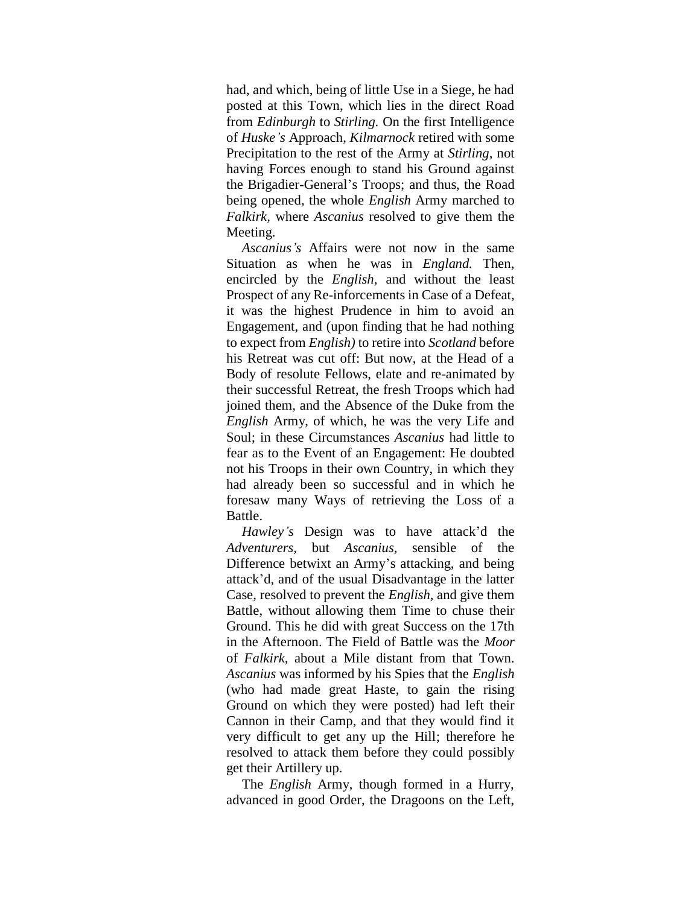had, and which, being of little Use in a Siege, he had posted at this Town, which lies in the direct Road from *Edinburgh* to *Stirling.* On the first Intelligence of *Huske's* Approach, *Kilmarnock* retired with some Precipitation to the rest of the Army at *Stirling,* not having Forces enough to stand his Ground against the Brigadier-General's Troops; and thus, the Road being opened, the whole *English* Army marched to *Falkirk,* where *Ascanius* resolved to give them the Meeting.

*Ascanius's* Affairs were not now in the same Situation as when he was in *England.* Then, encircled by the *English,* and without the least Prospect of any Re-inforcements in Case of a Defeat, it was the highest Prudence in him to avoid an Engagement, and (upon finding that he had nothing to expect from *English)* to retire into *Scotland* before his Retreat was cut off: But now, at the Head of a Body of resolute Fellows, elate and re-animated by their successful Retreat, the fresh Troops which had joined them, and the Absence of the Duke from the *English* Army, of which, he was the very Life and Soul; in these Circumstances *Ascanius* had little to fear as to the Event of an Engagement: He doubted not his Troops in their own Country, in which they had already been so successful and in which he foresaw many Ways of retrieving the Loss of a Battle.

*Hawley's* Design was to have attack'd the *Adventurers,* but *Ascanius,* sensible of the Difference betwixt an Army's attacking, and being attack'd, and of the usual Disadvantage in the latter Case, resolved to prevent the *English,* and give them Battle, without allowing them Time to chuse their Ground. This he did with great Success on the 17th in the Afternoon. The Field of Battle was the *Moor* of *Falkirk,* about a Mile distant from that Town. *Ascanius* was informed by his Spies that the *English* (who had made great Haste, to gain the rising Ground on which they were posted) had left their Cannon in their Camp, and that they would find it very difficult to get any up the Hill; therefore he resolved to attack them before they could possibly get their Artillery up.

The *English* Army, though formed in a Hurry, advanced in good Order, the Dragoons on the Left,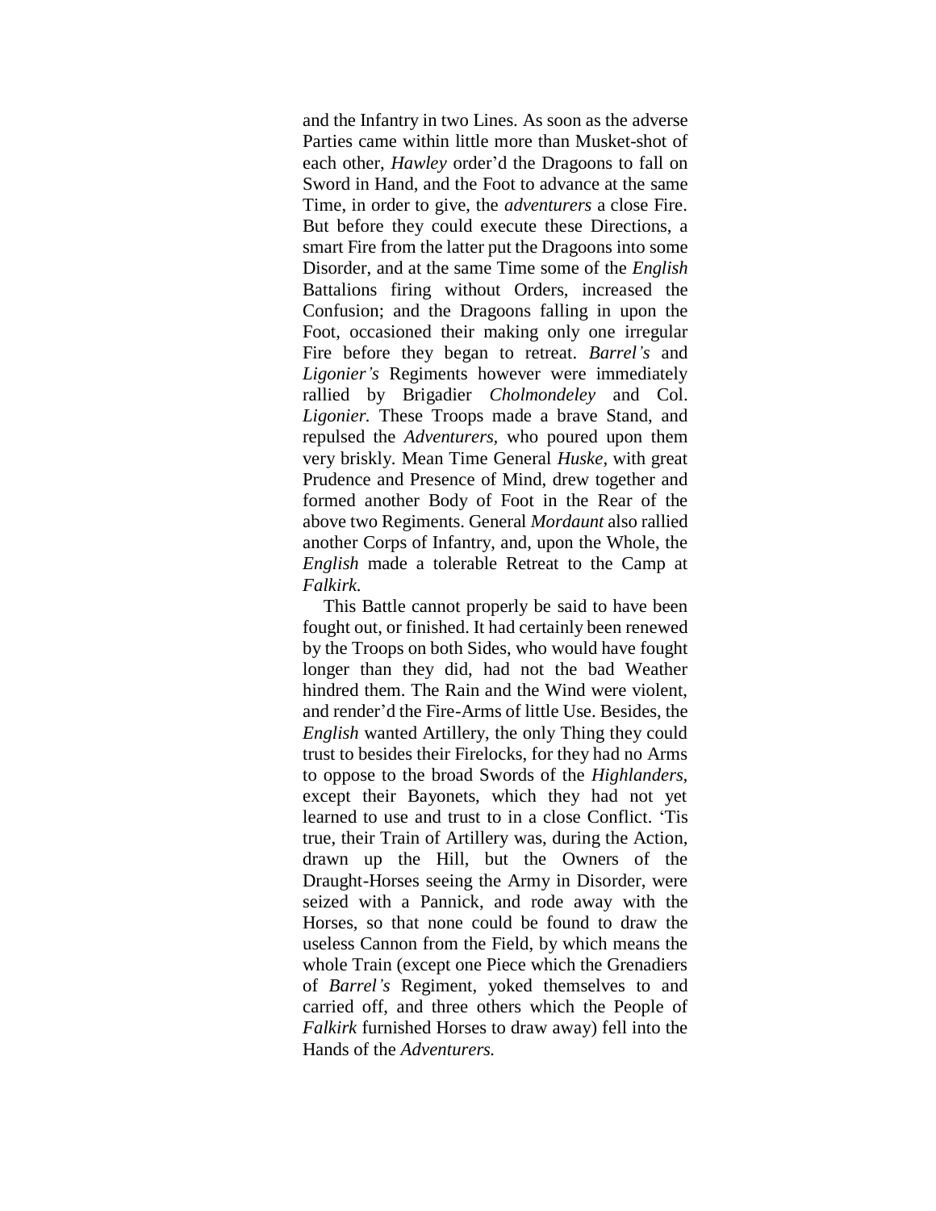and the Infantry in two Lines. As soon as the adverse Parties came within little more than Musket-shot of each other, *Hawley* order'd the Dragoons to fall on Sword in Hand, and the Foot to advance at the same Time, in order to give, the *adventurers* a close Fire. But before they could execute these Directions, a smart Fire from the latter put the Dragoons into some Disorder, and at the same Time some of the *English* Battalions firing without Orders, increased the Confusion; and the Dragoons falling in upon the Foot, occasioned their making only one irregular Fire before they began to retreat. *Barrel's* and *Ligonier's* Regiments however were immediately rallied by Brigadier *Cholmondeley* and Col. *Ligonier.* These Troops made a brave Stand, and repulsed the *Adventurers,* who poured upon them very briskly. Mean Time General *Huske,* with great Prudence and Presence of Mind, drew together and formed another Body of Foot in the Rear of the above two Regiments. General *Mordaunt* also rallied another Corps of Infantry, and, upon the Whole, the *English* made a tolerable Retreat to the Camp at *Falkirk.*

This Battle cannot properly be said to have been fought out, or finished. It had certainly been renewed by the Troops on both Sides, who would have fought longer than they did, had not the bad Weather hindred them. The Rain and the Wind were violent, and render'd the Fire-Arms of little Use. Besides, the *English* wanted Artillery, the only Thing they could trust to besides their Firelocks, for they had no Arms to oppose to the broad Swords of the *Highlanders,* except their Bayonets, which they had not yet learned to use and trust to in a close Conflict. 'Tis true, their Train of Artillery was, during the Action, drawn up the Hill, but the Owners of the Draught-Horses seeing the Army in Disorder, were seized with a Pannick, and rode away with the Horses, so that none could be found to draw the useless Cannon from the Field, by which means the whole Train (except one Piece which the Grenadiers of *Barrel's* Regiment, yoked themselves to and carried off, and three others which the People of *Falkirk* furnished Horses to draw away) fell into the Hands of the *Adventurers.*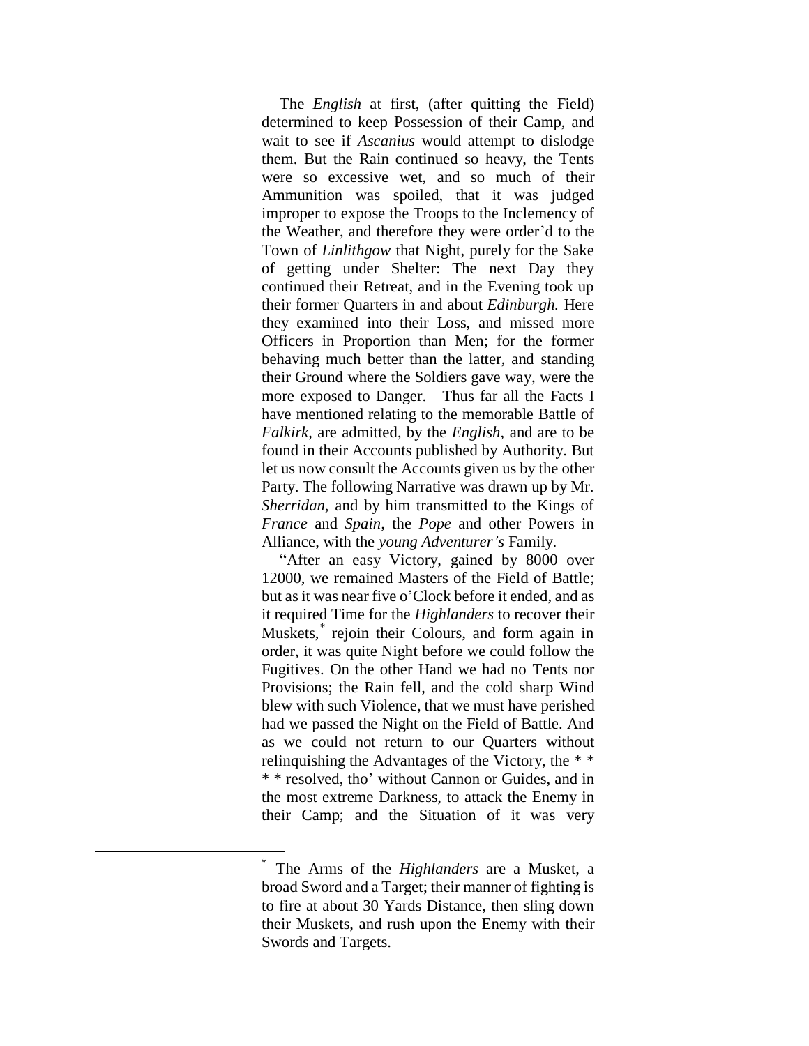The *English* at first, (after quitting the Field) determined to keep Possession of their Camp, and wait to see if *Ascanius* would attempt to dislodge them. But the Rain continued so heavy, the Tents were so excessive wet, and so much of their Ammunition was spoiled, that it was judged improper to expose the Troops to the Inclemency of the Weather, and therefore they were order'd to the Town of *Linlithgow* that Night, purely for the Sake of getting under Shelter: The next Day they continued their Retreat, and in the Evening took up their former Quarters in and about *Edinburgh.* Here they examined into their Loss, and missed more Officers in Proportion than Men; for the former behaving much better than the latter, and standing their Ground where the Soldiers gave way, were the more exposed to Danger.—Thus far all the Facts I have mentioned relating to the memorable Battle of *Falkirk*, are admitted, by the *English*, and are to be found in their Accounts published by Authority. But let us now consult the Accounts given us by the other Party. The following Narrative was drawn up by Mr. *Sherridan*, and by him transmitted to the Kings of *France* and *Spain*, the *Pope* and other Powers in Alliance, with the *young Adventurer's* Family.

"After an easy Victory, gained by 8000 over 12000, we remained Masters of the Field of Battle; but as it was near five o'Clock before it ended, and as it required Time for the *Highlanders* to recover their Muskets,[*] rejoin their Colours, and form again in order, it was quite Night before we could follow the Fugitives. On the other Hand we had no Tents nor Provisions; the Rain fell, and the cold sharp Wind blew with such Violence, that we must have perished had we passed the Night on the Field of Battle. And as we could not return to our Quarters without relinquishing the Advantages of the Victory, the * * * * resolved, tho' without Cannon or Guides, and in the most extreme Darkness, to attack the Enemy in their Camp; and the Situation of it was very

---

[*] The Arms of the *Highlanders* are a Musket, a broad Sword and a Target; their manner of fighting is to fire at about 30 Yards Distance, then sling down their Muskets, and rush upon the Enemy with their Swords and Targets.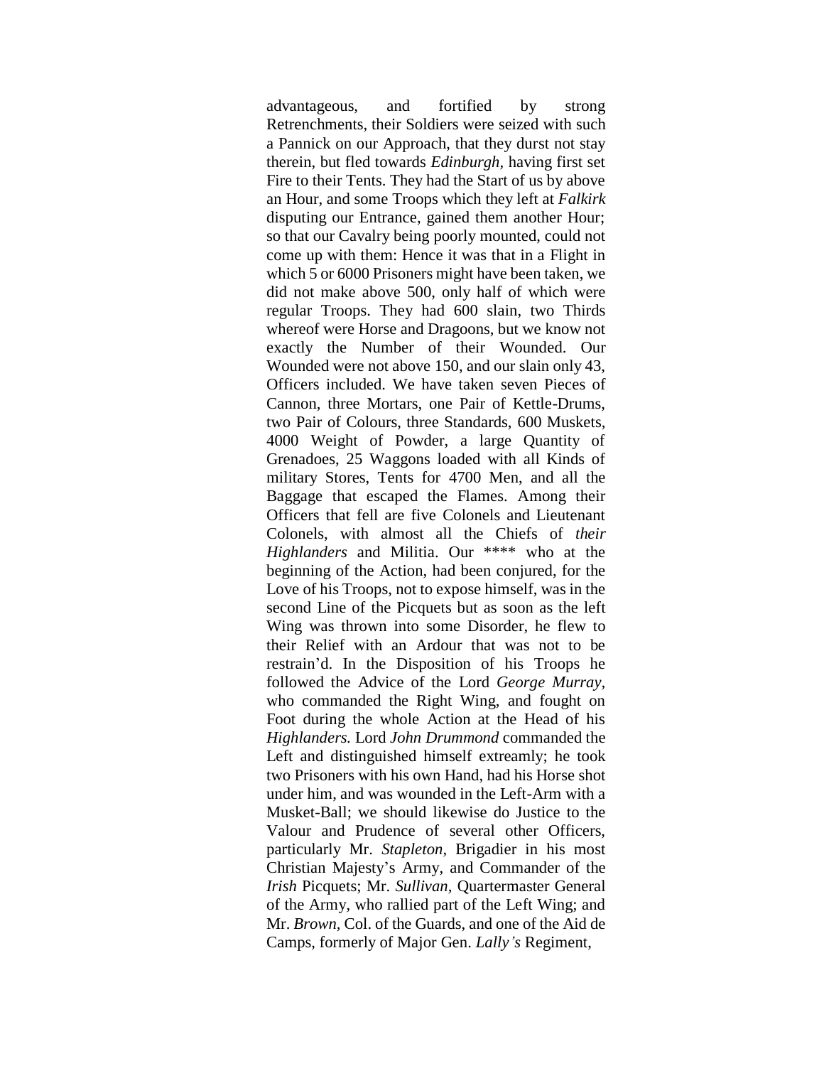advantageous, and fortified by strong Retrenchments, their Soldiers were seized with such a Pannick on our Approach, that they durst not stay therein, but fled towards *Edinburgh*, having first set Fire to their Tents. They had the Start of us by above an Hour, and some Troops which they left at *Falkirk* disputing our Entrance, gained them another Hour; so that our Cavalry being poorly mounted, could not come up with them: Hence it was that in a Flight in which 5 or 6000 Prisoners might have been taken, we did not make above 500, only half of which were regular Troops. They had 600 slain, two Thirds whereof were Horse and Dragoons, but we know not exactly the Number of their Wounded. Our Wounded were not above 150, and our slain only 43, Officers included. We have taken seven Pieces of Cannon, three Mortars, one Pair of Kettle-Drums, two Pair of Colours, three Standards, 600 Muskets, 4000 Weight of Powder, a large Quantity of Grenadoes, 25 Waggons loaded with all Kinds of military Stores, Tents for 4700 Men, and all the Baggage that escaped the Flames. Among their Officers that fell are five Colonels and Lieutenant Colonels, with almost all the Chiefs of *their Highlanders* and Militia. Our **** who at the beginning of the Action, had been conjured, for the Love of his Troops, not to expose himself, was in the second Line of the Picquets but as soon as the left Wing was thrown into some Disorder, he flew to their Relief with an Ardour that was not to be restrain'd. In the Disposition of his Troops he followed the Advice of the Lord *George Murray*, who commanded the Right Wing, and fought on Foot during the whole Action at the Head of his *Highlanders.* Lord *John Drummond* commanded the Left and distinguished himself extreamly; he took two Prisoners with his own Hand, had his Horse shot under him, and was wounded in the Left-Arm with a Musket-Ball; we should likewise do Justice to the Valour and Prudence of several other Officers, particularly Mr. *Stapleton*, Brigadier in his most Christian Majesty's Army, and Commander of the *Irish* Picquets; Mr. *Sullivan*, Quartermaster General of the Army, who rallied part of the Left Wing; and Mr. *Brown*, Col. of the Guards, and one of the Aid de Camps, formerly of Major Gen. *Lally's* Regiment,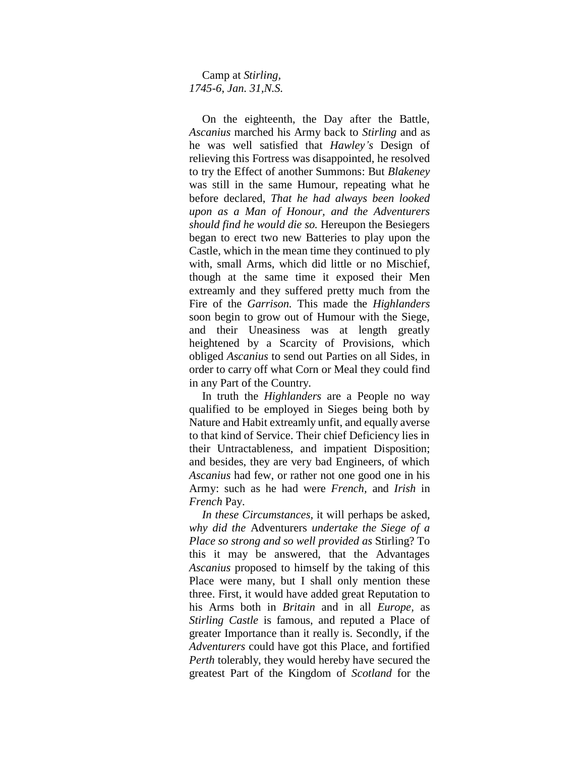Camp at *Stirling*,
*1745-6*, *Jan. 31,N.S.*

On the eighteenth, the Day after the Battle, *Ascanius* marched his Army back to *Stirling* and as he was well satisfied that *Hawley's* Design of relieving this Fortress was disappointed, he resolved to try the Effect of another Summons: But *Blakeney* was still in the same Humour, repeating what he before declared, *That he had always been looked upon as a Man of Honour, and the Adventurers should find he would die so.* Hereupon the Besiegers began to erect two new Batteries to play upon the Castle, which in the mean time they continued to ply with, small Arms, which did little or no Mischief, though at the same time it exposed their Men extreamly and they suffered pretty much from the Fire of the *Garrison.* This made the *Highlanders* soon begin to grow out of Humour with the Siege, and their Uneasiness was at length greatly heightened by a Scarcity of Provisions, which obliged *Ascanius* to send out Parties on all Sides, in order to carry off what Corn or Meal they could find in any Part of the Country.

In truth the *Highlanders* are a People no way qualified to be employed in Sieges being both by Nature and Habit extreamly unfit, and equally averse to that kind of Service. Their chief Deficiency lies in their Untractableness, and impatient Disposition; and besides, they are very bad Engineers, of which *Ascanius* had few, or rather not one good one in his Army: such as he had were *French,* and *Irish* in *French* Pay.

*In these Circumstances,* it will perhaps be asked, *why did the* Adventurers *undertake the Siege of a Place so strong and so well provided as* Stirling? To this it may be answered, that the Advantages *Ascanius* proposed to himself by the taking of this Place were many, but I shall only mention these three. First, it would have added great Reputation to his Arms both in *Britain* and in all *Europe,* as *Stirling Castle* is famous, and reputed a Place of greater Importance than it really is. Secondly, if the *Adventurers* could have got this Place, and fortified *Perth* tolerably, they would hereby have secured the greatest Part of the Kingdom of *Scotland* for the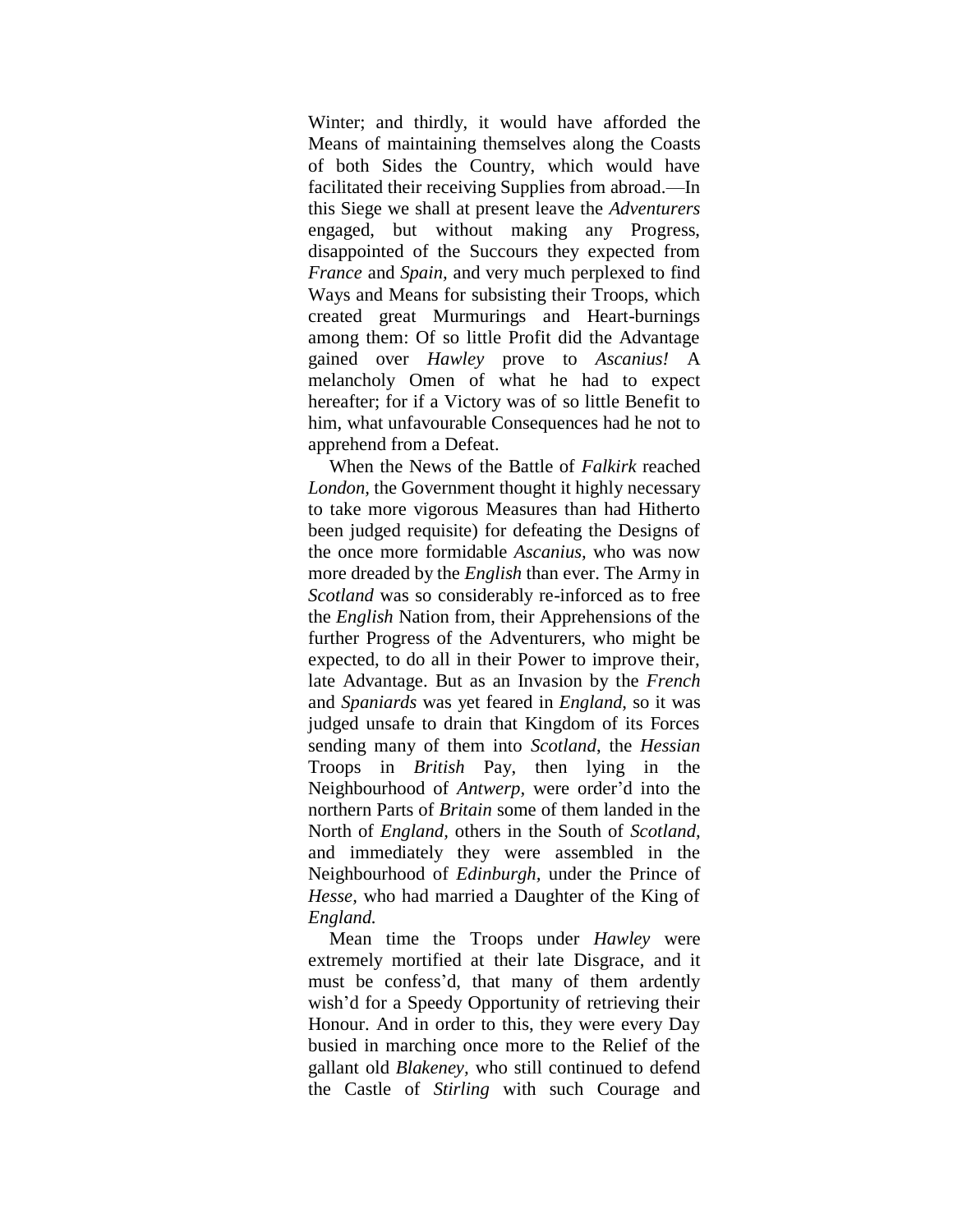Winter; and thirdly, it would have afforded the Means of maintaining themselves along the Coasts of both Sides the Country, which would have facilitated their receiving Supplies from abroad.—In this Siege we shall at present leave the *Adventurers* engaged, but without making any Progress, disappointed of the Succours they expected from *France* and *Spain,* and very much perplexed to find Ways and Means for subsisting their Troops, which created great Murmurings and Heart-burnings among them: Of so little Profit did the Advantage gained over *Hawley* prove to *Ascanius!* A melancholy Omen of what he had to expect hereafter; for if a Victory was of so little Benefit to him, what unfavourable Consequences had he not to apprehend from a Defeat.

When the News of the Battle of *Falkirk* reached *London*, the Government thought it highly necessary to take more vigorous Measures than had Hitherto been judged requisite) for defeating the Designs of the once more formidable *Ascanius,* who was now more dreaded by the *English* than ever. The Army in *Scotland* was so considerably re-inforced as to free the *English* Nation from, their Apprehensions of the further Progress of the Adventurers, who might be expected, to do all in their Power to improve their, late Advantage. But as an Invasion by the *French* and *Spaniards* was yet feared in *England*, so it was judged unsafe to drain that Kingdom of its Forces sending many of them into *Scotland*, the *Hessian* Troops in *British* Pay, then lying in the Neighbourhood of *Antwerp,* were order'd into the northern Parts of *Britain* some of them landed in the North of *England,* others in the South of *Scotland,* and immediately they were assembled in the Neighbourhood of *Edinburgh*, under the Prince of *Hesse,* who had married a Daughter of the King of *England.*

Mean time the Troops under *Hawley* were extremely mortified at their late Disgrace, and it must be confess'd, that many of them ardently wish'd for a Speedy Opportunity of retrieving their Honour. And in order to this, they were every Day busied in marching once more to the Relief of the gallant old *Blakeney,* who still continued to defend the Castle of *Stirling* with such Courage and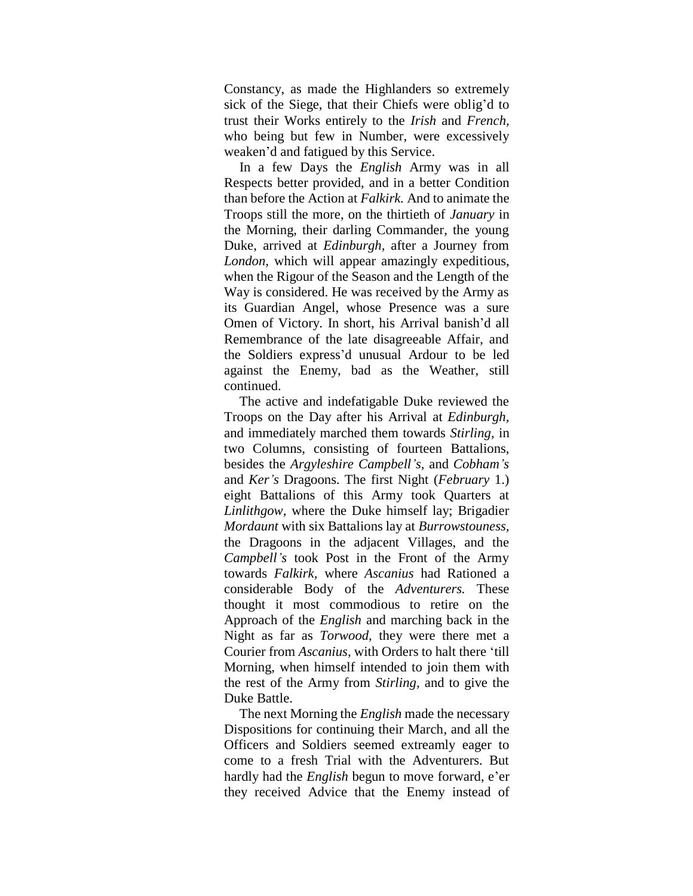Constancy, as made the Highlanders so extremely sick of the Siege, that their Chiefs were oblig'd to trust their Works entirely to the *Irish* and *French*, who being but few in Number, were excessively weaken'd and fatigued by this Service.

In a few Days the *English* Army was in all Respects better provided, and in a better Condition than before the Action at *Falkirk.* And to animate the Troops still the more, on the thirtieth of *January* in the Morning, their darling Commander, the young Duke, arrived at *Edinburgh*, after a Journey from *London*, which will appear amazingly expeditious, when the Rigour of the Season and the Length of the Way is considered. He was received by the Army as its Guardian Angel, whose Presence was a sure Omen of Victory. In short, his Arrival banish'd all Remembrance of the late disagreeable Affair, and the Soldiers express'd unusual Ardour to be led against the Enemy, bad as the Weather, still continued.

The active and indefatigable Duke reviewed the Troops on the Day after his Arrival at *Edinburgh*, and immediately marched them towards *Stirling*, in two Columns, consisting of fourteen Battalions, besides the *Argyleshire Campbell's*, and *Cobham's* and *Ker's* Dragoons. The first Night (*February* 1.) eight Battalions of this Army took Quarters at *Linlithgow*, where the Duke himself lay; Brigadier *Mordaunt* with six Battalions lay at *Burrowstouness*, the Dragoons in the adjacent Villages, and the *Campbell's* took Post in the Front of the Army towards *Falkirk*, where *Ascanius* had Rationed a considerable Body of the *Adventurers.* These thought it most commodious to retire on the Approach of the *English* and marching back in the Night as far as *Torwood*, they were there met a Courier from *Ascanius*, with Orders to halt there 'till Morning, when himself intended to join them with the rest of the Army from *Stirling*, and to give the Duke Battle.

The next Morning the *English* made the necessary Dispositions for continuing their March, and all the Officers and Soldiers seemed extreamly eager to come to a fresh Trial with the Adventurers. But hardly had the *English* begun to move forward, e'er they received Advice that the Enemy instead of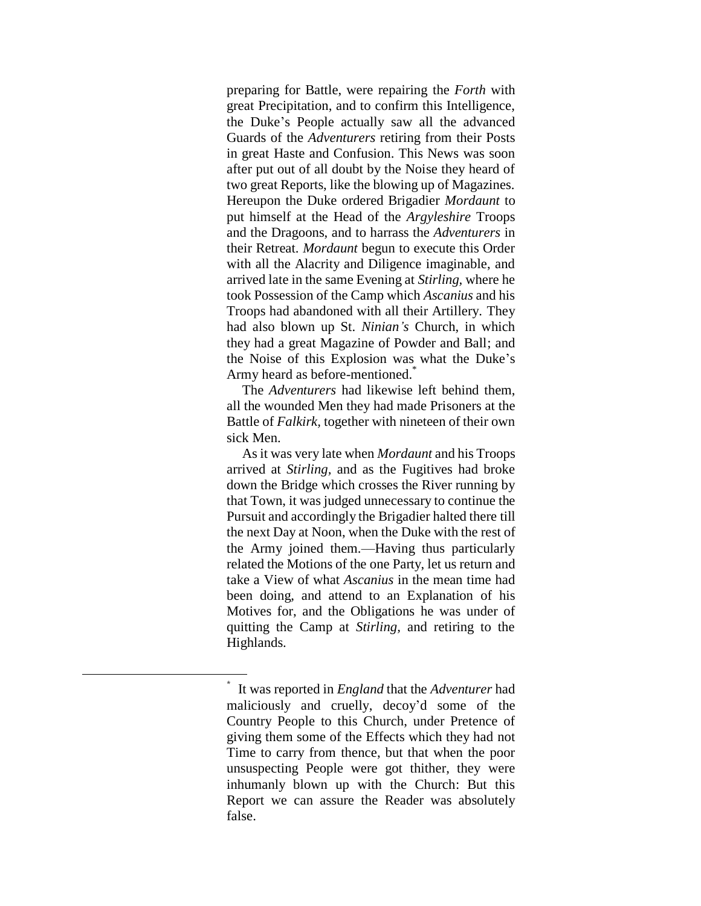preparing for Battle, were repairing the *Forth* with great Precipitation, and to confirm this Intelligence, the Duke's People actually saw all the advanced Guards of the *Adventurers* retiring from their Posts in great Haste and Confusion. This News was soon after put out of all doubt by the Noise they heard of two great Reports, like the blowing up of Magazines. Hereupon the Duke ordered Brigadier *Mordaunt* to put himself at the Head of the *Argyleshire* Troops and the Dragoons, and to harrass the *Adventurers* in their Retreat. *Mordaunt* begun to execute this Order with all the Alacrity and Diligence imaginable, and arrived late in the same Evening at *Stirling*, where he took Possession of the Camp which *Ascanius* and his Troops had abandoned with all their Artillery. They had also blown up St. *Ninian's* Church, in which they had a great Magazine of Powder and Ball; and the Noise of this Explosion was what the Duke's Army heard as before-mentioned.*

The *Adventurers* had likewise left behind them, all the wounded Men they had made Prisoners at the Battle of *Falkirk*, together with nineteen of their own sick Men.

As it was very late when *Mordaunt* and his Troops arrived at *Stirling*, and as the Fugitives had broke down the Bridge which crosses the River running by that Town, it was judged unnecessary to continue the Pursuit and accordingly the Brigadier halted there till the next Day at Noon, when the Duke with the rest of the Army joined them.—Having thus particularly related the Motions of the one Party, let us return and take a View of what *Ascanius* in the mean time had been doing, and attend to an Explanation of his Motives for, and the Obligations he was under of quitting the Camp at *Stirling*, and retiring to the Highlands.

---

* It was reported in *England* that the *Adventurer* had maliciously and cruelly, decoy'd some of the Country People to this Church, under Pretence of giving them some of the Effects which they had not Time to carry from thence, but that when the poor unsuspecting People were got thither, they were inhumanly blown up with the Church: But this Report we can assure the Reader was absolutely false.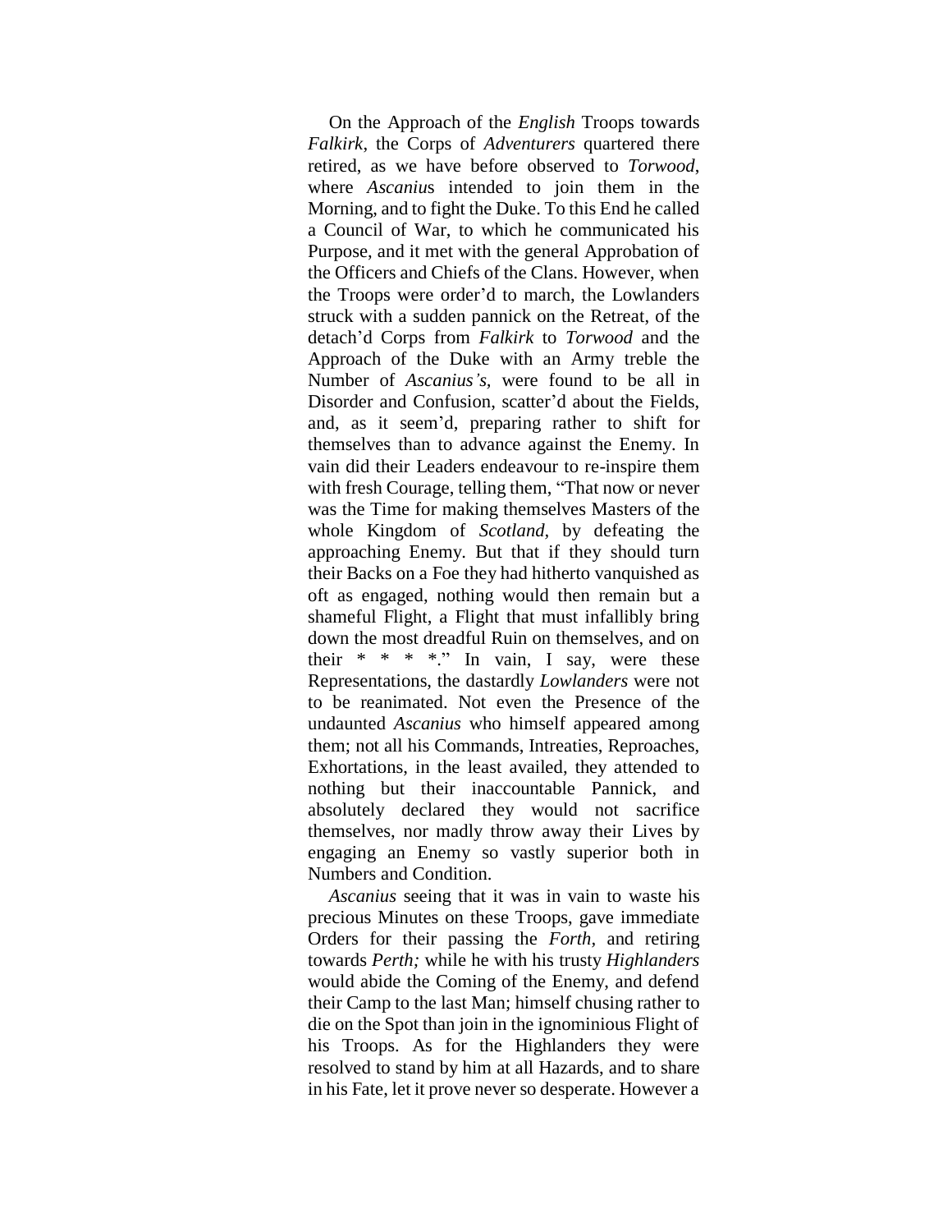On the Approach of the *English* Troops towards *Falkirk*, the Corps of *Adventurers* quartered there retired, as we have before observed to *Torwood*, where *Ascanius* intended to join them in the Morning, and to fight the Duke. To this End he called a Council of War, to which he communicated his Purpose, and it met with the general Approbation of the Officers and Chiefs of the Clans. However, when the Troops were order'd to march, the Lowlanders struck with a sudden pannick on the Retreat, of the detach'd Corps from *Falkirk* to *Torwood* and the Approach of the Duke with an Army treble the Number of *Ascanius's*, were found to be all in Disorder and Confusion, scatter'd about the Fields, and, as it seem'd, preparing rather to shift for themselves than to advance against the Enemy. In vain did their Leaders endeavour to re-inspire them with fresh Courage, telling them, "That now or never was the Time for making themselves Masters of the whole Kingdom of *Scotland*, by defeating the approaching Enemy. But that if they should turn their Backs on a Foe they had hitherto vanquished as oft as engaged, nothing would then remain but a shameful Flight, a Flight that must infallibly bring down the most dreadful Ruin on themselves, and on their * * * *." In vain, I say, were these Representations, the dastardly *Lowlanders* were not to be reanimated. Not even the Presence of the undaunted *Ascanius* who himself appeared among them; not all his Commands, Intreaties, Reproaches, Exhortations, in the least availed, they attended to nothing but their inaccountable Pannick, and absolutely declared they would not sacrifice themselves, nor madly throw away their Lives by engaging an Enemy so vastly superior both in Numbers and Condition.

*Ascanius* seeing that it was in vain to waste his precious Minutes on these Troops, gave immediate Orders for their passing the *Forth,* and retiring towards *Perth;* while he with his trusty *Highlanders* would abide the Coming of the Enemy, and defend their Camp to the last Man; himself chusing rather to die on the Spot than join in the ignominious Flight of his Troops. As for the Highlanders they were resolved to stand by him at all Hazards, and to share in his Fate, let it prove never so desperate. However a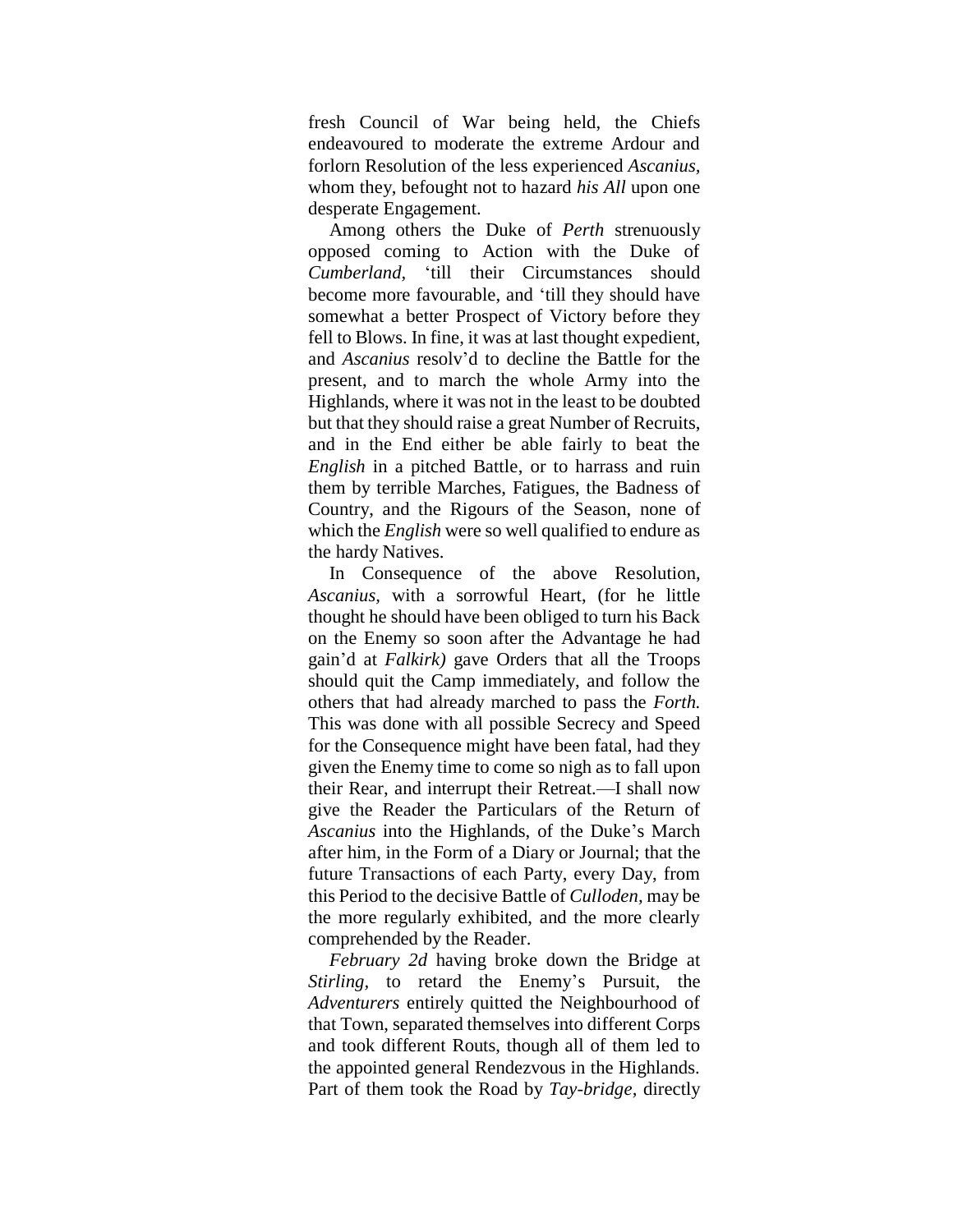fresh Council of War being held, the Chiefs endeavoured to moderate the extreme Ardour and forlorn Resolution of the less experienced *Ascanius,* whom they, befought not to hazard *his All* upon one desperate Engagement.

Among others the Duke of *Perth* strenuously opposed coming to Action with the Duke of *Cumberland,* 'till their Circumstances should become more favourable, and 'till they should have somewhat a better Prospect of Victory before they fell to Blows. In fine, it was at last thought expedient, and *Ascanius* resolv'd to decline the Battle for the present, and to march the whole Army into the Highlands, where it was not in the least to be doubted but that they should raise a great Number of Recruits, and in the End either be able fairly to beat the *English* in a pitched Battle, or to harrass and ruin them by terrible Marches, Fatigues, the Badness of Country, and the Rigours of the Season, none of which the *English* were so well qualified to endure as the hardy Natives.

In Consequence of the above Resolution, *Ascanius,* with a sorrowful Heart, (for he little thought he should have been obliged to turn his Back on the Enemy so soon after the Advantage he had gain'd at *Falkirk)* gave Orders that all the Troops should quit the Camp immediately, and follow the others that had already marched to pass the *Forth.* This was done with all possible Secrecy and Speed for the Consequence might have been fatal, had they given the Enemy time to come so nigh as to fall upon their Rear, and interrupt their Retreat.—I shall now give the Reader the Particulars of the Return of *Ascanius* into the Highlands, of the Duke's March after him, in the Form of a Diary or Journal; that the future Transactions of each Party, every Day, from this Period to the decisive Battle of *Culloden,* may be the more regularly exhibited, and the more clearly comprehended by the Reader.

*February 2d* having broke down the Bridge at *Stirling,* to retard the Enemy's Pursuit, the *Adventurers* entirely quitted the Neighbourhood of that Town, separated themselves into different Corps and took different Routs, though all of them led to the appointed general Rendezvous in the Highlands. Part of them took the Road by *Tay-bridge,* directly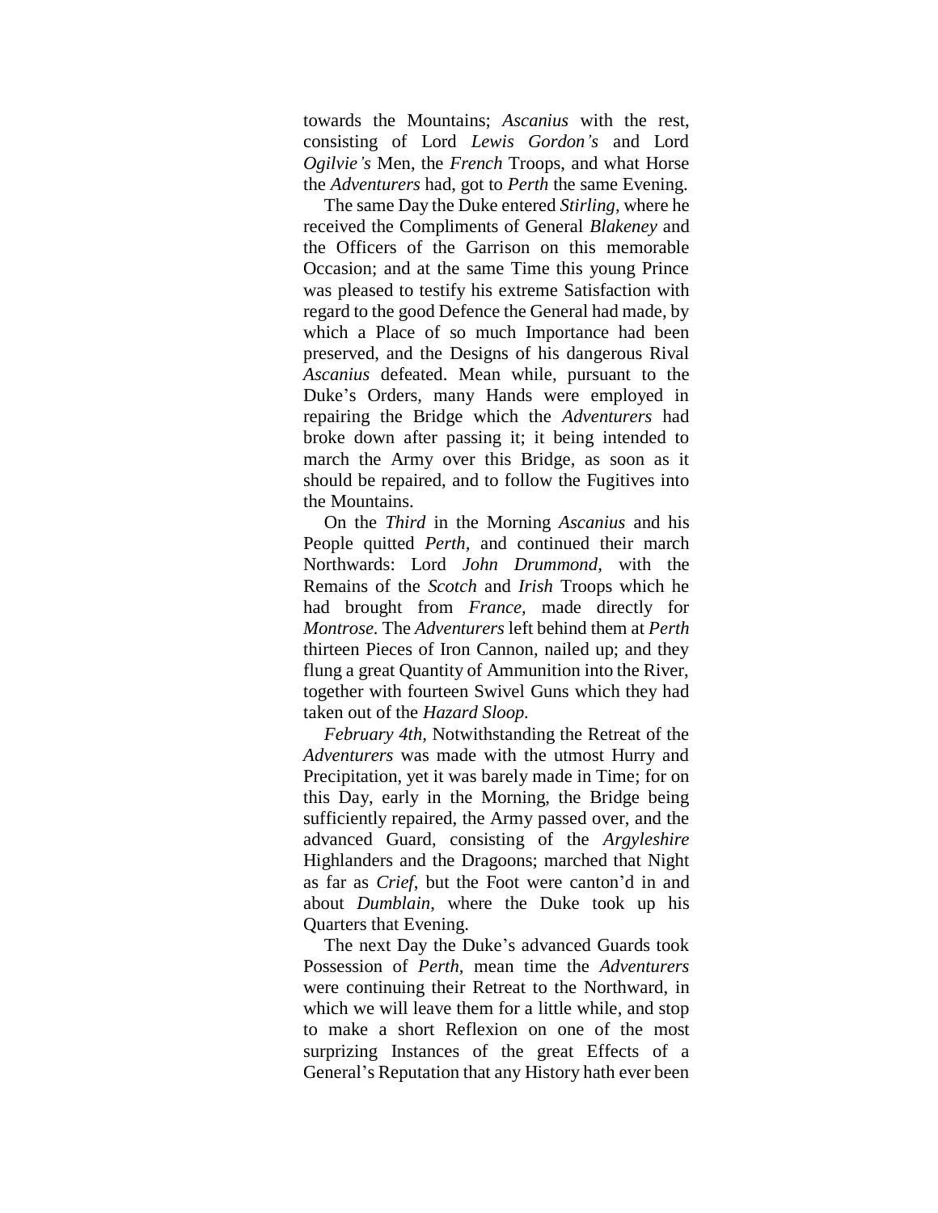towards the Mountains; *Ascanius* with the rest, consisting of Lord *Lewis Gordon's* and Lord *Ogilvie's* Men, the *French* Troops, and what Horse the *Adventurers* had, got to *Perth* the same Evening.

The same Day the Duke entered *Stirling*, where he received the Compliments of General *Blakeney* and the Officers of the Garrison on this memorable Occasion; and at the same Time this young Prince was pleased to testify his extreme Satisfaction with regard to the good Defence the General had made, by which a Place of so much Importance had been preserved, and the Designs of his dangerous Rival *Ascanius* defeated. Mean while, pursuant to the Duke's Orders, many Hands were employed in repairing the Bridge which the *Adventurers* had broke down after passing it; it being intended to march the Army over this Bridge, as soon as it should be repaired, and to follow the Fugitives into the Mountains.

On the *Third* in the Morning *Ascanius* and his People quitted *Perth*, and continued their march Northwards: Lord *John Drummond*, with the Remains of the *Scotch* and *Irish* Troops which he had brought from *France*, made directly for *Montrose*. The *Adventurers* left behind them at *Perth* thirteen Pieces of Iron Cannon, nailed up; and they flung a great Quantity of Ammunition into the River, together with fourteen Swivel Guns which they had taken out of the *Hazard Sloop*.

*February 4th*, Notwithstanding the Retreat of the *Adventurers* was made with the utmost Hurry and Precipitation, yet it was barely made in Time; for on this Day, early in the Morning, the Bridge being sufficiently repaired, the Army passed over, and the advanced Guard, consisting of the *Argyleshire* Highlanders and the Dragoons; marched that Night as far as *Crief*, but the Foot were canton'd in and about *Dumblain*, where the Duke took up his Quarters that Evening.

The next Day the Duke's advanced Guards took Possession of *Perth*, mean time the *Adventurers* were continuing their Retreat to the Northward, in which we will leave them for a little while, and stop to make a short Reflexion on one of the most surprizing Instances of the great Effects of a General's Reputation that any History hath ever been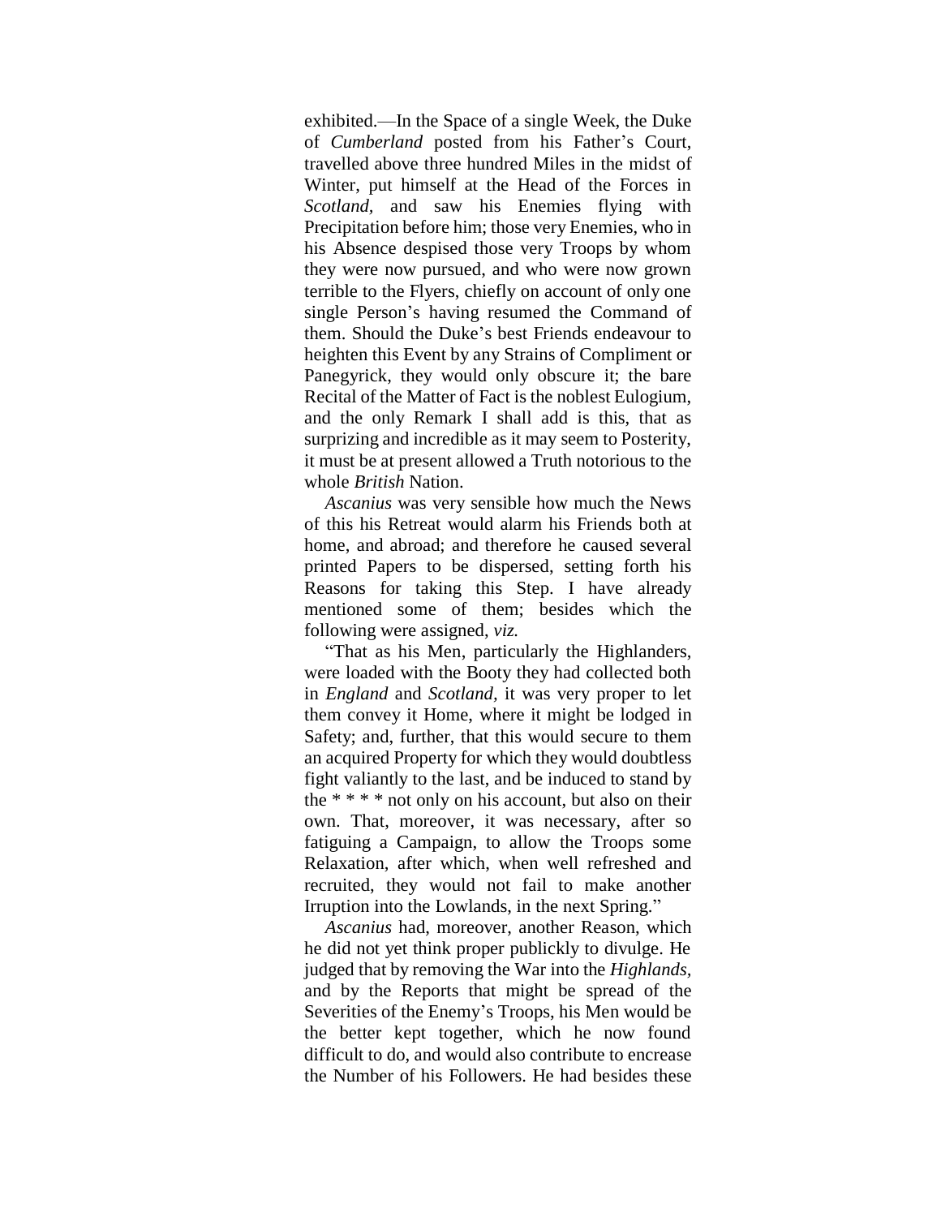exhibited.—In the Space of a single Week, the Duke of *Cumberland* posted from his Father's Court, travelled above three hundred Miles in the midst of Winter, put himself at the Head of the Forces in *Scotland*, and saw his Enemies flying with Precipitation before him; those very Enemies, who in his Absence despised those very Troops by whom they were now pursued, and who were now grown terrible to the Flyers, chiefly on account of only one single Person's having resumed the Command of them. Should the Duke's best Friends endeavour to heighten this Event by any Strains of Compliment or Panegyrick, they would only obscure it; the bare Recital of the Matter of Fact is the noblest Eulogium, and the only Remark I shall add is this, that as surprizing and incredible as it may seem to Posterity, it must be at present allowed a Truth notorious to the whole *British* Nation.

*Ascanius* was very sensible how much the News of this his Retreat would alarm his Friends both at home, and abroad; and therefore he caused several printed Papers to be dispersed, setting forth his Reasons for taking this Step. I have already mentioned some of them; besides which the following were assigned, *viz.*

"That as his Men, particularly the Highlanders, were loaded with the Booty they had collected both in *England* and *Scotland*, it was very proper to let them convey it Home, where it might be lodged in Safety; and, further, that this would secure to them an acquired Property for which they would doubtless fight valiantly to the last, and be induced to stand by the * * * * not only on his account, but also on their own. That, moreover, it was necessary, after so fatiguing a Campaign, to allow the Troops some Relaxation, after which, when well refreshed and recruited, they would not fail to make another Irruption into the Lowlands, in the next Spring."

*Ascanius* had, moreover, another Reason, which he did not yet think proper publickly to divulge. He judged that by removing the War into the *Highlands*, and by the Reports that might be spread of the Severities of the Enemy's Troops, his Men would be the better kept together, which he now found difficult to do, and would also contribute to encrease the Number of his Followers. He had besides these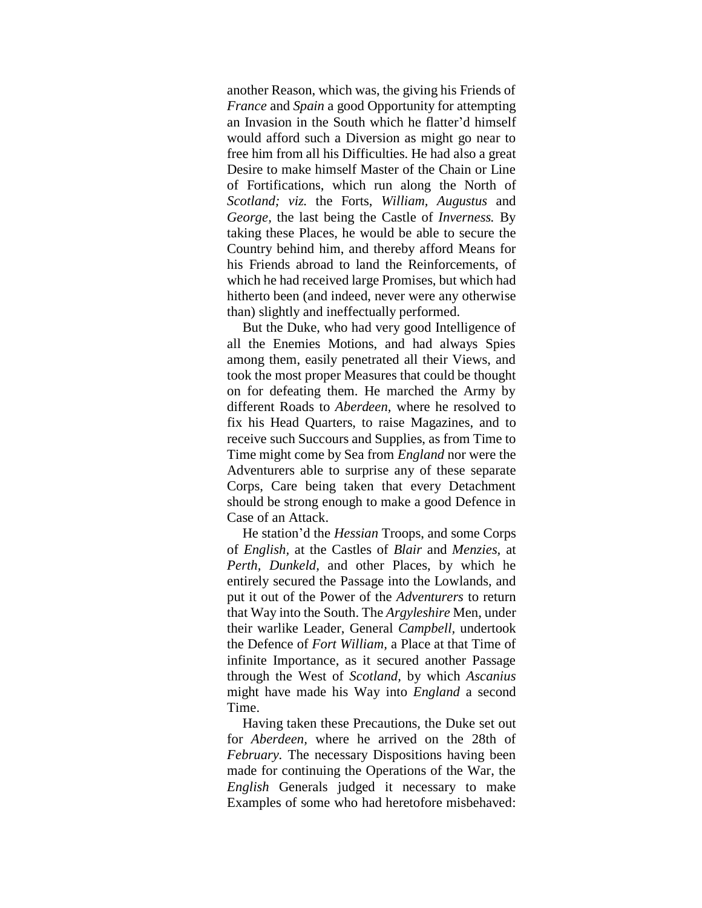another Reason, which was, the giving his Friends of *France* and *Spain* a good Opportunity for attempting an Invasion in the South which he flatter'd himself would afford such a Diversion as might go near to free him from all his Difficulties. He had also a great Desire to make himself Master of the Chain or Line of Fortifications, which run along the North of *Scotland; viz.* the Forts, *William*, *Augustus* and *George*, the last being the Castle of *Inverness.* By taking these Places, he would be able to secure the Country behind him, and thereby afford Means for his Friends abroad to land the Reinforcements, of which he had received large Promises, but which had hitherto been (and indeed, never were any otherwise than) slightly and ineffectually performed.

But the Duke, who had very good Intelligence of all the Enemies Motions, and had always Spies among them, easily penetrated all their Views, and took the most proper Measures that could be thought on for defeating them. He marched the Army by different Roads to *Aberdeen*, where he resolved to fix his Head Quarters, to raise Magazines, and to receive such Succours and Supplies, as from Time to Time might come by Sea from *England* nor were the Adventurers able to surprise any of these separate Corps, Care being taken that every Detachment should be strong enough to make a good Defence in Case of an Attack.

He station'd the *Hessian* Troops, and some Corps of *English*, at the Castles of *Blair* and *Menzies*, at *Perth*, *Dunkeld*, and other Places, by which he entirely secured the Passage into the Lowlands, and put it out of the Power of the *Adventurers* to return that Way into the South. The *Argyleshire* Men, under their warlike Leader, General *Campbell*, undertook the Defence of *Fort William*, a Place at that Time of infinite Importance, as it secured another Passage through the West of *Scotland*, by which *Ascanius* might have made his Way into *England* a second Time.

Having taken these Precautions, the Duke set out for *Aberdeen*, where he arrived on the 28th of *February*. The necessary Dispositions having been made for continuing the Operations of the War, the *English* Generals judged it necessary to make Examples of some who had heretofore misbehaved: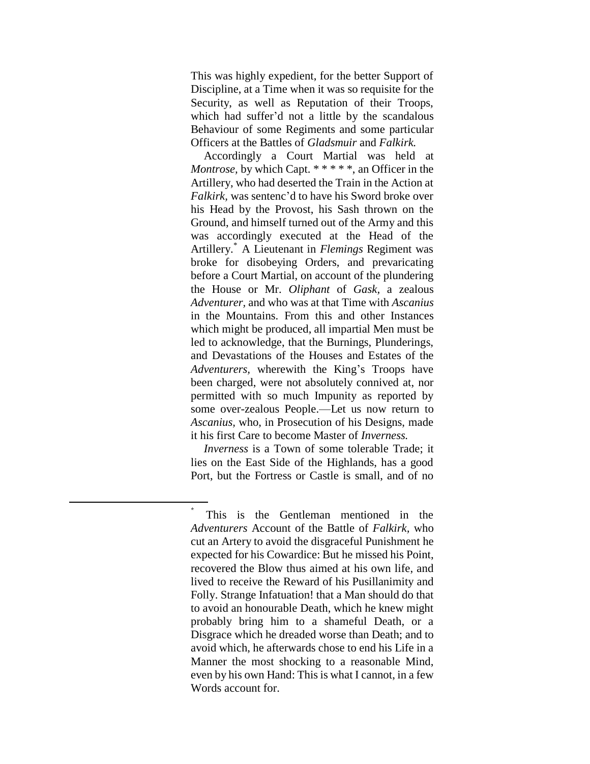This was highly expedient, for the better Support of Discipline, at a Time when it was so requisite for the Security, as well as Reputation of their Troops, which had suffer'd not a little by the scandalous Behaviour of some Regiments and some particular Officers at the Battles of *Gladsmuir* and *Falkirk.*

Accordingly a Court Martial was held at *Montrose,* by which Capt. * * * * *, an Officer in the Artillery, who had deserted the Train in the Action at *Falkirk,* was sentenc'd to have his Sword broke over his Head by the Provost, his Sash thrown on the Ground, and himself turned out of the Army and this was accordingly executed at the Head of the Artillery.* A Lieutenant in *Flemings* Regiment was broke for disobeying Orders, and prevaricating before a Court Martial, on account of the plundering the House or Mr. *Oliphant* of *Gask*, a zealous *Adventurer*, and who was at that Time with *Ascanius* in the Mountains. From this and other Instances which might be produced, all impartial Men must be led to acknowledge, that the Burnings, Plunderings, and Devastations of the Houses and Estates of the *Adventurers,* wherewith the King's Troops have been charged, were not absolutely connived at, nor permitted with so much Impunity as reported by some over-zealous People.—Let us now return to *Ascanius,* who, in Prosecution of his Designs, made it his first Care to become Master of *Inverness.*

*Inverness* is a Town of some tolerable Trade; it lies on the East Side of the Highlands, has a good Port, but the Fortress or Castle is small, and of no

---

* This is the Gentleman mentioned in the *Adventurers* Account of the Battle of *Falkirk*, who cut an Artery to avoid the disgraceful Punishment he expected for his Cowardice: But he missed his Point, recovered the Blow thus aimed at his own life, and lived to receive the Reward of his Pusillanimity and Folly. Strange Infatuation! that a Man should do that to avoid an honourable Death, which he knew might probably bring him to a shameful Death, or a Disgrace which he dreaded worse than Death; and to avoid which, he afterwards chose to end his Life in a Manner the most shocking to a reasonable Mind, even by his own Hand: This is what I cannot, in a few Words account for.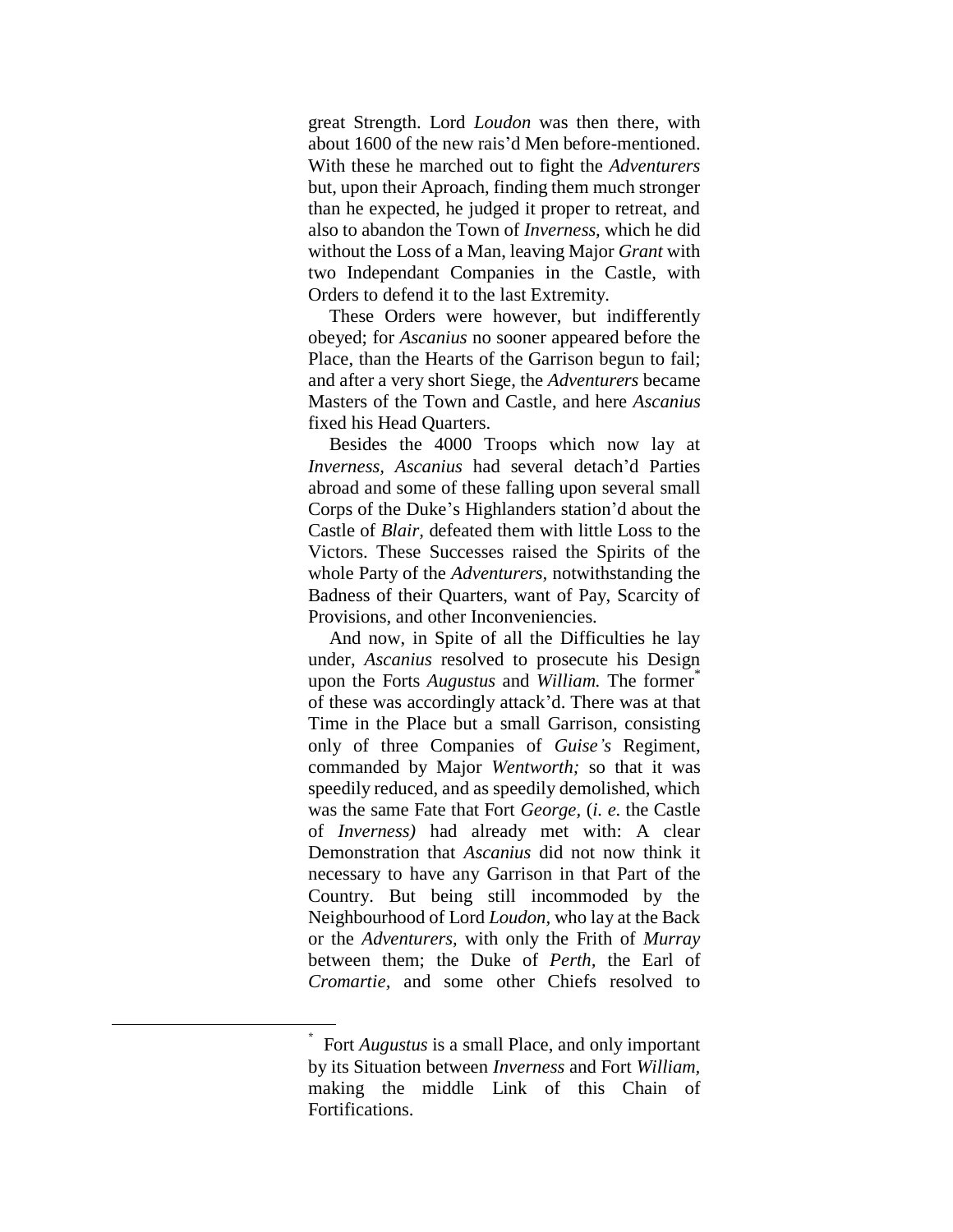great Strength. Lord *Loudon* was then there, with about 1600 of the new rais'd Men before-mentioned. With these he marched out to fight the *Adventurers* but, upon their Aproach, finding them much stronger than he expected, he judged it proper to retreat, and also to abandon the Town of *Inverness,* which he did without the Loss of a Man, leaving Major *Grant* with two Independant Companies in the Castle, with Orders to defend it to the last Extremity.

These Orders were however, but indifferently obeyed; for *Ascanius* no sooner appeared before the Place, than the Hearts of the Garrison begun to fail; and after a very short Siege, the *Adventurers* became Masters of the Town and Castle, and here *Ascanius* fixed his Head Quarters.

Besides the 4000 Troops which now lay at *Inverness, Ascanius* had several detach'd Parties abroad and some of these falling upon several small Corps of the Duke's Highlanders station'd about the Castle of *Blair,* defeated them with little Loss to the Victors. These Successes raised the Spirits of the whole Party of the *Adventurers,* notwithstanding the Badness of their Quarters, want of Pay, Scarcity of Provisions, and other Inconveniencies.

And now, in Spite of all the Difficulties he lay under, *Ascanius* resolved to prosecute his Design upon the Forts *Augustus* and *William.* The former* of these was accordingly attack'd. There was at that Time in the Place but a small Garrison, consisting only of three Companies of *Guise's* Regiment, commanded by Major *Wentworth;* so that it was speedily reduced, and as speedily demolished, which was the same Fate that Fort *George,* (*i. e.* the Castle of *Inverness)* had already met with: A clear Demonstration that *Ascanius* did not now think it necessary to have any Garrison in that Part of the Country. But being still incommoded by the Neighbourhood of Lord *Loudon,* who lay at the Back or the *Adventurers,* with only the Frith of *Murray* between them; the Duke of *Perth,* the Earl of *Cromartie,* and some other Chiefs resolved to

---

* Fort *Augustus* is a small Place, and only important by its Situation between *Inverness* and Fort *William,* making the middle Link of this Chain of Fortifications.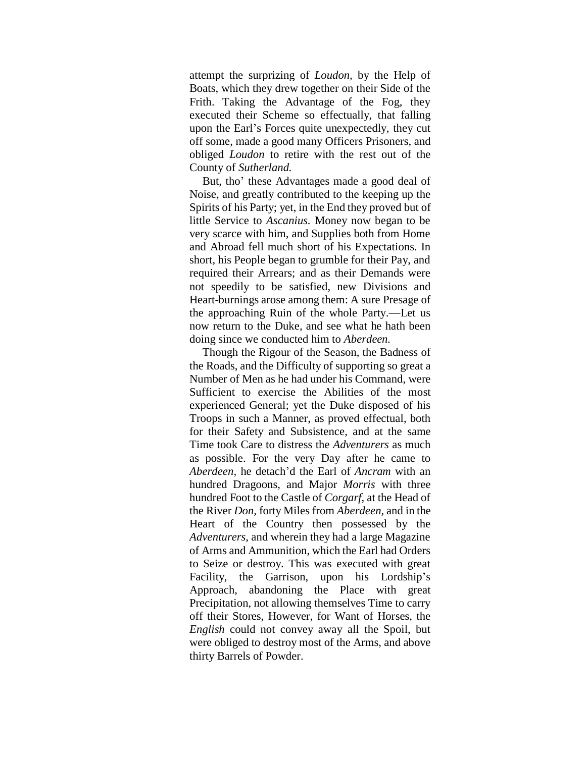attempt the surprizing of *Loudon,* by the Help of Boats, which they drew together on their Side of the Frith. Taking the Advantage of the Fog, they executed their Scheme so effectually, that falling upon the Earl's Forces quite unexpectedly, they cut off some, made a good many Officers Prisoners, and obliged *Loudon* to retire with the rest out of the County of *Sutherland.*

But, tho' these Advantages made a good deal of Noise, and greatly contributed to the keeping up the Spirits of his Party; yet, in the End they proved but of little Service to *Ascanius.* Money now began to be very scarce with him, and Supplies both from Home and Abroad fell much short of his Expectations. In short, his People began to grumble for their Pay, and required their Arrears; and as their Demands were not speedily to be satisfied, new Divisions and Heart-burnings arose among them: A sure Presage of the approaching Ruin of the whole Party.—Let us now return to the Duke, and see what he hath been doing since we conducted him to *Aberdeen.*

Though the Rigour of the Season, the Badness of the Roads, and the Difficulty of supporting so great a Number of Men as he had under his Command, were Sufficient to exercise the Abilities of the most experienced General; yet the Duke disposed of his Troops in such a Manner, as proved effectual, both for their Safety and Subsistence, and at the same Time took Care to distress the *Adventurers* as much as possible. For the very Day after he came to *Aberdeen*, he detach'd the Earl of *Ancram* with an hundred Dragoons, and Major *Morris* with three hundred Foot to the Castle of *Corgarf,* at the Head of the River *Don,* forty Miles from *Aberdeen,* and in the Heart of the Country then possessed by the *Adventurers,* and wherein they had a large Magazine of Arms and Ammunition, which the Earl had Orders to Seize or destroy. This was executed with great Facility, the Garrison, upon his Lordship's Approach, abandoning the Place with great Precipitation, not allowing themselves Time to carry off their Stores, However, for Want of Horses, the *English* could not convey away all the Spoil, but were obliged to destroy most of the Arms, and above thirty Barrels of Powder.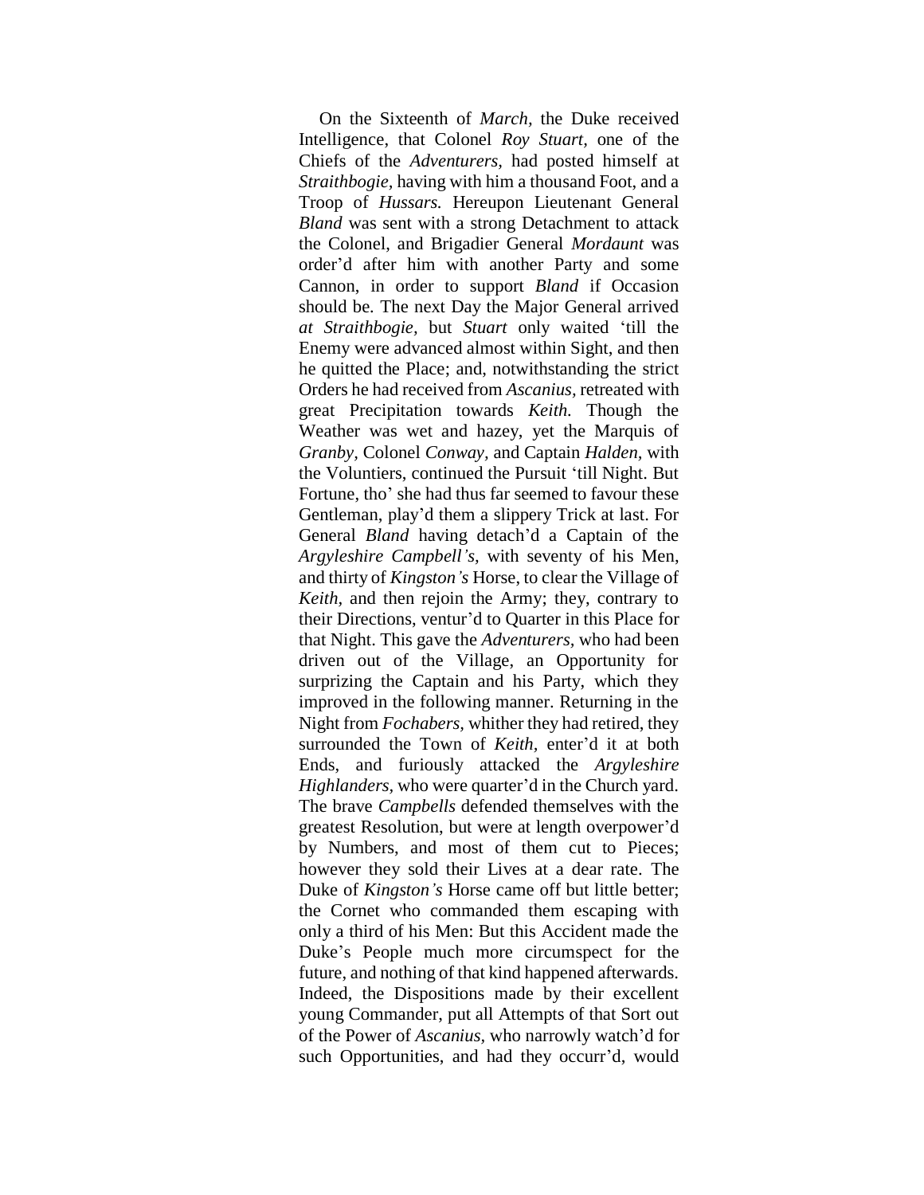On the Sixteenth of *March,* the Duke received Intelligence, that Colonel *Roy Stuart,* one of the Chiefs of the *Adventurers,* had posted himself at *Straithbogie,* having with him a thousand Foot, and a Troop of *Hussars.* Hereupon Lieutenant General *Bland* was sent with a strong Detachment to attack the Colonel, and Brigadier General *Mordaunt* was order'd after him with another Party and some Cannon, in order to support *Bland* if Occasion should be. The next Day the Major General arrived *at Straithbogie,* but *Stuart* only waited 'till the Enemy were advanced almost within Sight, and then he quitted the Place; and, notwithstanding the strict Orders he had received from *Ascanius,* retreated with great Precipitation towards *Keith.* Though the Weather was wet and hazey, yet the Marquis of *Granby,* Colonel *Conway,* and Captain *Halden,* with the Voluntiers, continued the Pursuit 'till Night. But Fortune, tho' she had thus far seemed to favour these Gentleman, play'd them a slippery Trick at last. For General *Bland* having detach'd a Captain of the *Argyleshire Campbell's,* with seventy of his Men, and thirty of *Kingston's* Horse, to clear the Village of *Keith,* and then rejoin the Army; they, contrary to their Directions, ventur'd to Quarter in this Place for that Night. This gave the *Adventurers,* who had been driven out of the Village, an Opportunity for surprizing the Captain and his Party, which they improved in the following manner. Returning in the Night from *Fochabers,* whither they had retired, they surrounded the Town of *Keith,* enter'd it at both Ends, and furiously attacked the *Argyleshire Highlanders,* who were quarter'd in the Church yard. The brave *Campbells* defended themselves with the greatest Resolution, but were at length overpower'd by Numbers, and most of them cut to Pieces; however they sold their Lives at a dear rate. The Duke of *Kingston's* Horse came off but little better; the Cornet who commanded them escaping with only a third of his Men: But this Accident made the Duke's People much more circumspect for the future, and nothing of that kind happened afterwards. Indeed, the Dispositions made by their excellent young Commander, put all Attempts of that Sort out of the Power of *Ascanius,* who narrowly watch'd for such Opportunities, and had they occurr'd, would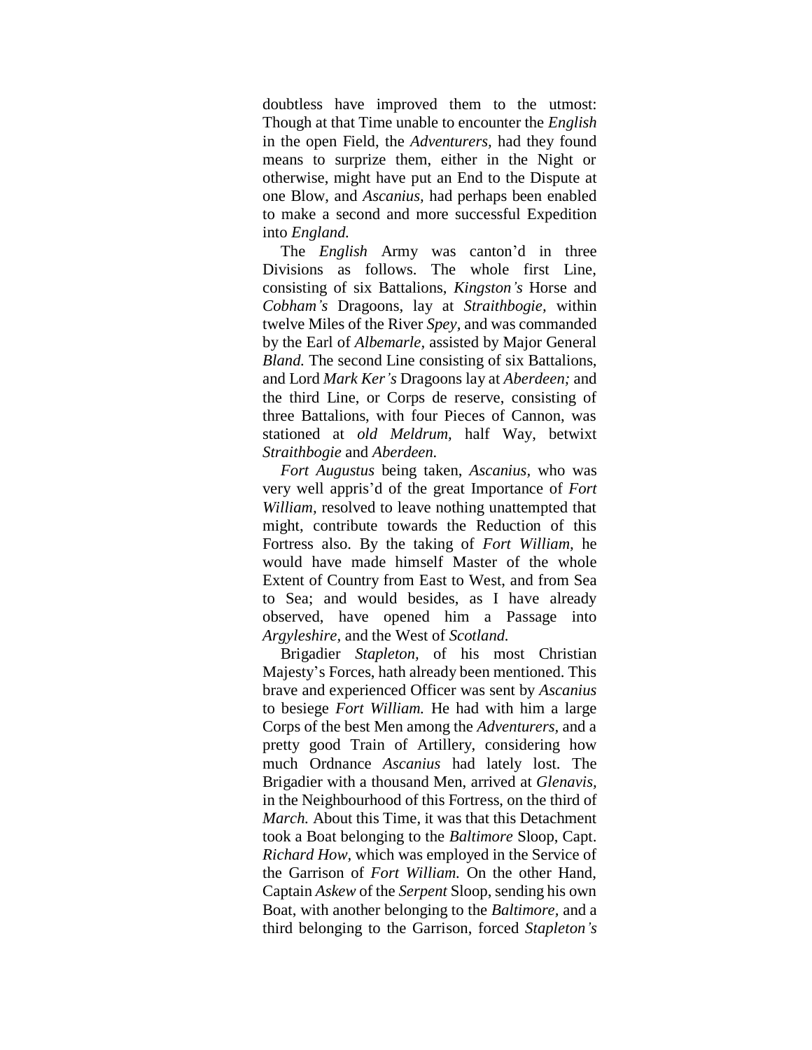doubtless have improved them to the utmost: Though at that Time unable to encounter the *English* in the open Field, the *Adventurers,* had they found means to surprize them, either in the Night or otherwise, might have put an End to the Dispute at one Blow, and *Ascanius,* had perhaps been enabled to make a second and more successful Expedition into *England.*

The *English* Army was canton'd in three Divisions as follows. The whole first Line, consisting of six Battalions, *Kingston's* Horse and *Cobham's* Dragoons, lay at *Straithbogie,* within twelve Miles of the River *Spey,* and was commanded by the Earl of *Albemarle,* assisted by Major General *Bland.* The second Line consisting of six Battalions, and Lord *Mark Ker's* Dragoons lay at *Aberdeen;* and the third Line, or Corps de reserve, consisting of three Battalions, with four Pieces of Cannon, was stationed at *old Meldrum,* half Way, betwixt *Straithbogie* and *Aberdeen.*

*Fort Augustus* being taken, *Ascanius,* who was very well appris'd of the great Importance of *Fort William,* resolved to leave nothing unattempted that might, contribute towards the Reduction of this Fortress also. By the taking of *Fort William,* he would have made himself Master of the whole Extent of Country from East to West, and from Sea to Sea; and would besides, as I have already observed, have opened him a Passage into *Argyleshire,* and the West of *Scotland.*

Brigadier *Stapleton,* of his most Christian Majesty's Forces, hath already been mentioned. This brave and experienced Officer was sent by *Ascanius* to besiege *Fort William.* He had with him a large Corps of the best Men among the *Adventurers,* and a pretty good Train of Artillery, considering how much Ordnance *Ascanius* had lately lost. The Brigadier with a thousand Men, arrived at *Glenavis,* in the Neighbourhood of this Fortress, on the third of *March.* About this Time, it was that this Detachment took a Boat belonging to the *Baltimore* Sloop, Capt. *Richard How,* which was employed in the Service of the Garrison of *Fort William.* On the other Hand, Captain *Askew* of the *Serpent* Sloop, sending his own Boat, with another belonging to the *Baltimore,* and a third belonging to the Garrison, forced *Stapleton's*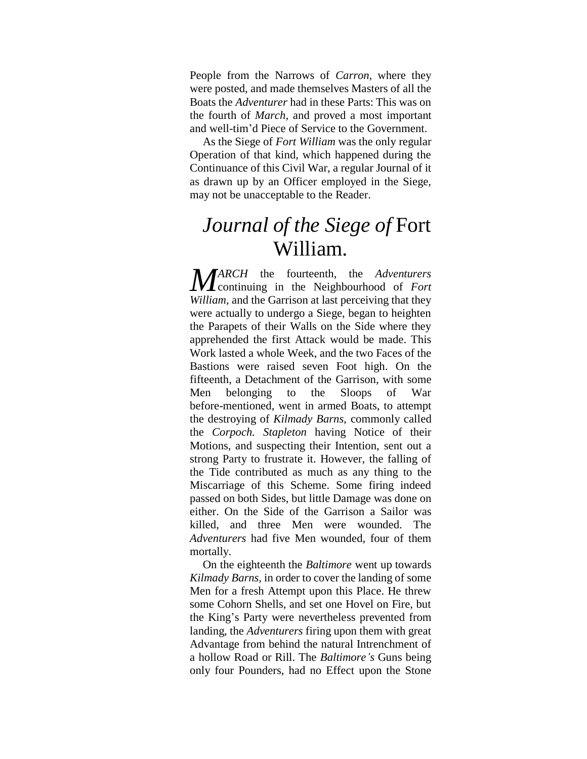People from the Narrows of *Carron*, where they were posted, and made themselves Masters of all the Boats the *Adventurer* had in these Parts: This was on the fourth of *March*, and proved a most important and well-tim'd Piece of Service to the Government.

As the Siege of *Fort William* was the only regular Operation of that kind, which happened during the Continuance of this Civil War, a regular Journal of it as drawn up by an Officer employed in the Siege, may not be unacceptable to the Reader.

## *Journal of the Siege of* Fort William.

*MARCH* the fourteenth, the *Adventurers* continuing in the Neighbourhood of *Fort William*, and the Garrison at last perceiving that they were actually to undergo a Siege, began to heighten the Parapets of their Walls on the Side where they apprehended the first Attack would be made. This Work lasted a whole Week, and the two Faces of the Bastions were raised seven Foot high. On the fifteenth, a Detachment of the Garrison, with some Men belonging to the Sloops of War before-mentioned, went in armed Boats, to attempt the destroying of *Kilmady Barns*, commonly called the *Corpoch*. *Stapleton* having Notice of their Motions, and suspecting their Intention, sent out a strong Party to frustrate it. However, the falling of the Tide contributed as much as any thing to the Miscarriage of this Scheme. Some firing indeed passed on both Sides, but little Damage was done on either. On the Side of the Garrison a Sailor was killed, and three Men were wounded. The *Adventurers* had five Men wounded, four of them mortally.

On the eighteenth the *Baltimore* went up towards *Kilmady Barns*, in order to cover the landing of some Men for a fresh Attempt upon this Place. He threw some Cohorn Shells, and set one Hovel on Fire, but the King's Party were nevertheless prevented from landing, the *Adventurers* firing upon them with great Advantage from behind the natural Intrenchment of a hollow Road or Rill. The *Baltimore's* Guns being only four Pounders, had no Effect upon the Stone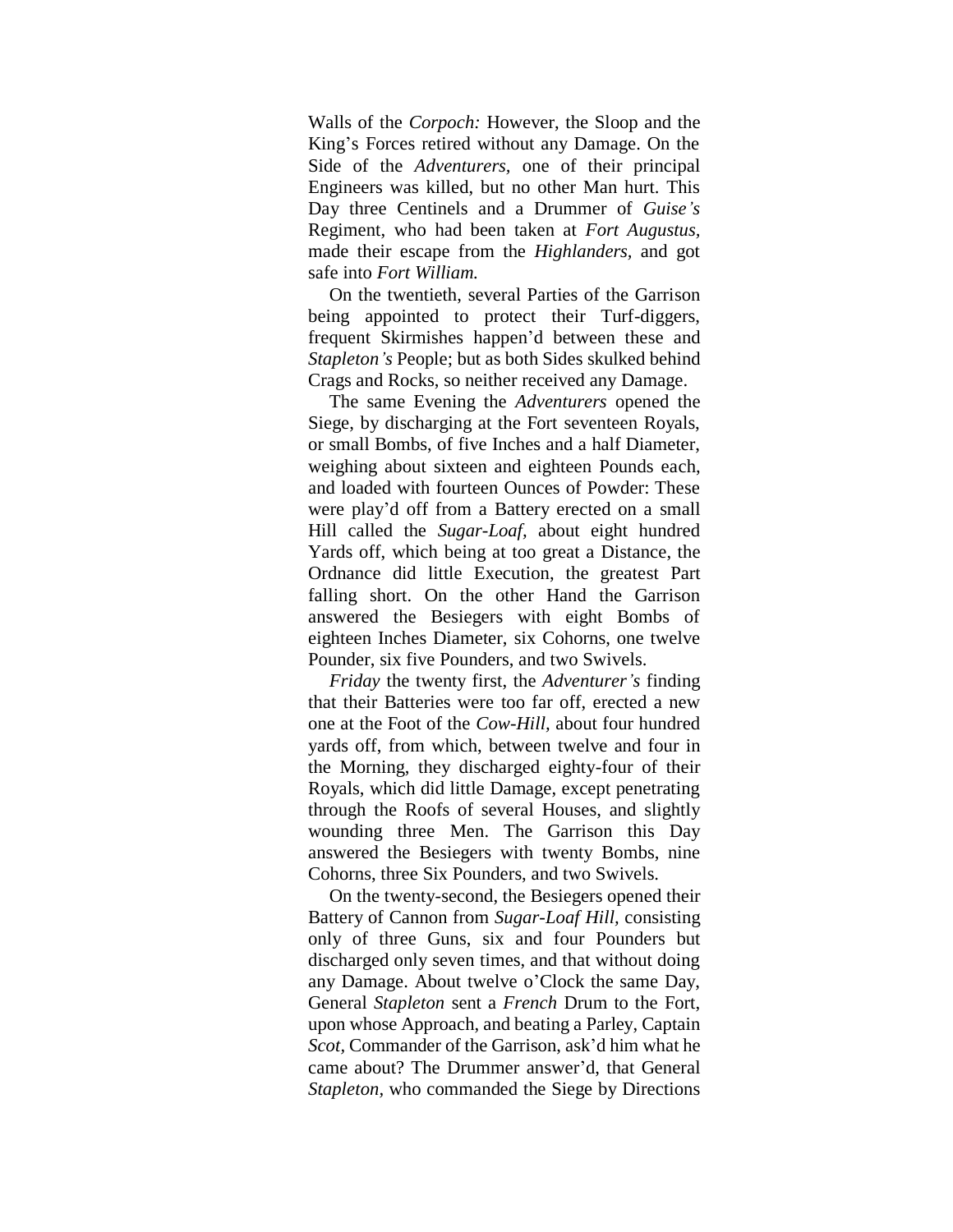Walls of the *Corpoch:* However, the Sloop and the King's Forces retired without any Damage. On the Side of the *Adventurers*, one of their principal Engineers was killed, but no other Man hurt. This Day three Centinels and a Drummer of *Guise's* Regiment, who had been taken at *Fort Augustus*, made their escape from the *Highlanders*, and got safe into *Fort William.*

On the twentieth, several Parties of the Garrison being appointed to protect their Turf-diggers, frequent Skirmishes happen'd between these and *Stapleton's* People; but as both Sides skulked behind Crags and Rocks, so neither received any Damage.

The same Evening the *Adventurers* opened the Siege, by discharging at the Fort seventeen Royals, or small Bombs, of five Inches and a half Diameter, weighing about sixteen and eighteen Pounds each, and loaded with fourteen Ounces of Powder: These were play'd off from a Battery erected on a small Hill called the *Sugar-Loaf*, about eight hundred Yards off, which being at too great a Distance, the Ordnance did little Execution, the greatest Part falling short. On the other Hand the Garrison answered the Besiegers with eight Bombs of eighteen Inches Diameter, six Cohorns, one twelve Pounder, six five Pounders, and two Swivels.

*Friday* the twenty first, the *Adventurer's* finding that their Batteries were too far off, erected a new one at the Foot of the *Cow-Hill,* about four hundred yards off, from which, between twelve and four in the Morning, they discharged eighty-four of their Royals, which did little Damage, except penetrating through the Roofs of several Houses, and slightly wounding three Men. The Garrison this Day answered the Besiegers with twenty Bombs, nine Cohorns, three Six Pounders, and two Swivels.

On the twenty-second, the Besiegers opened their Battery of Cannon from *Sugar-Loaf Hill,* consisting only of three Guns, six and four Pounders but discharged only seven times, and that without doing any Damage. About twelve o'Clock the same Day, General *Stapleton* sent a *French* Drum to the Fort, upon whose Approach, and beating a Parley, Captain *Scot*, Commander of the Garrison, ask'd him what he came about? The Drummer answer'd, that General *Stapleton*, who commanded the Siege by Directions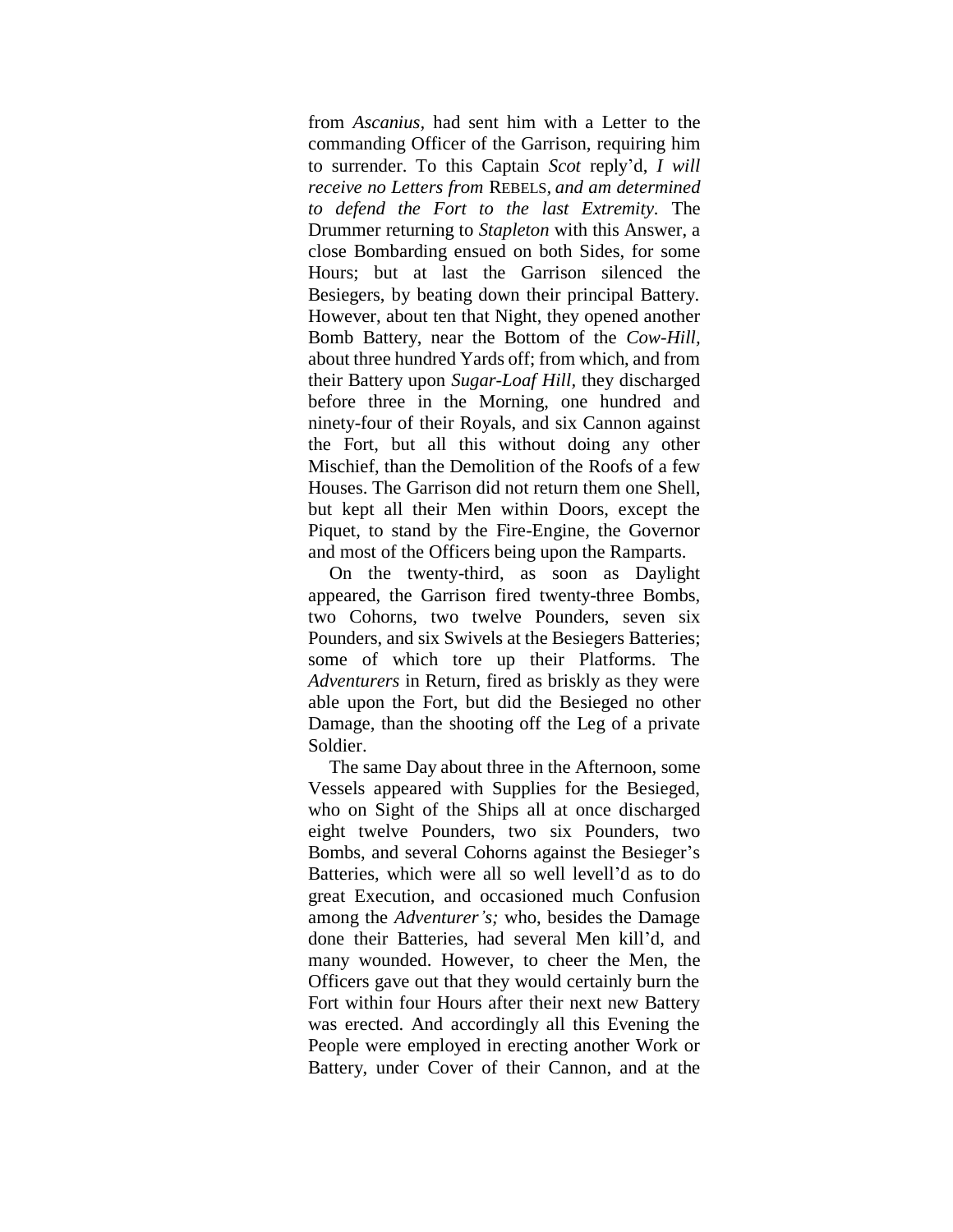from *Ascanius*, had sent him with a Letter to the commanding Officer of the Garrison, requiring him to surrender. To this Captain *Scot* reply'd, *I will receive no Letters from* REBELS, *and am determined to defend the Fort to the last Extremity*. The Drummer returning to *Stapleton* with this Answer, a close Bombarding ensued on both Sides, for some Hours; but at last the Garrison silenced the Besiegers, by beating down their principal Battery. However, about ten that Night, they opened another Bomb Battery, near the Bottom of the *Cow-Hill*, about three hundred Yards off; from which, and from their Battery upon *Sugar-Loaf Hill*, they discharged before three in the Morning, one hundred and ninety-four of their Royals, and six Cannon against the Fort, but all this without doing any other Mischief, than the Demolition of the Roofs of a few Houses. The Garrison did not return them one Shell, but kept all their Men within Doors, except the Piquet, to stand by the Fire-Engine, the Governor and most of the Officers being upon the Ramparts.

On the twenty-third, as soon as Daylight appeared, the Garrison fired twenty-three Bombs, two Cohorns, two twelve Pounders, seven six Pounders, and six Swivels at the Besiegers Batteries; some of which tore up their Platforms. The *Adventurers* in Return, fired as briskly as they were able upon the Fort, but did the Besieged no other Damage, than the shooting off the Leg of a private Soldier.

The same Day about three in the Afternoon, some Vessels appeared with Supplies for the Besieged, who on Sight of the Ships all at once discharged eight twelve Pounders, two six Pounders, two Bombs, and several Cohorns against the Besieger's Batteries, which were all so well levell'd as to do great Execution, and occasioned much Confusion among the *Adventurer's;* who, besides the Damage done their Batteries, had several Men kill'd, and many wounded. However, to cheer the Men, the Officers gave out that they would certainly burn the Fort within four Hours after their next new Battery was erected. And accordingly all this Evening the People were employed in erecting another Work or Battery, under Cover of their Cannon, and at the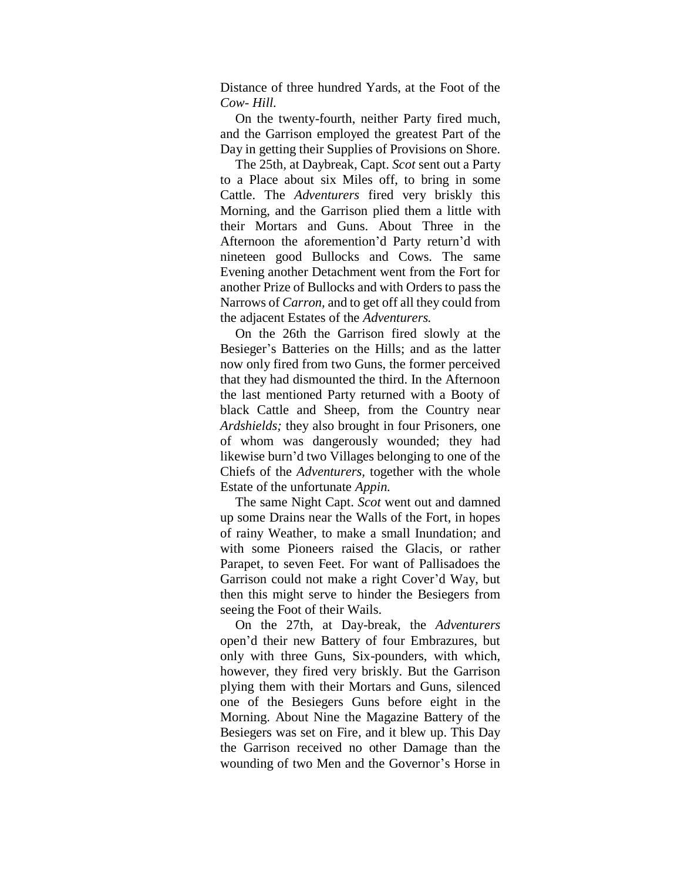Distance of three hundred Yards, at the Foot of the *Cow- Hill.*

On the twenty-fourth, neither Party fired much, and the Garrison employed the greatest Part of the Day in getting their Supplies of Provisions on Shore.

The 25th, at Daybreak, Capt. *Scot* sent out a Party to a Place about six Miles off, to bring in some Cattle. The *Adventurers* fired very briskly this Morning, and the Garrison plied them a little with their Mortars and Guns. About Three in the Afternoon the aforemention'd Party return'd with nineteen good Bullocks and Cows. The same Evening another Detachment went from the Fort for another Prize of Bullocks and with Orders to pass the Narrows of *Carron*, and to get off all they could from the adjacent Estates of the *Adventurers.*

On the 26th the Garrison fired slowly at the Besieger's Batteries on the Hills; and as the latter now only fired from two Guns, the former perceived that they had dismounted the third. In the Afternoon the last mentioned Party returned with a Booty of black Cattle and Sheep, from the Country near *Ardshields;* they also brought in four Prisoners, one of whom was dangerously wounded; they had likewise burn'd two Villages belonging to one of the Chiefs of the *Adventurers*, together with the whole Estate of the unfortunate *Appin.*

The same Night Capt. *Scot* went out and damned up some Drains near the Walls of the Fort, in hopes of rainy Weather, to make a small Inundation; and with some Pioneers raised the Glacis, or rather Parapet, to seven Feet. For want of Pallisadoes the Garrison could not make a right Cover'd Way, but then this might serve to hinder the Besiegers from seeing the Foot of their Wails.

On the 27th, at Day-break, the *Adventurers* open'd their new Battery of four Embrazures, but only with three Guns, Six-pounders, with which, however, they fired very briskly. But the Garrison plying them with their Mortars and Guns, silenced one of the Besiegers Guns before eight in the Morning. About Nine the Magazine Battery of the Besiegers was set on Fire, and it blew up. This Day the Garrison received no other Damage than the wounding of two Men and the Governor's Horse in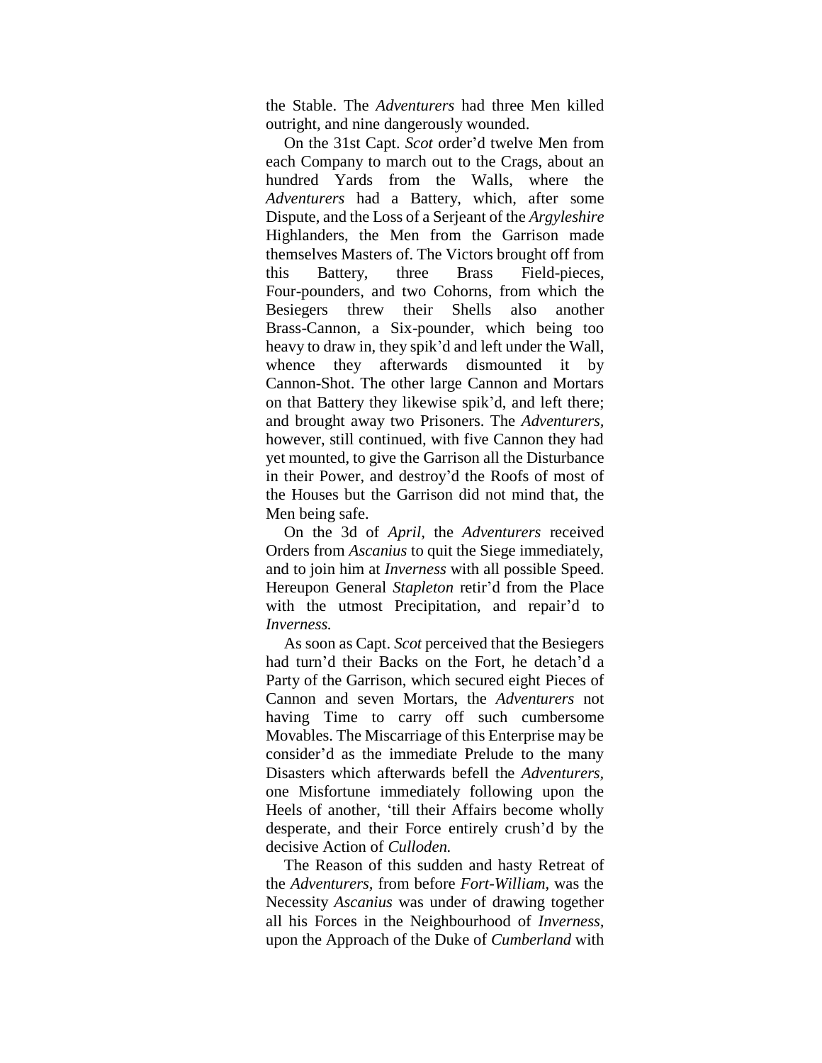the Stable. The *Adventurers* had three Men killed outright, and nine dangerously wounded.

On the 31st Capt. *Scot* order'd twelve Men from each Company to march out to the Crags, about an hundred Yards from the Walls, where the *Adventurers* had a Battery, which, after some Dispute, and the Loss of a Serjeant of the *Argyleshire* Highlanders, the Men from the Garrison made themselves Masters of. The Victors brought off from this Battery, three Brass Field-pieces, Four-pounders, and two Cohorns, from which the Besiegers threw their Shells also another Brass-Cannon, a Six-pounder, which being too heavy to draw in, they spik'd and left under the Wall, whence they afterwards dismounted it by Cannon-Shot. The other large Cannon and Mortars on that Battery they likewise spik'd, and left there; and brought away two Prisoners. The *Adventurers*, however, still continued, with five Cannon they had yet mounted, to give the Garrison all the Disturbance in their Power, and destroy'd the Roofs of most of the Houses but the Garrison did not mind that, the Men being safe.

On the 3d of *April,* the *Adventurers* received Orders from *Ascanius* to quit the Siege immediately, and to join him at *Inverness* with all possible Speed. Hereupon General *Stapleton* retir'd from the Place with the utmost Precipitation, and repair'd to *Inverness.*

As soon as Capt. *Scot* perceived that the Besiegers had turn'd their Backs on the Fort, he detach'd a Party of the Garrison, which secured eight Pieces of Cannon and seven Mortars, the *Adventurers* not having Time to carry off such cumbersome Movables. The Miscarriage of this Enterprise may be consider'd as the immediate Prelude to the many Disasters which afterwards befell the *Adventurers,* one Misfortune immediately following upon the Heels of another, 'till their Affairs become wholly desperate, and their Force entirely crush'd by the decisive Action of *Culloden.*

The Reason of this sudden and hasty Retreat of the *Adventurers,* from before *Fort-William,* was the Necessity *Ascanius* was under of drawing together all his Forces in the Neighbourhood of *Inverness,* upon the Approach of the Duke of *Cumberland* with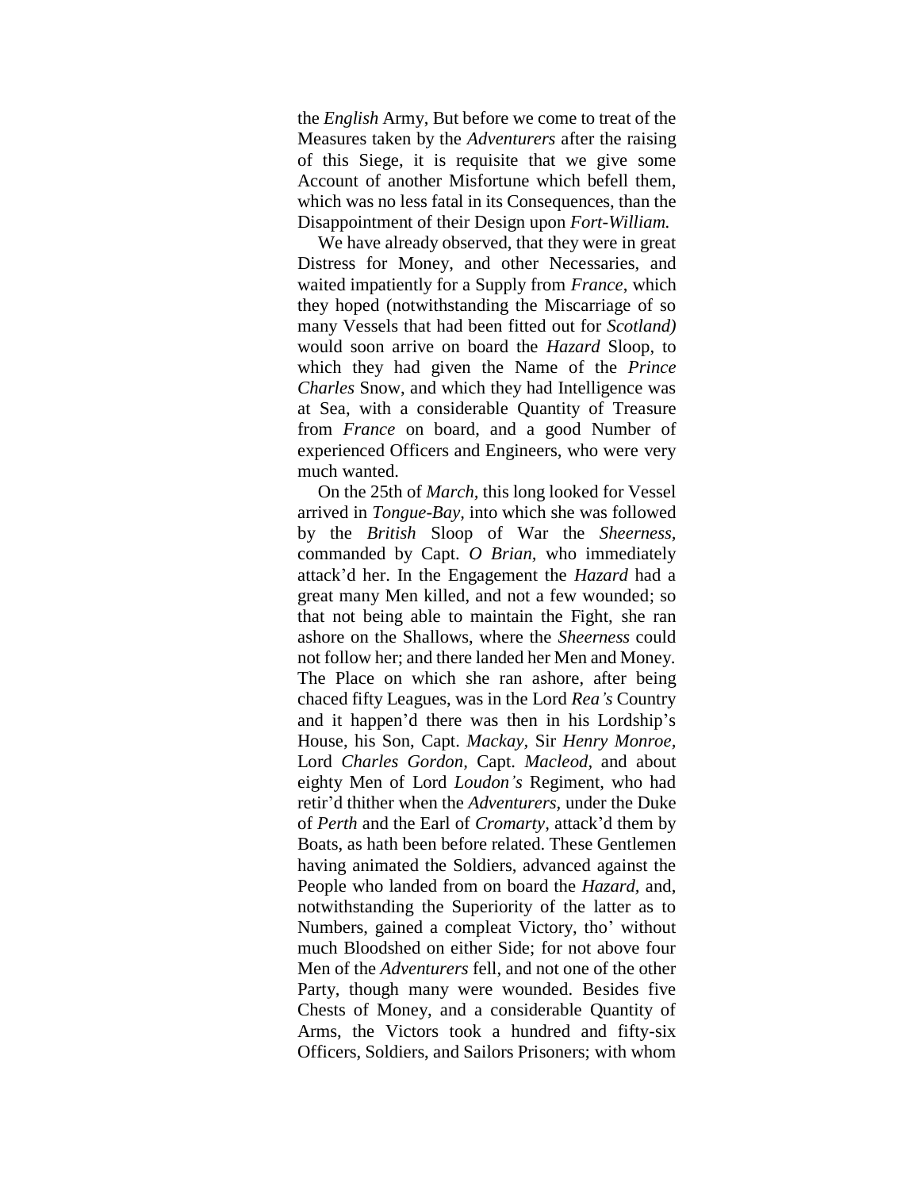the *English* Army, But before we come to treat of the Measures taken by the *Adventurers* after the raising of this Siege, it is requisite that we give some Account of another Misfortune which befell them, which was no less fatal in its Consequences, than the Disappointment of their Design upon *Fort-William.*

We have already observed, that they were in great Distress for Money, and other Necessaries, and waited impatiently for a Supply from *France*, which they hoped (notwithstanding the Miscarriage of so many Vessels that had been fitted out for *Scotland)* would soon arrive on board the *Hazard* Sloop, to which they had given the Name of the *Prince Charles* Snow, and which they had Intelligence was at Sea, with a considerable Quantity of Treasure from *France* on board, and a good Number of experienced Officers and Engineers, who were very much wanted.

On the 25th of *March*, this long looked for Vessel arrived in *Tongue-Bay,* into which she was followed by the *British* Sloop of War the *Sheerness,* commanded by Capt. *O Brian,* who immediately attack'd her. In the Engagement the *Hazard* had a great many Men killed, and not a few wounded; so that not being able to maintain the Fight, she ran ashore on the Shallows, where the *Sheerness* could not follow her; and there landed her Men and Money. The Place on which she ran ashore, after being chaced fifty Leagues, was in the Lord *Rea's* Country and it happen'd there was then in his Lordship's House, his Son, Capt. *Mackay,* Sir *Henry Monroe,* Lord *Charles Gordon,* Capt. *Macleod,* and about eighty Men of Lord *Loudon's* Regiment, who had retir'd thither when the *Adventurers,* under the Duke of *Perth* and the Earl of *Cromarty,* attack'd them by Boats, as hath been before related. These Gentlemen having animated the Soldiers, advanced against the People who landed from on board the *Hazard,* and, notwithstanding the Superiority of the latter as to Numbers, gained a compleat Victory, tho' without much Bloodshed on either Side; for not above four Men of the *Adventurers* fell, and not one of the other Party, though many were wounded. Besides five Chests of Money, and a considerable Quantity of Arms, the Victors took a hundred and fifty-six Officers, Soldiers, and Sailors Prisoners; with whom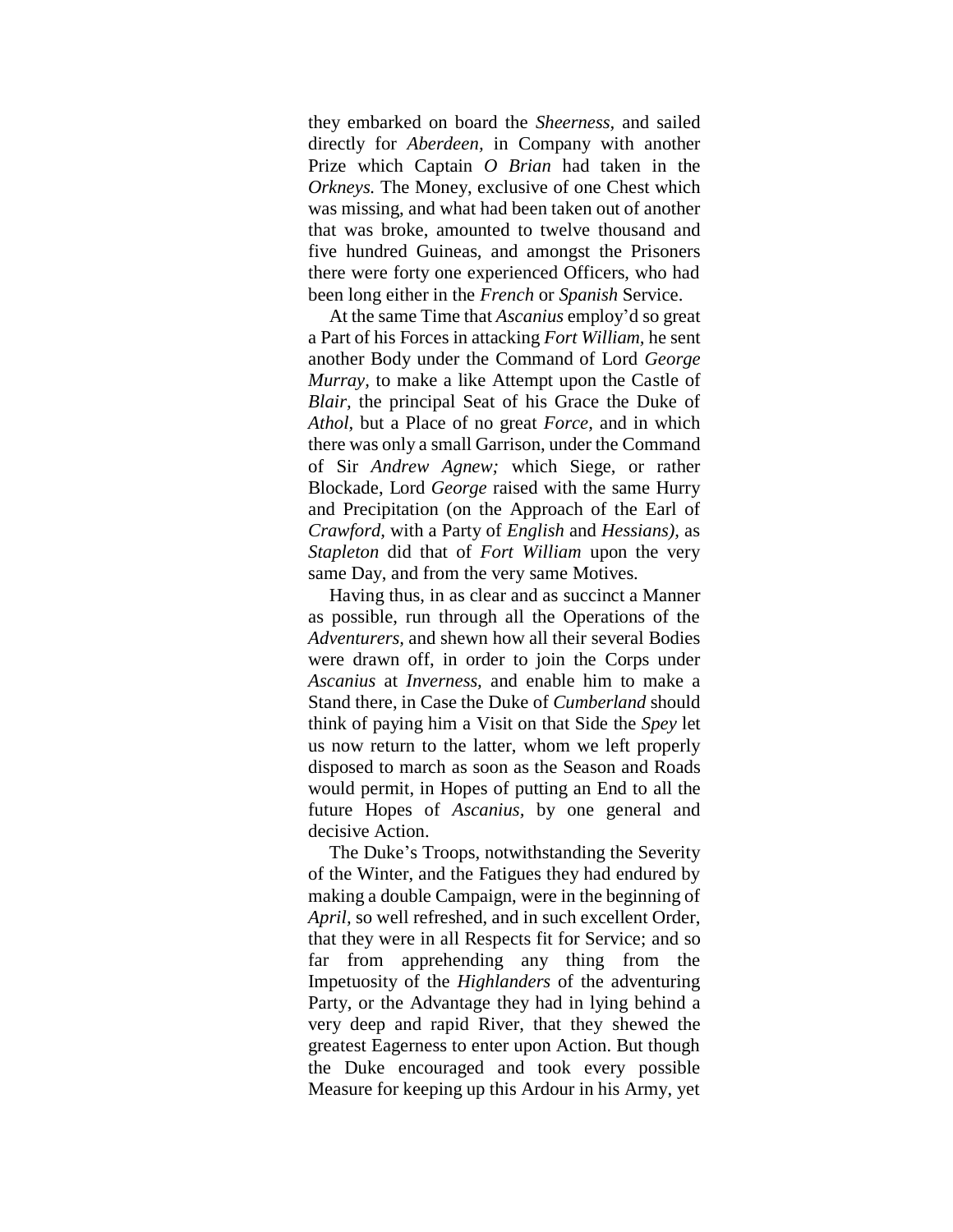they embarked on board the *Sheerness,* and sailed directly for *Aberdeen,* in Company with another Prize which Captain *O Brian* had taken in the *Orkneys.* The Money, exclusive of one Chest which was missing, and what had been taken out of another that was broke, amounted to twelve thousand and five hundred Guineas, and amongst the Prisoners there were forty one experienced Officers, who had been long either in the *French* or *Spanish* Service.

At the same Time that *Ascanius* employ'd so great a Part of his Forces in attacking *Fort William,* he sent another Body under the Command of Lord *George Murray,* to make a like Attempt upon the Castle of *Blair,* the principal Seat of his Grace the Duke of *Athol,* but a Place of no great *Force,* and in which there was only a small Garrison, under the Command of Sir *Andrew Agnew;* which Siege, or rather Blockade, Lord *George* raised with the same Hurry and Precipitation (on the Approach of the Earl of *Crawford,* with a Party of *English* and *Hessians),* as *Stapleton* did that of *Fort William* upon the very same Day, and from the very same Motives.

Having thus, in as clear and as succinct a Manner as possible, run through all the Operations of the *Adventurers,* and shewn how all their several Bodies were drawn off, in order to join the Corps under *Ascanius* at *Inverness,* and enable him to make a Stand there, in Case the Duke of *Cumberland* should think of paying him a Visit on that Side the *Spey* let us now return to the latter, whom we left properly disposed to march as soon as the Season and Roads would permit, in Hopes of putting an End to all the future Hopes of *Ascanius,* by one general and decisive Action.

The Duke's Troops, notwithstanding the Severity of the Winter, and the Fatigues they had endured by making a double Campaign, were in the beginning of *April*, so well refreshed, and in such excellent Order, that they were in all Respects fit for Service; and so far from apprehending any thing from the Impetuosity of the *Highlanders* of the adventuring Party, or the Advantage they had in lying behind a very deep and rapid River, that they shewed the greatest Eagerness to enter upon Action. But though the Duke encouraged and took every possible Measure for keeping up this Ardour in his Army, yet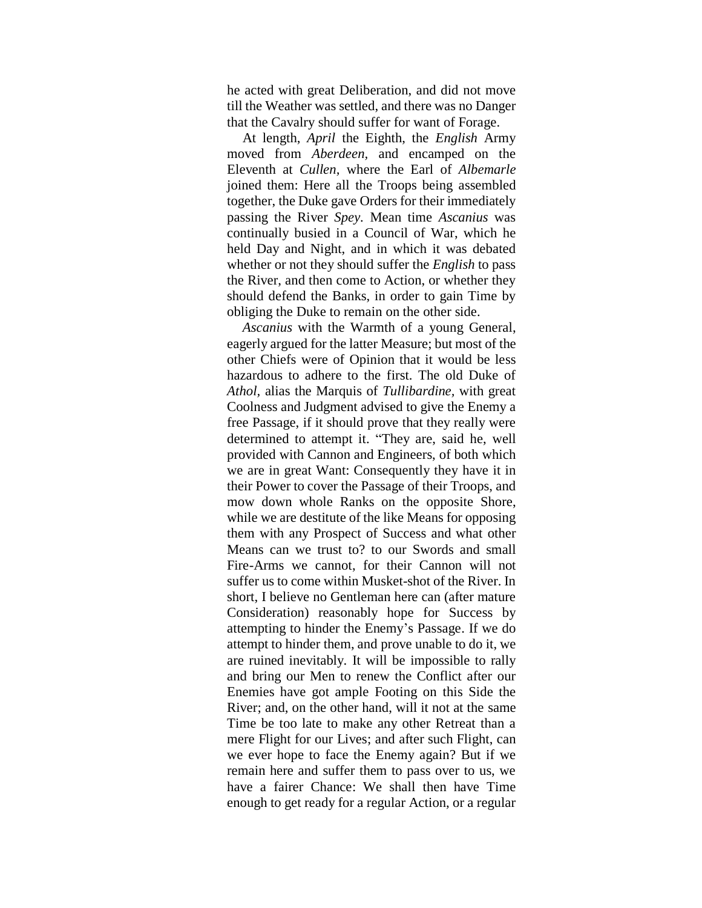he acted with great Deliberation, and did not move till the Weather was settled, and there was no Danger that the Cavalry should suffer for want of Forage.

At length, *April* the Eighth, the *English* Army moved from *Aberdeen*, and encamped on the Eleventh at *Cullen*, where the Earl of *Albemarle* joined them: Here all the Troops being assembled together, the Duke gave Orders for their immediately passing the River *Spey*. Mean time *Ascanius* was continually busied in a Council of War, which he held Day and Night, and in which it was debated whether or not they should suffer the *English* to pass the River, and then come to Action, or whether they should defend the Banks, in order to gain Time by obliging the Duke to remain on the other side.

*Ascanius* with the Warmth of a young General, eagerly argued for the latter Measure; but most of the other Chiefs were of Opinion that it would be less hazardous to adhere to the first. The old Duke of *Athol*, alias the Marquis of *Tullibardine*, with great Coolness and Judgment advised to give the Enemy a free Passage, if it should prove that they really were determined to attempt it. "They are, said he, well provided with Cannon and Engineers, of both which we are in great Want: Consequently they have it in their Power to cover the Passage of their Troops, and mow down whole Ranks on the opposite Shore, while we are destitute of the like Means for opposing them with any Prospect of Success and what other Means can we trust to? to our Swords and small Fire-Arms we cannot, for their Cannon will not suffer us to come within Musket-shot of the River. In short, I believe no Gentleman here can (after mature Consideration) reasonably hope for Success by attempting to hinder the Enemy's Passage. If we do attempt to hinder them, and prove unable to do it, we are ruined inevitably. It will be impossible to rally and bring our Men to renew the Conflict after our Enemies have got ample Footing on this Side the River; and, on the other hand, will it not at the same Time be too late to make any other Retreat than a mere Flight for our Lives; and after such Flight, can we ever hope to face the Enemy again? But if we remain here and suffer them to pass over to us, we have a fairer Chance: We shall then have Time enough to get ready for a regular Action, or a regular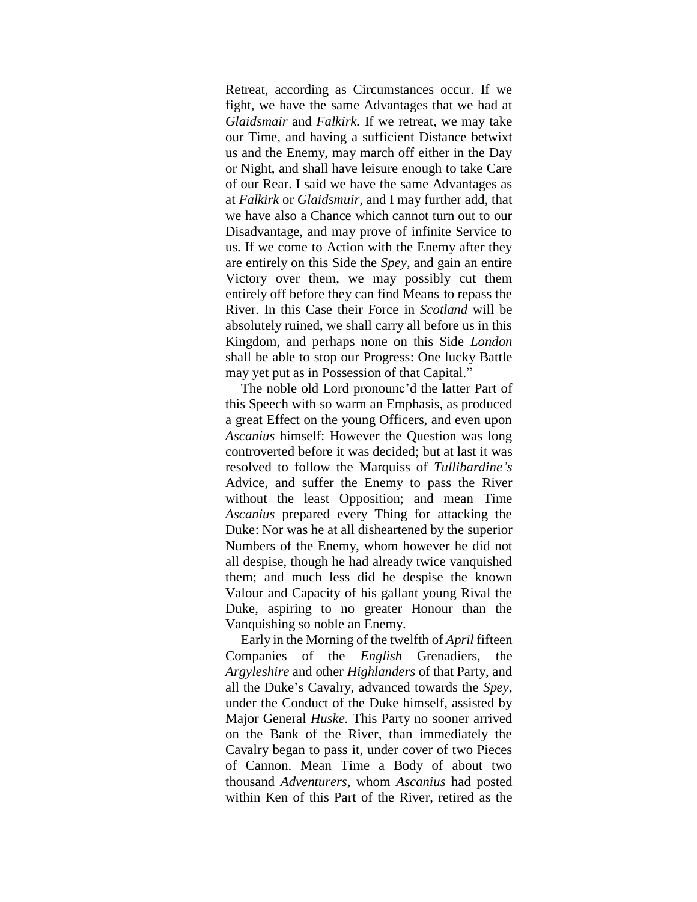Retreat, according as Circumstances occur. If we fight, we have the same Advantages that we had at *Glaidsmair* and *Falkirk.* If we retreat, we may take our Time, and having a sufficient Distance betwixt us and the Enemy, may march off either in the Day or Night, and shall have leisure enough to take Care of our Rear. I said we have the same Advantages as at *Falkirk* or *Glaidsmuir,* and I may further add, that we have also a Chance which cannot turn out to our Disadvantage, and may prove of infinite Service to us. If we come to Action with the Enemy after they are entirely on this Side the *Spey,* and gain an entire Victory over them, we may possibly cut them entirely off before they can find Means to repass the River. In this Case their Force in *Scotland* will be absolutely ruined, we shall carry all before us in this Kingdom, and perhaps none on this Side *London* shall be able to stop our Progress: One lucky Battle may yet put as in Possession of that Capital."

The noble old Lord pronounc'd the latter Part of this Speech with so warm an Emphasis, as produced a great Effect on the young Officers, and even upon *Ascanius* himself: However the Question was long controverted before it was decided; but at last it was resolved to follow the Marquiss of *Tullibardine's* Advice, and suffer the Enemy to pass the River without the least Opposition; and mean Time *Ascanius* prepared every Thing for attacking the Duke: Nor was he at all disheartened by the superior Numbers of the Enemy, whom however he did not all despise, though he had already twice vanquished them; and much less did he despise the known Valour and Capacity of his gallant young Rival the Duke, aspiring to no greater Honour than the Vanquishing so noble an Enemy.

Early in the Morning of the twelfth of *April* fifteen Companies of the *English* Grenadiers, the *Argyleshire* and other *Highlanders* of that Party, and all the Duke's Cavalry, advanced towards the *Spey,* under the Conduct of the Duke himself, assisted by Major General *Huske.* This Party no sooner arrived on the Bank of the River, than immediately the Cavalry began to pass it, under cover of two Pieces of Cannon. Mean Time a Body of about two thousand *Adventurers,* whom *Ascanius* had posted within Ken of this Part of the River, retired as the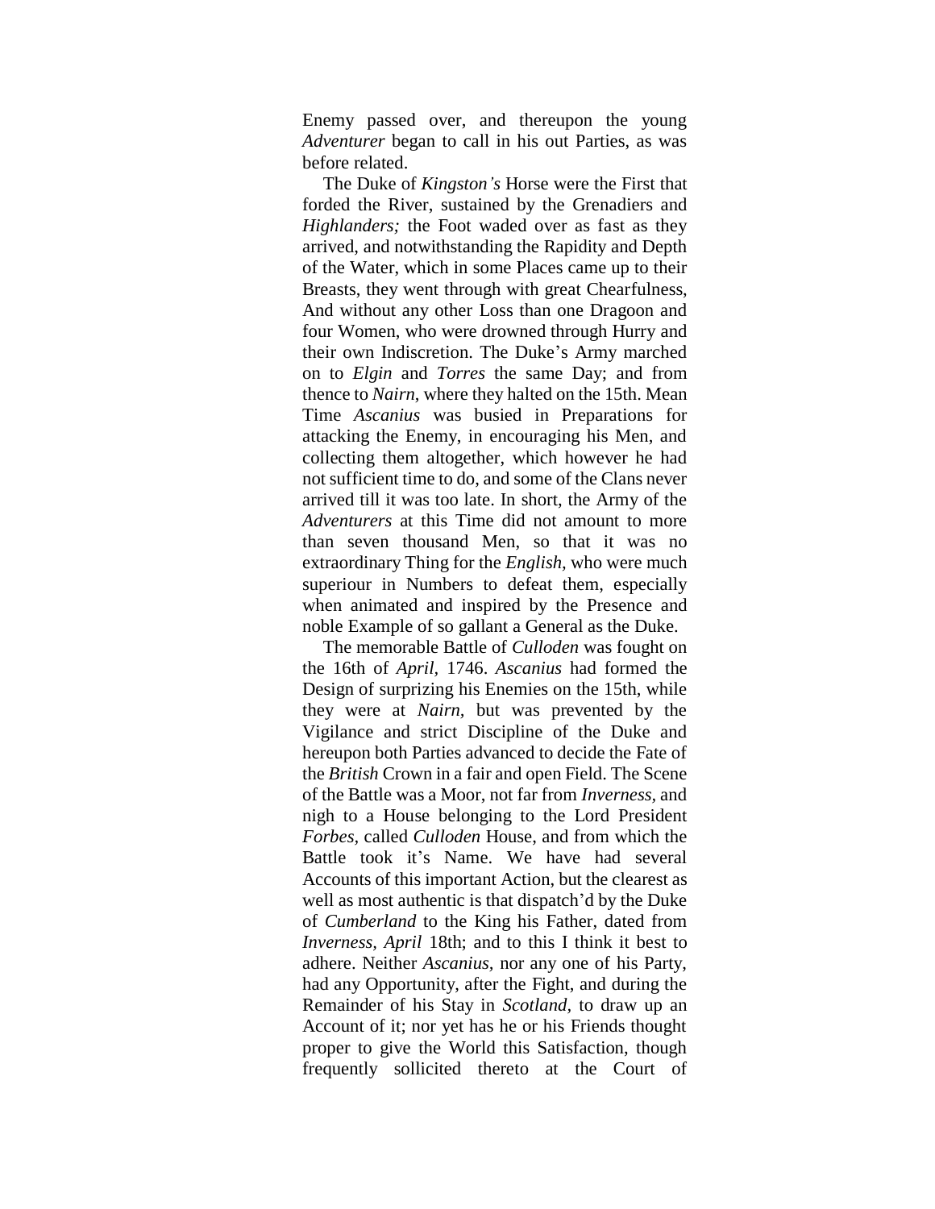Enemy passed over, and thereupon the young *Adventurer* began to call in his out Parties, as was before related.

The Duke of *Kingston's* Horse were the First that forded the River, sustained by the Grenadiers and *Highlanders;* the Foot waded over as fast as they arrived, and notwithstanding the Rapidity and Depth of the Water, which in some Places came up to their Breasts, they went through with great Chearfulness, And without any other Loss than one Dragoon and four Women, who were drowned through Hurry and their own Indiscretion. The Duke's Army marched on to *Elgin* and *Torres* the same Day; and from thence to *Nairn*, where they halted on the 15th. Mean Time *Ascanius* was busied in Preparations for attacking the Enemy, in encouraging his Men, and collecting them altogether, which however he had not sufficient time to do, and some of the Clans never arrived till it was too late. In short, the Army of the *Adventurers* at this Time did not amount to more than seven thousand Men, so that it was no extraordinary Thing for the *English*, who were much superiour in Numbers to defeat them, especially when animated and inspired by the Presence and noble Example of so gallant a General as the Duke.

The memorable Battle of *Culloden* was fought on the 16th of *April*, 1746. *Ascanius* had formed the Design of surprizing his Enemies on the 15th, while they were at *Nairn*, but was prevented by the Vigilance and strict Discipline of the Duke and hereupon both Parties advanced to decide the Fate of the *British* Crown in a fair and open Field. The Scene of the Battle was a Moor, not far from *Inverness*, and nigh to a House belonging to the Lord President *Forbes*, called *Culloden* House, and from which the Battle took it's Name. We have had several Accounts of this important Action, but the clearest as well as most authentic is that dispatch'd by the Duke of *Cumberland* to the King his Father, dated from *Inverness*, *April* 18th; and to this I think it best to adhere. Neither *Ascanius*, nor any one of his Party, had any Opportunity, after the Fight, and during the Remainder of his Stay in *Scotland*, to draw up an Account of it; nor yet has he or his Friends thought proper to give the World this Satisfaction, though frequently sollicited thereto at the Court of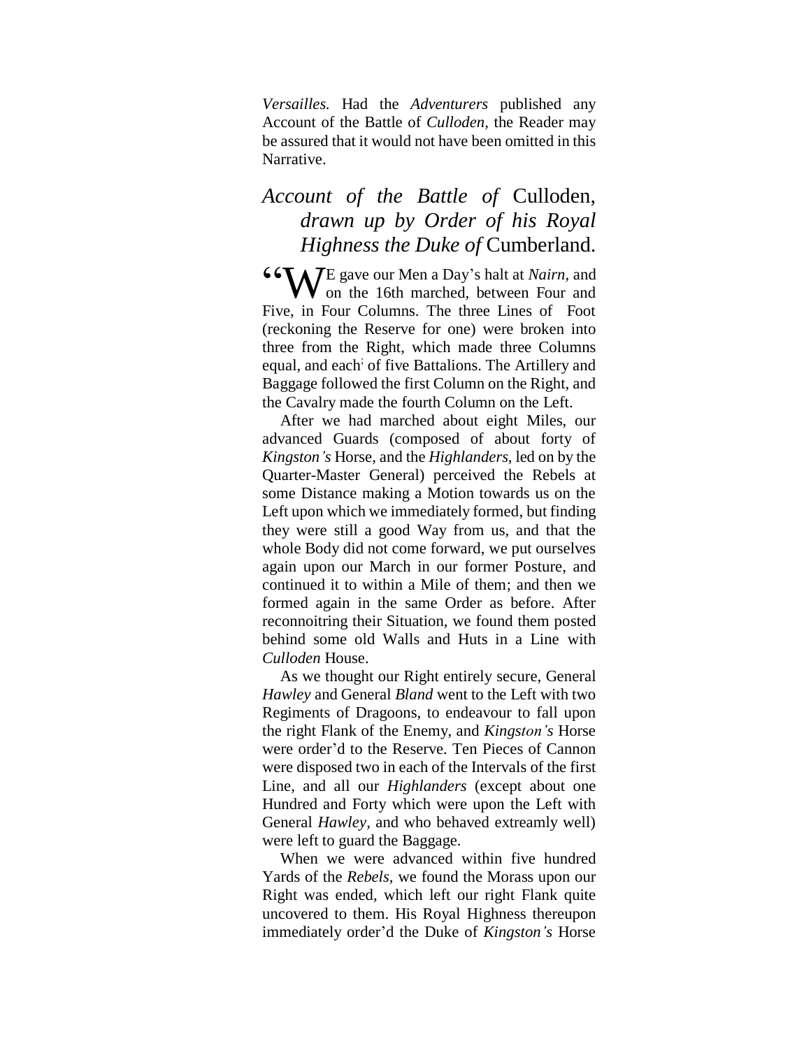*Versailles.* Had the *Adventurers* published any Account of the Battle of *Culloden,* the Reader may be assured that it would not have been omitted in this Narrative.

## *Account of the Battle of* Culloden, *drawn up by Order of his Royal Highness the Duke of* Cumberland.

"WE gave our Men a Day's halt at *Nairn,* and on the 16th marched, between Four and Five, in Four Columns. The three Lines of Foot (reckoning the Reserve for one) were broken into three from the Right, which made three Columns equal, and each of five Battalions. The Artillery and Baggage followed the first Column on the Right, and the Cavalry made the fourth Column on the Left.

After we had marched about eight Miles, our advanced Guards (composed of about forty of *Kingston's* Horse, and the *Highlanders,* led on by the Quarter-Master General) perceived the Rebels at some Distance making a Motion towards us on the Left upon which we immediately formed, but finding they were still a good Way from us, and that the whole Body did not come forward, we put ourselves again upon our March in our former Posture, and continued it to within a Mile of them; and then we formed again in the same Order as before. After reconnoitring their Situation, we found them posted behind some old Walls and Huts in a Line with *Culloden* House.

As we thought our Right entirely secure, General *Hawley* and General *Bland* went to the Left with two Regiments of Dragoons, to endeavour to fall upon the right Flank of the Enemy, and *Kingston's* Horse were order'd to the Reserve. Ten Pieces of Cannon were disposed two in each of the Intervals of the first Line, and all our *Highlanders* (except about one Hundred and Forty which were upon the Left with General *Hawley,* and who behaved extreamly well) were left to guard the Baggage.

When we were advanced within five hundred Yards of the *Rebels,* we found the Morass upon our Right was ended, which left our right Flank quite uncovered to them. His Royal Highness thereupon immediately order'd the Duke of *Kingston's* Horse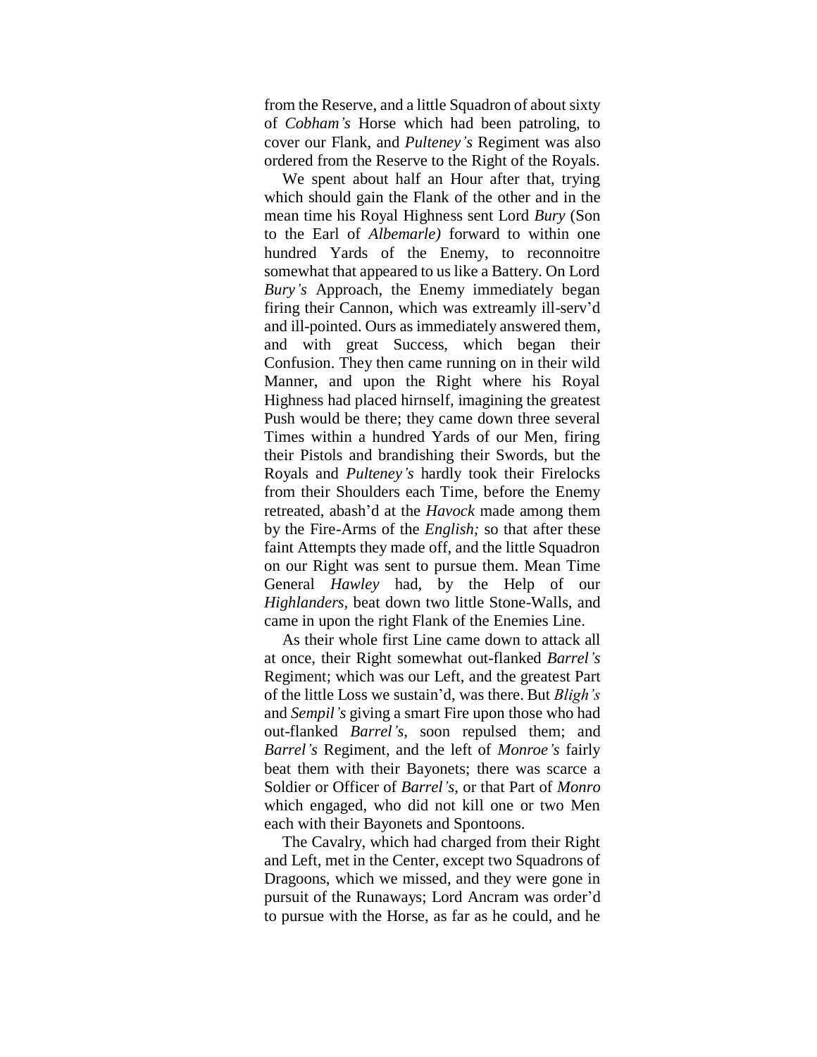from the Reserve, and a little Squadron of about sixty of *Cobham's* Horse which had been patroling, to cover our Flank, and *Pulteney's* Regiment was also ordered from the Reserve to the Right of the Royals.

We spent about half an Hour after that, trying which should gain the Flank of the other and in the mean time his Royal Highness sent Lord *Bury* (Son to the Earl of *Albemarle)* forward to within one hundred Yards of the Enemy, to reconnoitre somewhat that appeared to us like a Battery. On Lord *Bury's* Approach, the Enemy immediately began firing their Cannon, which was extreamly ill-serv'd and ill-pointed. Ours as immediately answered them, and with great Success, which began their Confusion. They then came running on in their wild Manner, and upon the Right where his Royal Highness had placed hirnself, imagining the greatest Push would be there; they came down three several Times within a hundred Yards of our Men, firing their Pistols and brandishing their Swords, but the Royals and *Pulteney's* hardly took their Firelocks from their Shoulders each Time, before the Enemy retreated, abash'd at the *Havock* made among them by the Fire-Arms of the *English;* so that after these faint Attempts they made off, and the little Squadron on our Right was sent to pursue them. Mean Time General *Hawley* had, by the Help of our *Highlanders*, beat down two little Stone-Walls, and came in upon the right Flank of the Enemies Line.

As their whole first Line came down to attack all at once, their Right somewhat out-flanked *Barrel's* Regiment; which was our Left, and the greatest Part of the little Loss we sustain'd, was there. But *Bligh's* and *Sempil's* giving a smart Fire upon those who had out-flanked *Barrel's*, soon repulsed them; and *Barrel's* Regiment, and the left of *Monroe's* fairly beat them with their Bayonets; there was scarce a Soldier or Officer of *Barrel's*, or that Part of *Monro* which engaged, who did not kill one or two Men each with their Bayonets and Spontoons.

The Cavalry, which had charged from their Right and Left, met in the Center, except two Squadrons of Dragoons, which we missed, and they were gone in pursuit of the Runaways; Lord Ancram was order'd to pursue with the Horse, as far as he could, and he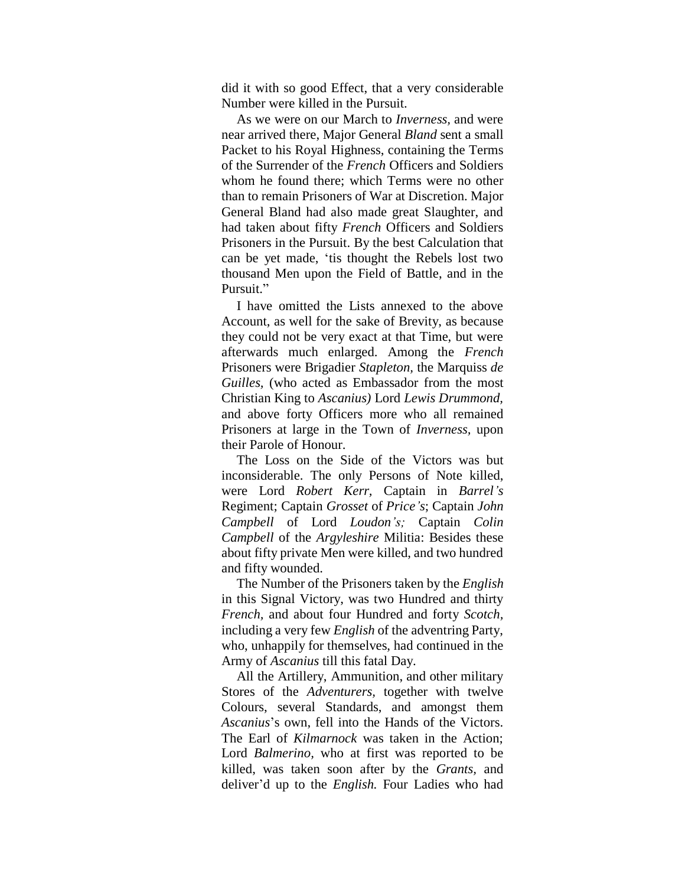did it with so good Effect, that a very considerable Number were killed in the Pursuit.

As we were on our March to *Inverness*, and were near arrived there, Major General *Bland* sent a small Packet to his Royal Highness, containing the Terms of the Surrender of the *French* Officers and Soldiers whom he found there; which Terms were no other than to remain Prisoners of War at Discretion. Major General Bland had also made great Slaughter, and had taken about fifty *French* Officers and Soldiers Prisoners in the Pursuit. By the best Calculation that can be yet made, 'tis thought the Rebels lost two thousand Men upon the Field of Battle, and in the Pursuit."

I have omitted the Lists annexed to the above Account, as well for the sake of Brevity, as because they could not be very exact at that Time, but were afterwards much enlarged. Among the *French* Prisoners were Brigadier *Stapleton*, the Marquiss *de Guilles*, (who acted as Embassador from the most Christian King to *Ascanius)* Lord *Lewis Drummond*, and above forty Officers more who all remained Prisoners at large in the Town of *Inverness*, upon their Parole of Honour.

The Loss on the Side of the Victors was but inconsiderable. The only Persons of Note killed, were Lord *Robert Kerr*, Captain in *Barrel's* Regiment; Captain *Grosset* of *Price's*; Captain *John Campbell* of Lord *Loudon's;* Captain *Colin Campbell* of the *Argyleshire* Militia: Besides these about fifty private Men were killed, and two hundred and fifty wounded.

The Number of the Prisoners taken by the *English* in this Signal Victory, was two Hundred and thirty *French*, and about four Hundred and forty *Scotch*, including a very few *English* of the adventring Party, who, unhappily for themselves, had continued in the Army of *Ascanius* till this fatal Day.

All the Artillery, Ammunition, and other military Stores of the *Adventurers*, together with twelve Colours, several Standards, and amongst them *Ascanius*'s own, fell into the Hands of the Victors. The Earl of *Kilmarnock* was taken in the Action; Lord *Balmerino*, who at first was reported to be killed, was taken soon after by the *Grants*, and deliver'd up to the *English.* Four Ladies who had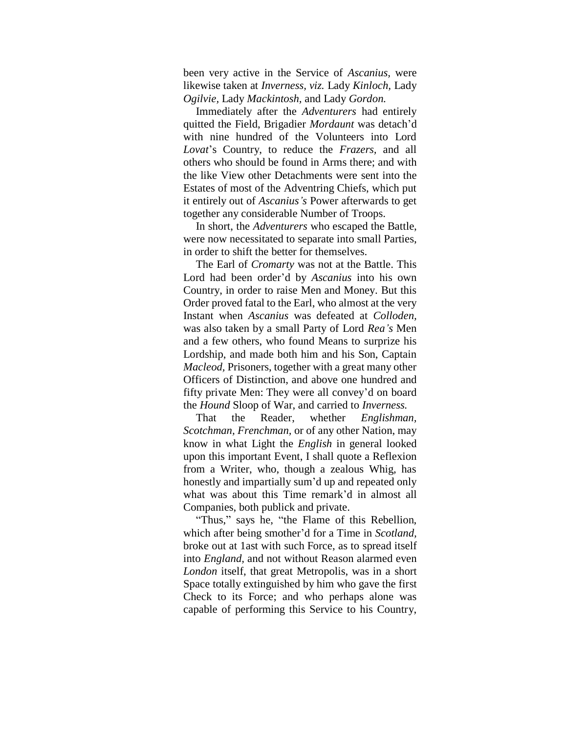been very active in the Service of *Ascanius*, were likewise taken at *Inverness, viz.* Lady *Kinloch*, Lady *Ogilvie*, Lady *Mackintosh*, and Lady *Gordon.*

Immediately after the *Adventurers* had entirely quitted the Field, Brigadier *Mordaunt* was detach'd with nine hundred of the Volunteers into Lord *Lovat*'s Country, to reduce the *Frazers*, and all others who should be found in Arms there; and with the like View other Detachments were sent into the Estates of most of the Adventring Chiefs, which put it entirely out of *Ascanius's* Power afterwards to get together any considerable Number of Troops.

In short, the *Adventurers* who escaped the Battle, were now necessitated to separate into small Parties, in order to shift the better for themselves.

The Earl of *Cromarty* was not at the Battle. This Lord had been order'd by *Ascanius* into his own Country, in order to raise Men and Money. But this Order proved fatal to the Earl, who almost at the very Instant when *Ascanius* was defeated at *Colloden*, was also taken by a small Party of Lord *Rea's* Men and a few others, who found Means to surprize his Lordship, and made both him and his Son, Captain *Macleod*, Prisoners, together with a great many other Officers of Distinction, and above one hundred and fifty private Men: They were all convey'd on board the *Hound* Sloop of War, and carried to *Inverness.*

That the Reader, whether *Englishman*, *Scotchman, Frenchman*, or of any other Nation, may know in what Light the *English* in general looked upon this important Event, I shall quote a Reflexion from a Writer, who, though a zealous Whig, has honestly and impartially sum'd up and repeated only what was about this Time remark'd in almost all Companies, both publick and private.

"Thus," says he, "the Flame of this Rebellion, which after being smother'd for a Time in *Scotland*, broke out at 1ast with such Force, as to spread itself into *England*, and not without Reason alarmed even *London* itself, that great Metropolis, was in a short Space totally extinguished by him who gave the first Check to its Force; and who perhaps alone was capable of performing this Service to his Country,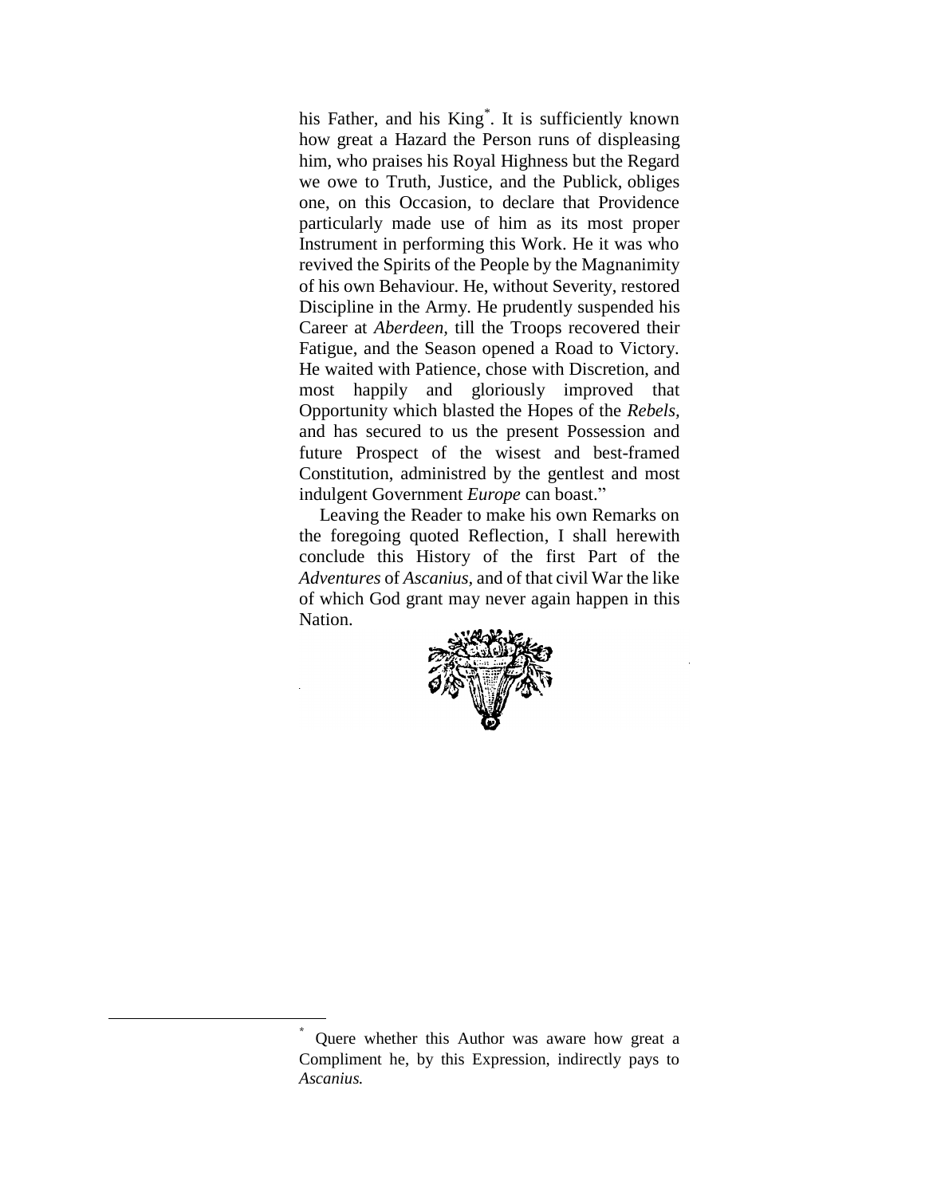his Father, and his King*. It is sufficiently known how great a Hazard the Person runs of displeasing him, who praises his Royal Highness but the Regard we owe to Truth, Justice, and the Publick, obliges one, on this Occasion, to declare that Providence particularly made use of him as its most proper Instrument in performing this Work. He it was who revived the Spirits of the People by the Magnanimity of his own Behaviour. He, without Severity, restored Discipline in the Army. He prudently suspended his Career at *Aberdeen*, till the Troops recovered their Fatigue, and the Season opened a Road to Victory. He waited with Patience, chose with Discretion, and most happily and gloriously improved that Opportunity which blasted the Hopes of the *Rebels*, and has secured to us the present Possession and future Prospect of the wisest and best-framed Constitution, administred by the gentlest and most indulgent Government *Europe* can boast."

Leaving the Reader to make his own Remarks on the foregoing quoted Reflection, I shall herewith conclude this History of the first Part of the *Adventures* of *Ascanius*, and of that civil War the like of which God grant may never again happen in this Nation.

---

* Quere whether this Author was aware how great a Compliment he, by this Expression, indirectly pays to *Ascanius*.